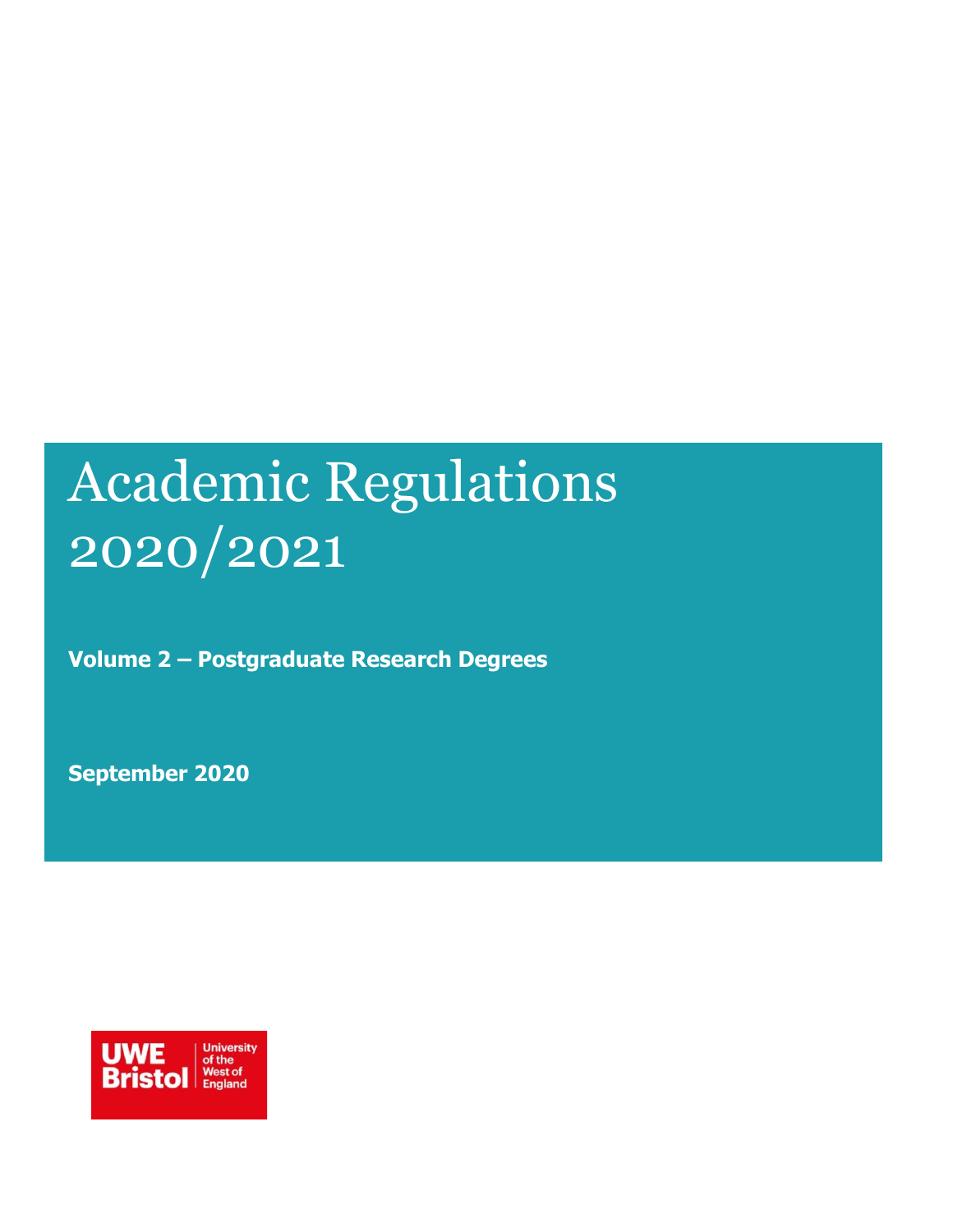# Academic Regulations 2020/2021

**Volume 2 – Postgraduate Research Degrees**

**September 2020**

UWE Bristol | University of the West of England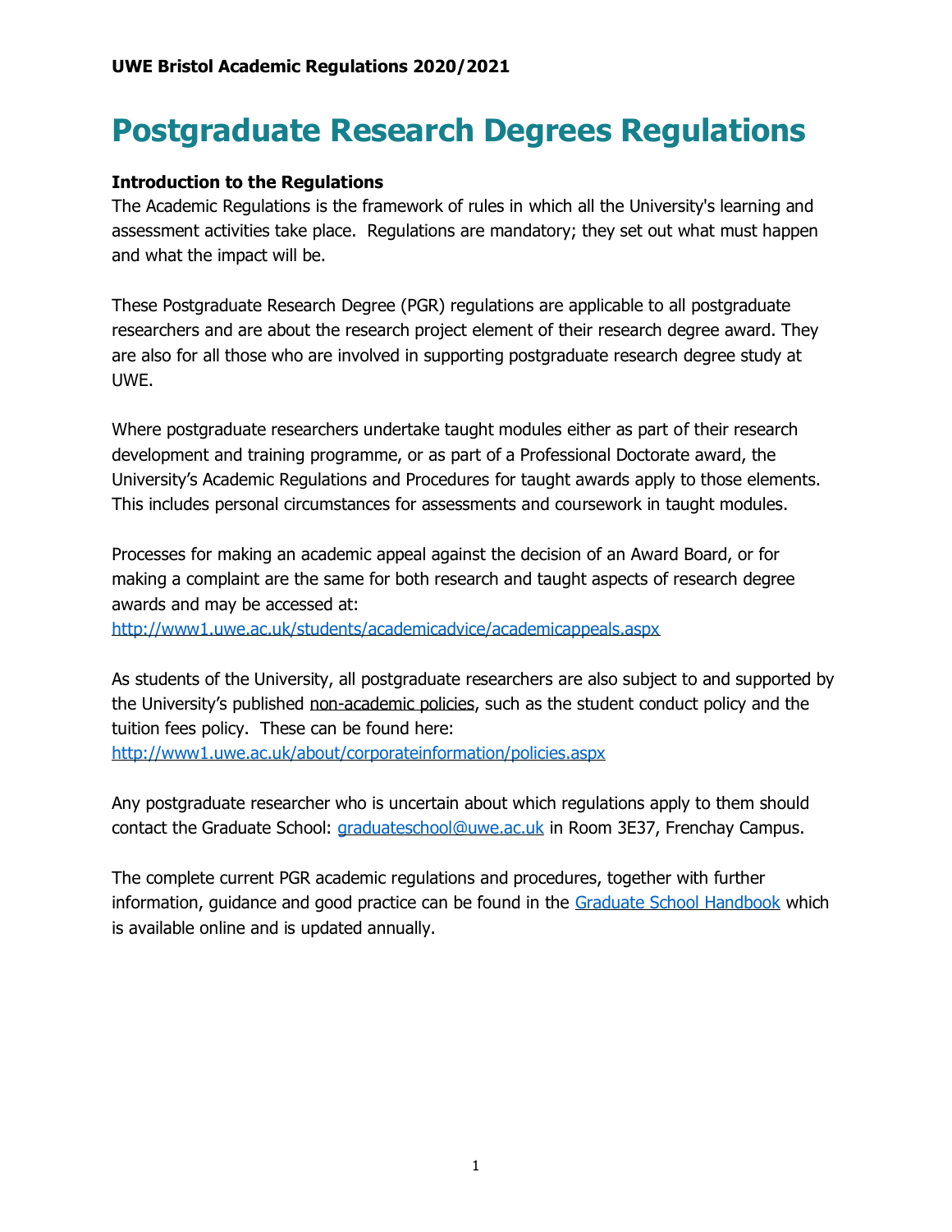**UWE Bristol Academic Regulations 2020/2021**

# Postgraduate Research Degrees Regulations

**Introduction to the Regulations**

The Academic Regulations is the framework of rules in which all the University's learning and assessment activities take place. Regulations are mandatory; they set out what must happen and what the impact will be.

These Postgraduate Research Degree (PGR) regulations are applicable to all postgraduate researchers and are about the research project element of their research degree award. They are also for all those who are involved in supporting postgraduate research degree study at UWE.

Where postgraduate researchers undertake taught modules either as part of their research development and training programme, or as part of a Professional Doctorate award, the University's Academic Regulations and Procedures for taught awards apply to those elements. This includes personal circumstances for assessments and coursework in taught modules.

Processes for making an academic appeal against the decision of an Award Board, or for making a complaint are the same for both research and taught aspects of research degree awards and may be accessed at:
[http://www1.uwe.ac.uk/students/academicadvice/academicappeals.aspx](http://www1.uwe.ac.uk/students/academicadvice/academicappeals.aspx)

As students of the University, all postgraduate researchers are also subject to and supported by the University's published non-academic policies, such as the student conduct policy and the tuition fees policy. These can be found here:
[http://www1.uwe.ac.uk/about/corporateinformation/policies.aspx](http://www1.uwe.ac.uk/about/corporateinformation/policies.aspx)

Any postgraduate researcher who is uncertain about which regulations apply to them should contact the Graduate School: [graduateschool@uwe.ac.uk](mailto:graduateschool@uwe.ac.uk) in Room 3E37, Frenchay Campus.

The complete current PGR academic regulations and procedures, together with further information, guidance and good practice can be found in the Graduate School Handbook which is available online and is updated annually.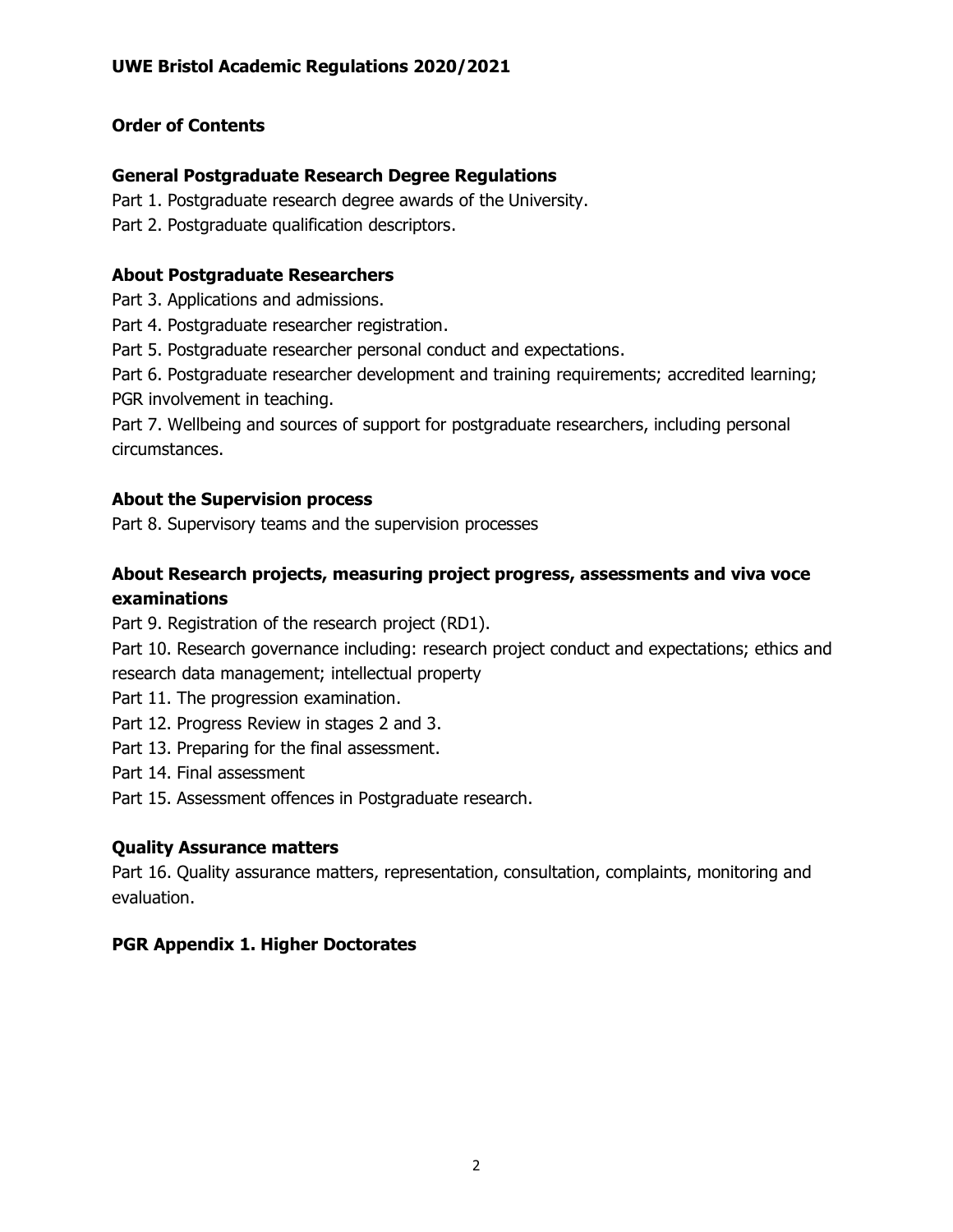**UWE Bristol Academic Regulations 2020/2021**

## Order of Contents

### General Postgraduate Research Degree Regulations

Part 1. Postgraduate research degree awards of the University.

Part 2. Postgraduate qualification descriptors.

### About Postgraduate Researchers

Part 3. Applications and admissions.

Part 4. Postgraduate researcher registration.

Part 5. Postgraduate researcher personal conduct and expectations.

Part 6. Postgraduate researcher development and training requirements; accredited learning; PGR involvement in teaching.

Part 7. Wellbeing and sources of support for postgraduate researchers, including personal circumstances.

### About the Supervision process

Part 8. Supervisory teams and the supervision processes

### About Research projects, measuring project progress, assessments and viva voce examinations

Part 9. Registration of the research project (RD1).

Part 10. Research governance including: research project conduct and expectations; ethics and research data management; intellectual property

Part 11. The progression examination.

Part 12. Progress Review in stages 2 and 3.

Part 13. Preparing for the final assessment.

Part 14. Final assessment

Part 15. Assessment offences in Postgraduate research.

### Quality Assurance matters

Part 16. Quality assurance matters, representation, consultation, complaints, monitoring and evaluation.

### PGR Appendix 1. Higher Doctorates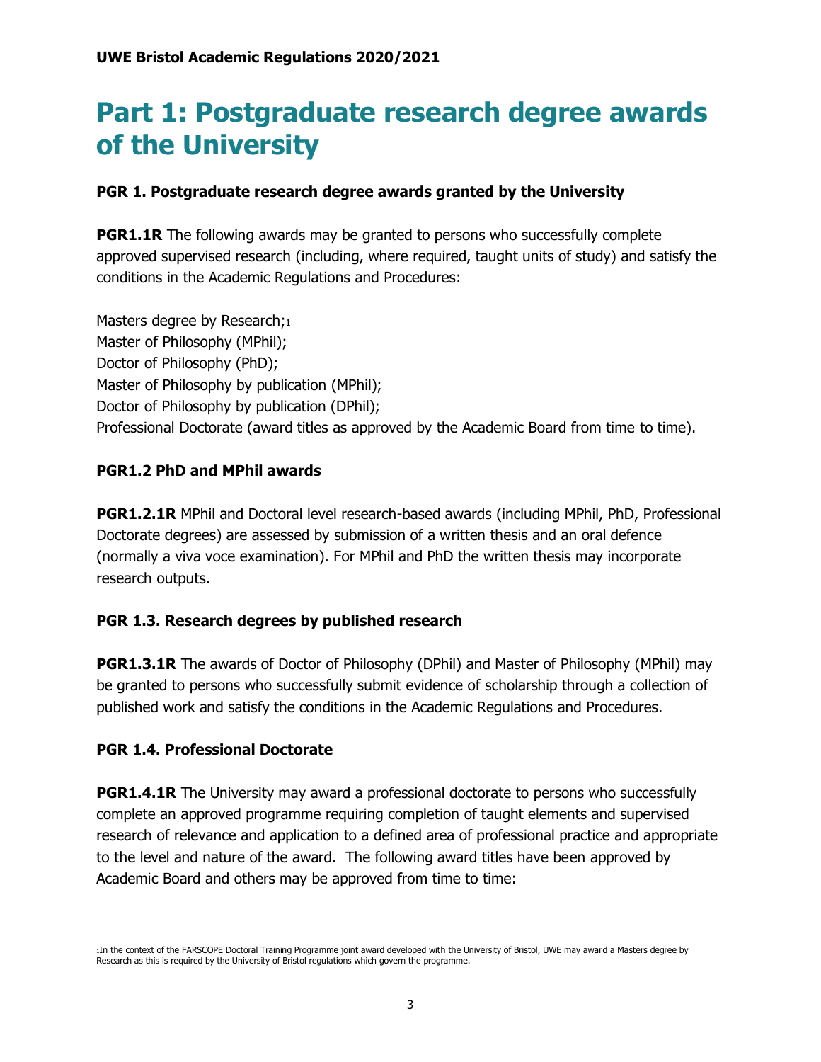# Part 1: Postgraduate research degree awards of the University

### PGR 1. Postgraduate research degree awards granted by the University

**PGR1.1R** The following awards may be granted to persons who successfully complete approved supervised research (including, where required, taught units of study) and satisfy the conditions in the Academic Regulations and Procedures:

Masters degree by Research;[1]
Master of Philosophy (MPhil);
Doctor of Philosophy (PhD);
Master of Philosophy by publication (MPhil);
Doctor of Philosophy by publication (DPhil);
Professional Doctorate (award titles as approved by the Academic Board from time to time).

### PGR1.2 PhD and MPhil awards

**PGR1.2.1R** MPhil and Doctoral level research-based awards (including MPhil, PhD, Professional Doctorate degrees) are assessed by submission of a written thesis and an oral defence (normally a viva voce examination). For MPhil and PhD the written thesis may incorporate research outputs.

### PGR 1.3. Research degrees by published research

**PGR1.3.1R** The awards of Doctor of Philosophy (DPhil) and Master of Philosophy (MPhil) may be granted to persons who successfully submit evidence of scholarship through a collection of published work and satisfy the conditions in the Academic Regulations and Procedures.

### PGR 1.4. Professional Doctorate

**PGR1.4.1R** The University may award a professional doctorate to persons who successfully complete an approved programme requiring completion of taught elements and supervised research of relevance and application to a defined area of professional practice and appropriate to the level and nature of the award. The following award titles have been approved by Academic Board and others may be approved from time to time:

[1] In the context of the FARSCOPE Doctoral Training Programme joint award developed with the University of Bristol, UWE may award a Masters degree by Research as this is required by the University of Bristol regulations which govern the programme.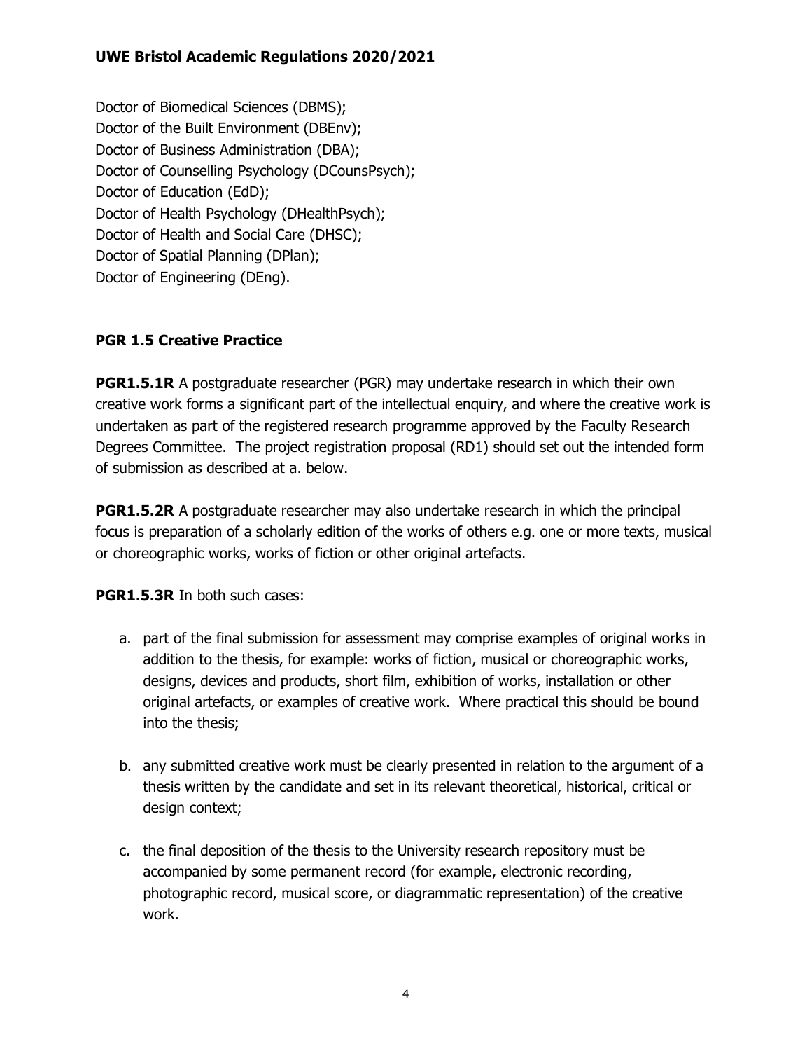Doctor of Biomedical Sciences (DBMS);
Doctor of the Built Environment (DBEnv);
Doctor of Business Administration (DBA);
Doctor of Counselling Psychology (DCounsPsych);
Doctor of Education (EdD);
Doctor of Health Psychology (DHealthPsych);
Doctor of Health and Social Care (DHSC);
Doctor of Spatial Planning (DPlan);
Doctor of Engineering (DEng).

### PGR 1.5 Creative Practice

**PGR1.5.1R** A postgraduate researcher (PGR) may undertake research in which their own creative work forms a significant part of the intellectual enquiry, and where the creative work is undertaken as part of the registered research programme approved by the Faculty Research Degrees Committee. The project registration proposal (RD1) should set out the intended form of submission as described at a. below.

**PGR1.5.2R** A postgraduate researcher may also undertake research in which the principal focus is preparation of a scholarly edition of the works of others e.g. one or more texts, musical or choreographic works, works of fiction or other original artefacts.

**PGR1.5.3R** In both such cases:

a. part of the final submission for assessment may comprise examples of original works in addition to the thesis, for example: works of fiction, musical or choreographic works, designs, devices and products, short film, exhibition of works, installation or other original artefacts, or examples of creative work. Where practical this should be bound into the thesis;

b. any submitted creative work must be clearly presented in relation to the argument of a thesis written by the candidate and set in its relevant theoretical, historical, critical or design context;

c. the final deposition of the thesis to the University research repository must be accompanied by some permanent record (for example, electronic recording, photographic record, musical score, or diagrammatic representation) of the creative work.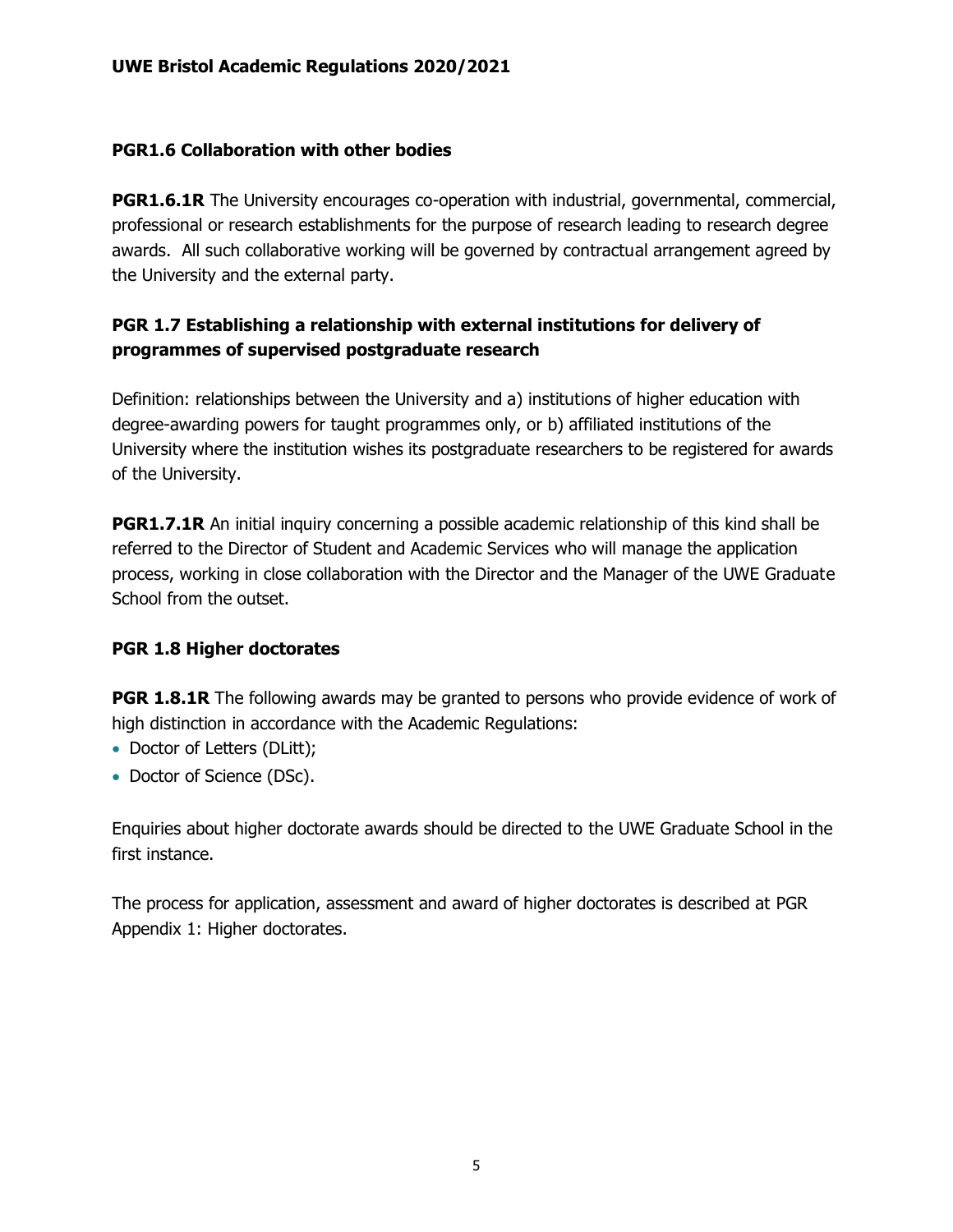## PGR1.6 Collaboration with other bodies

**PGR1.6.1R** The University encourages co-operation with industrial, governmental, commercial, professional or research establishments for the purpose of research leading to research degree awards. All such collaborative working will be governed by contractual arrangement agreed by the University and the external party.

## PGR 1.7 Establishing a relationship with external institutions for delivery of programmes of supervised postgraduate research

Definition: relationships between the University and a) institutions of higher education with degree-awarding powers for taught programmes only, or b) affiliated institutions of the University where the institution wishes its postgraduate researchers to be registered for awards of the University.

**PGR1.7.1R** An initial inquiry concerning a possible academic relationship of this kind shall be referred to the Director of Student and Academic Services who will manage the application process, working in close collaboration with the Director and the Manager of the UWE Graduate School from the outset.

## PGR 1.8 Higher doctorates

**PGR 1.8.1R** The following awards may be granted to persons who provide evidence of work of high distinction in accordance with the Academic Regulations:

- Doctor of Letters (DLitt);
- Doctor of Science (DSc).

Enquiries about higher doctorate awards should be directed to the UWE Graduate School in the first instance.

The process for application, assessment and award of higher doctorates is described at PGR Appendix 1: Higher doctorates.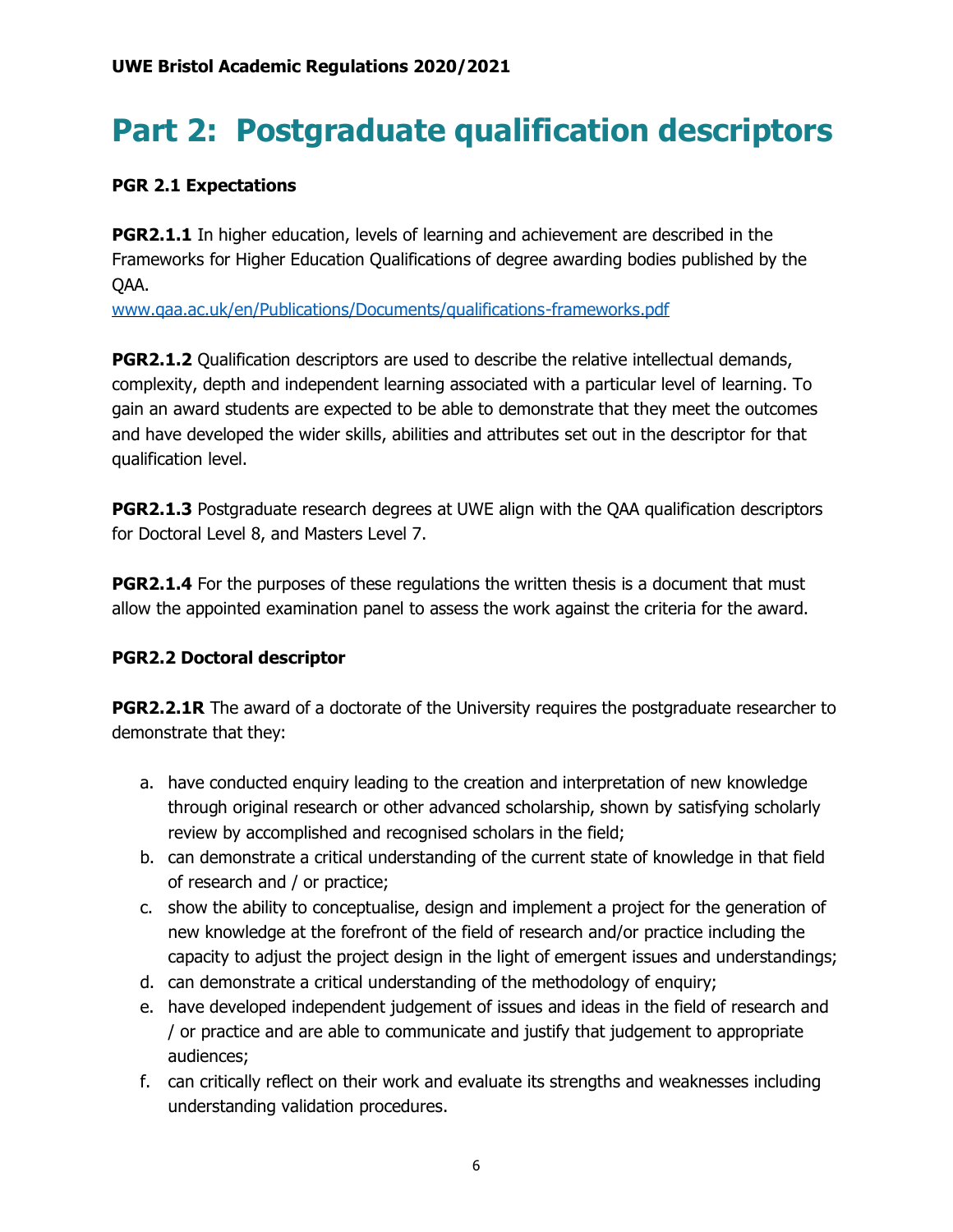# Part 2: Postgraduate qualification descriptors

**PGR 2.1 Expectations**

**PGR2.1.1** In higher education, levels of learning and achievement are described in the Frameworks for Higher Education Qualifications of degree awarding bodies published by the QAA.
www.qaa.ac.uk/en/Publications/Documents/qualifications-frameworks.pdf

**PGR2.1.2** Qualification descriptors are used to describe the relative intellectual demands, complexity, depth and independent learning associated with a particular level of learning. To gain an award students are expected to be able to demonstrate that they meet the outcomes and have developed the wider skills, abilities and attributes set out in the descriptor for that qualification level.

**PGR2.1.3** Postgraduate research degrees at UWE align with the QAA qualification descriptors for Doctoral Level 8, and Masters Level 7.

**PGR2.1.4** For the purposes of these regulations the written thesis is a document that must allow the appointed examination panel to assess the work against the criteria for the award.

**PGR2.2 Doctoral descriptor**

**PGR2.2.1R** The award of a doctorate of the University requires the postgraduate researcher to demonstrate that they:

a. have conducted enquiry leading to the creation and interpretation of new knowledge through original research or other advanced scholarship, shown by satisfying scholarly review by accomplished and recognised scholars in the field;
b. can demonstrate a critical understanding of the current state of knowledge in that field of research and / or practice;
c. show the ability to conceptualise, design and implement a project for the generation of new knowledge at the forefront of the field of research and/or practice including the capacity to adjust the project design in the light of emergent issues and understandings;
d. can demonstrate a critical understanding of the methodology of enquiry;
e. have developed independent judgement of issues and ideas in the field of research and / or practice and are able to communicate and justify that judgement to appropriate audiences;
f. can critically reflect on their work and evaluate its strengths and weaknesses including understanding validation procedures.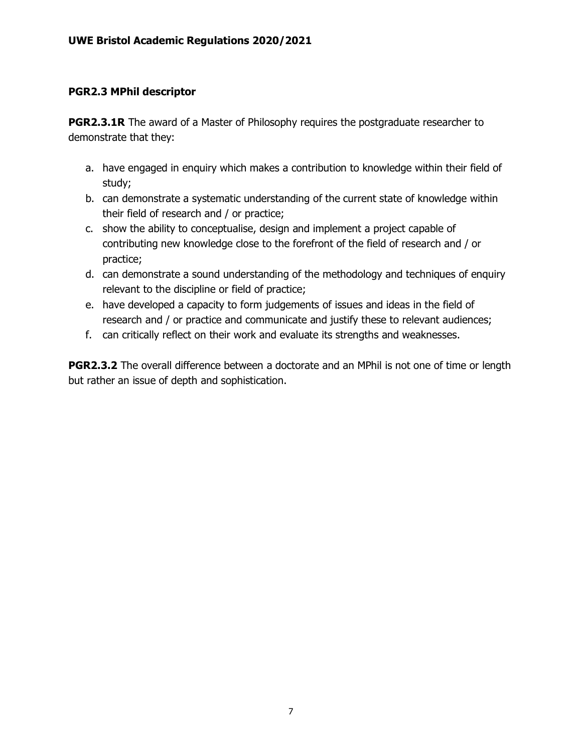### PGR2.3 MPhil descriptor

**PGR2.3.1R** The award of a Master of Philosophy requires the postgraduate researcher to demonstrate that they:

a. have engaged in enquiry which makes a contribution to knowledge within their field of study;
b. can demonstrate a systematic understanding of the current state of knowledge within their field of research and / or practice;
c. show the ability to conceptualise, design and implement a project capable of contributing new knowledge close to the forefront of the field of research and / or practice;
d. can demonstrate a sound understanding of the methodology and techniques of enquiry relevant to the discipline or field of practice;
e. have developed a capacity to form judgements of issues and ideas in the field of research and / or practice and communicate and justify these to relevant audiences;
f. can critically reflect on their work and evaluate its strengths and weaknesses.

**PGR2.3.2** The overall difference between a doctorate and an MPhil is not one of time or length but rather an issue of depth and sophistication.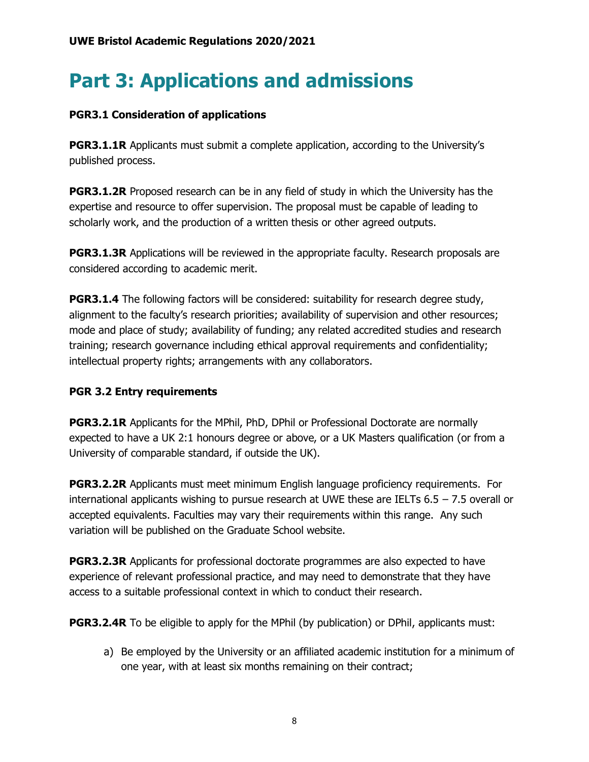# Part 3: Applications and admissions

**PGR3.1 Consideration of applications**

**PGR3.1.1R** Applicants must submit a complete application, according to the University's published process.

**PGR3.1.2R** Proposed research can be in any field of study in which the University has the expertise and resource to offer supervision. The proposal must be capable of leading to scholarly work, and the production of a written thesis or other agreed outputs.

**PGR3.1.3R** Applications will be reviewed in the appropriate faculty. Research proposals are considered according to academic merit.

**PGR3.1.4** The following factors will be considered: suitability for research degree study, alignment to the faculty's research priorities; availability of supervision and other resources; mode and place of study; availability of funding; any related accredited studies and research training; research governance including ethical approval requirements and confidentiality; intellectual property rights; arrangements with any collaborators.

**PGR 3.2 Entry requirements**

**PGR3.2.1R** Applicants for the MPhil, PhD, DPhil or Professional Doctorate are normally expected to have a UK 2:1 honours degree or above, or a UK Masters qualification (or from a University of comparable standard, if outside the UK).

**PGR3.2.2R** Applicants must meet minimum English language proficiency requirements. For international applicants wishing to pursue research at UWE these are IELTs 6.5 – 7.5 overall or accepted equivalents. Faculties may vary their requirements within this range. Any such variation will be published on the Graduate School website.

**PGR3.2.3R** Applicants for professional doctorate programmes are also expected to have experience of relevant professional practice, and may need to demonstrate that they have access to a suitable professional context in which to conduct their research.

**PGR3.2.4R** To be eligible to apply for the MPhil (by publication) or DPhil, applicants must:

a) Be employed by the University or an affiliated academic institution for a minimum of one year, with at least six months remaining on their contract;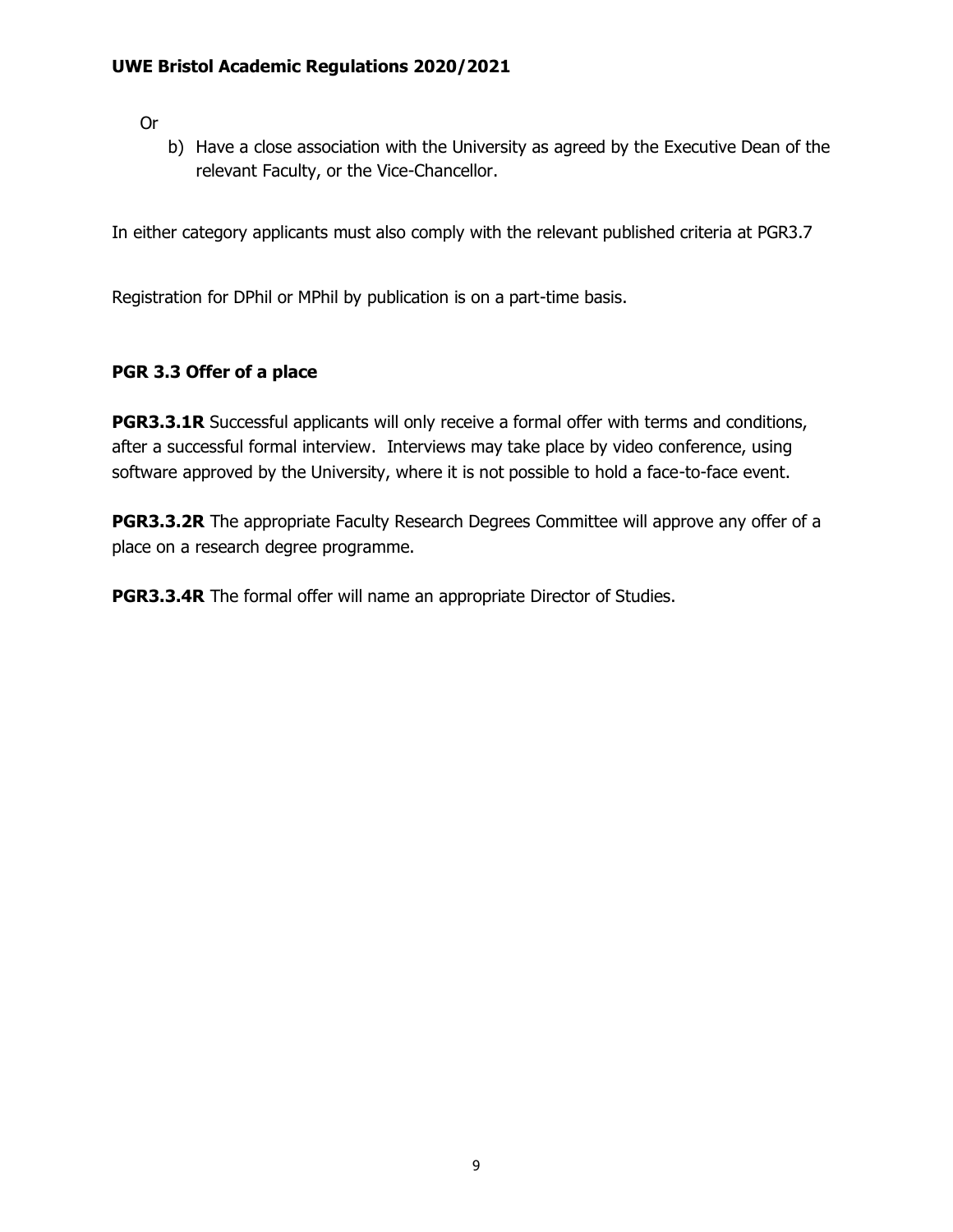Or

b) Have a close association with the University as agreed by the Executive Dean of the relevant Faculty, or the Vice-Chancellor.

In either category applicants must also comply with the relevant published criteria at PGR3.7

Registration for DPhil or MPhil by publication is on a part-time basis.

### PGR 3.3 Offer of a place

**PGR3.3.1R** Successful applicants will only receive a formal offer with terms and conditions, after a successful formal interview. Interviews may take place by video conference, using software approved by the University, where it is not possible to hold a face-to-face event.

**PGR3.3.2R** The appropriate Faculty Research Degrees Committee will approve any offer of a place on a research degree programme.

**PGR3.3.4R** The formal offer will name an appropriate Director of Studies.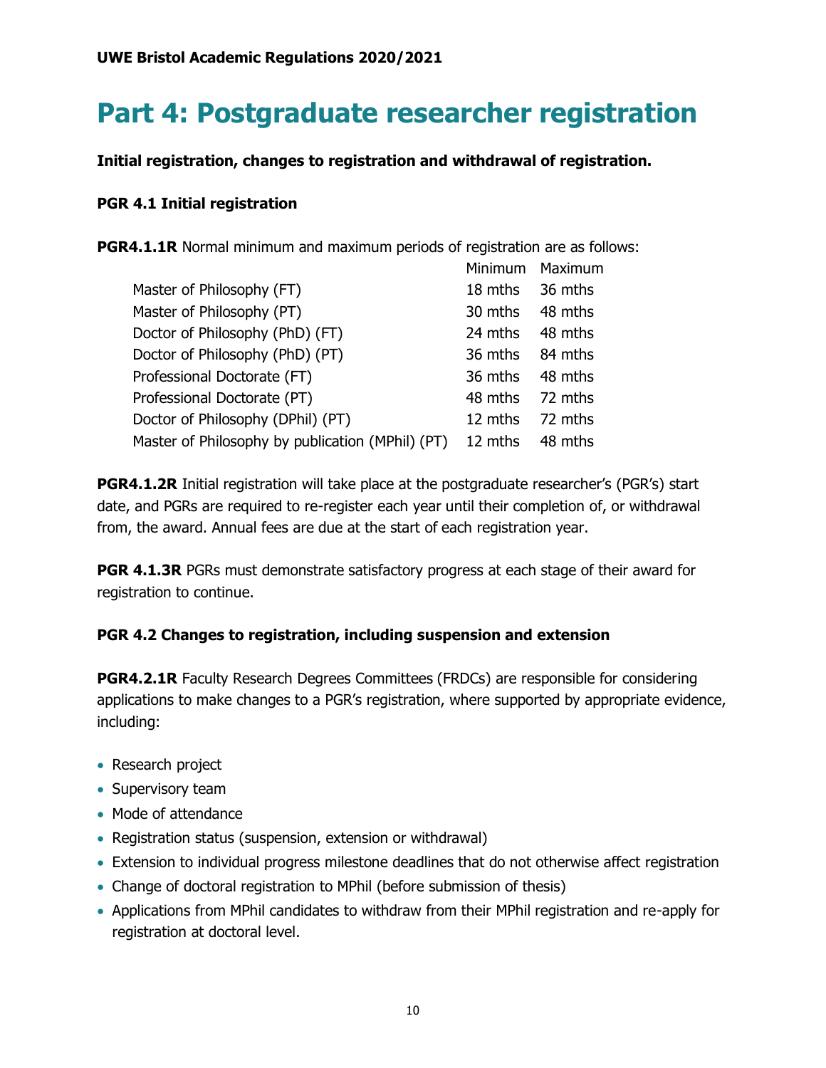# Part 4: Postgraduate researcher registration

**Initial registration, changes to registration and withdrawal of registration.**

### PGR 4.1 Initial registration

**PGR4.1.1R** Normal minimum and maximum periods of registration are as follows:

| | Minimum | Maximum |
|---|---|---|
| Master of Philosophy (FT) | 18 mths | 36 mths |
| Master of Philosophy (PT) | 30 mths | 48 mths |
| Doctor of Philosophy (PhD) (FT) | 24 mths | 48 mths |
| Doctor of Philosophy (PhD) (PT) | 36 mths | 84 mths |
| Professional Doctorate (FT) | 36 mths | 48 mths |
| Professional Doctorate (PT) | 48 mths | 72 mths |
| Doctor of Philosophy (DPhil) (PT) | 12 mths | 72 mths |
| Master of Philosophy by publication (MPhil) (PT) | 12 mths | 48 mths |

**PGR4.1.2R** Initial registration will take place at the postgraduate researcher's (PGR's) start date, and PGRs are required to re-register each year until their completion of, or withdrawal from, the award. Annual fees are due at the start of each registration year.

**PGR 4.1.3R** PGRs must demonstrate satisfactory progress at each stage of their award for registration to continue.

### PGR 4.2 Changes to registration, including suspension and extension

**PGR4.2.1R** Faculty Research Degrees Committees (FRDCs) are responsible for considering applications to make changes to a PGR's registration, where supported by appropriate evidence, including:

- Research project
- Supervisory team
- Mode of attendance
- Registration status (suspension, extension or withdrawal)
- Extension to individual progress milestone deadlines that do not otherwise affect registration
- Change of doctoral registration to MPhil (before submission of thesis)
- Applications from MPhil candidates to withdraw from their MPhil registration and re-apply for registration at doctoral level.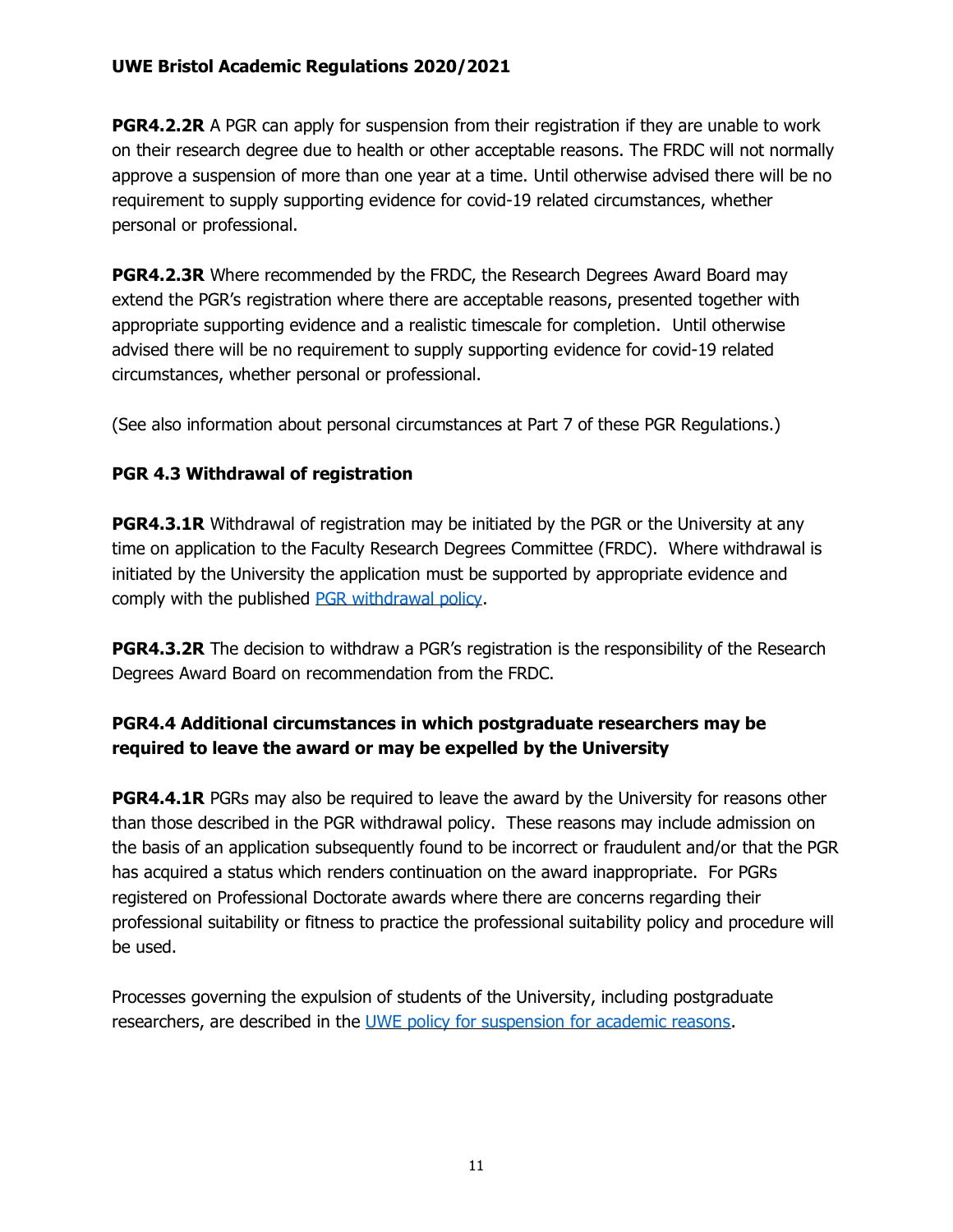**PGR4.2.2R** A PGR can apply for suspension from their registration if they are unable to work on their research degree due to health or other acceptable reasons. The FRDC will not normally approve a suspension of more than one year at a time. Until otherwise advised there will be no requirement to supply supporting evidence for covid-19 related circumstances, whether personal or professional.

**PGR4.2.3R** Where recommended by the FRDC, the Research Degrees Award Board may extend the PGR's registration where there are acceptable reasons, presented together with appropriate supporting evidence and a realistic timescale for completion. Until otherwise advised there will be no requirement to supply supporting evidence for covid-19 related circumstances, whether personal or professional.

(See also information about personal circumstances at Part 7 of these PGR Regulations.)

### PGR 4.3 Withdrawal of registration

**PGR4.3.1R** Withdrawal of registration may be initiated by the PGR or the University at any time on application to the Faculty Research Degrees Committee (FRDC). Where withdrawal is initiated by the University the application must be supported by appropriate evidence and comply with the published PGR withdrawal policy.

**PGR4.3.2R** The decision to withdraw a PGR's registration is the responsibility of the Research Degrees Award Board on recommendation from the FRDC.

### PGR4.4 Additional circumstances in which postgraduate researchers may be required to leave the award or may be expelled by the University

**PGR4.4.1R** PGRs may also be required to leave the award by the University for reasons other than those described in the PGR withdrawal policy. These reasons may include admission on the basis of an application subsequently found to be incorrect or fraudulent and/or that the PGR has acquired a status which renders continuation on the award inappropriate. For PGRs registered on Professional Doctorate awards where there are concerns regarding their professional suitability or fitness to practice the professional suitability policy and procedure will be used.

Processes governing the expulsion of students of the University, including postgraduate researchers, are described in the UWE policy for suspension for academic reasons.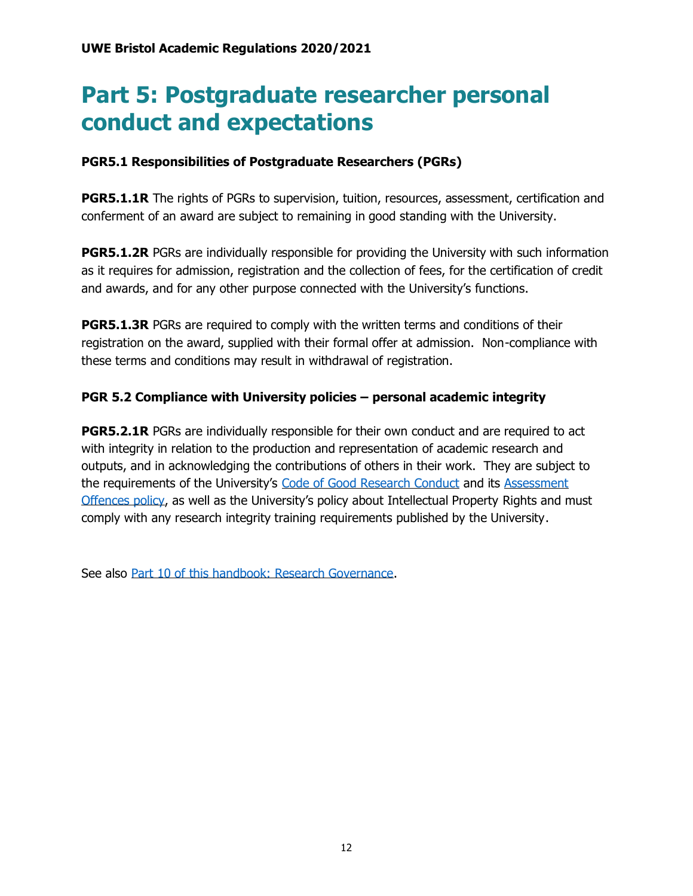# Part 5: Postgraduate researcher personal conduct and expectations

### PGR5.1 Responsibilities of Postgraduate Researchers (PGRs)

**PGR5.1.1R** The rights of PGRs to supervision, tuition, resources, assessment, certification and conferment of an award are subject to remaining in good standing with the University.

**PGR5.1.2R** PGRs are individually responsible for providing the University with such information as it requires for admission, registration and the collection of fees, for the certification of credit and awards, and for any other purpose connected with the University's functions.

**PGR5.1.3R** PGRs are required to comply with the written terms and conditions of their registration on the award, supplied with their formal offer at admission. Non-compliance with these terms and conditions may result in withdrawal of registration.

### PGR 5.2 Compliance with University policies – personal academic integrity

**PGR5.2.1R** PGRs are individually responsible for their own conduct and are required to act with integrity in relation to the production and representation of academic research and outputs, and in acknowledging the contributions of others in their work. They are subject to the requirements of the University's Code of Good Research Conduct and its Assessment Offences policy, as well as the University's policy about Intellectual Property Rights and must comply with any research integrity training requirements published by the University.

See also Part 10 of this handbook: Research Governance.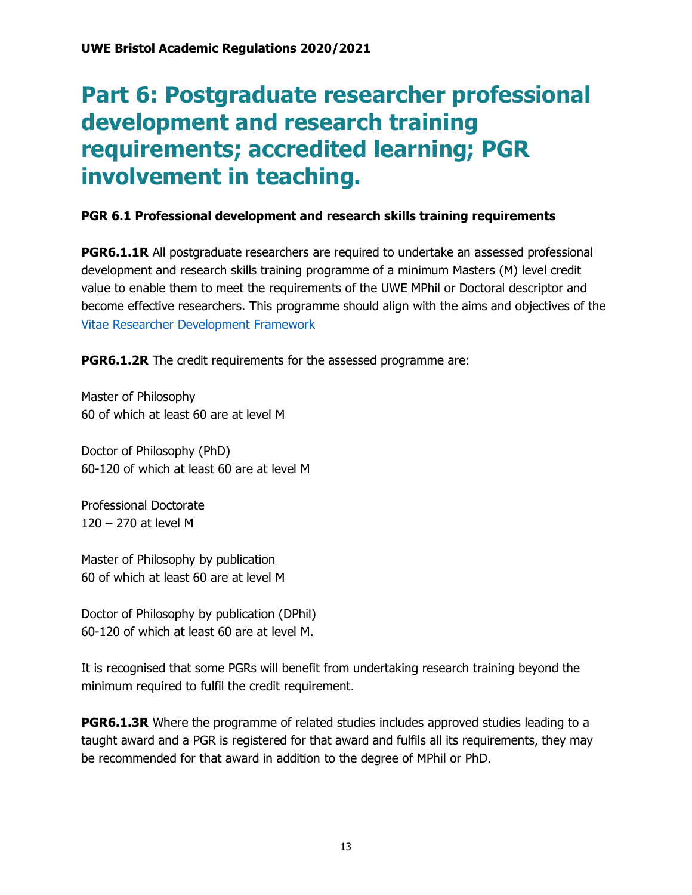# Part 6: Postgraduate researcher professional development and research training requirements; accredited learning; PGR involvement in teaching.

**PGR 6.1 Professional development and research skills training requirements**

**PGR6.1.1R** All postgraduate researchers are required to undertake an assessed professional development and research skills training programme of a minimum Masters (M) level credit value to enable them to meet the requirements of the UWE MPhil or Doctoral descriptor and become effective researchers. This programme should align with the aims and objectives of the [Vitae Researcher Development Framework]

**PGR6.1.2R** The credit requirements for the assessed programme are:

Master of Philosophy
60 of which at least 60 are at level M

Doctor of Philosophy (PhD)
60-120 of which at least 60 are at level M

Professional Doctorate
120 – 270 at level M

Master of Philosophy by publication
60 of which at least 60 are at level M

Doctor of Philosophy by publication (DPhil)
60-120 of which at least 60 are at level M.

It is recognised that some PGRs will benefit from undertaking research training beyond the minimum required to fulfil the credit requirement.

**PGR6.1.3R** Where the programme of related studies includes approved studies leading to a taught award and a PGR is registered for that award and fulfils all its requirements, they may be recommended for that award in addition to the degree of MPhil or PhD.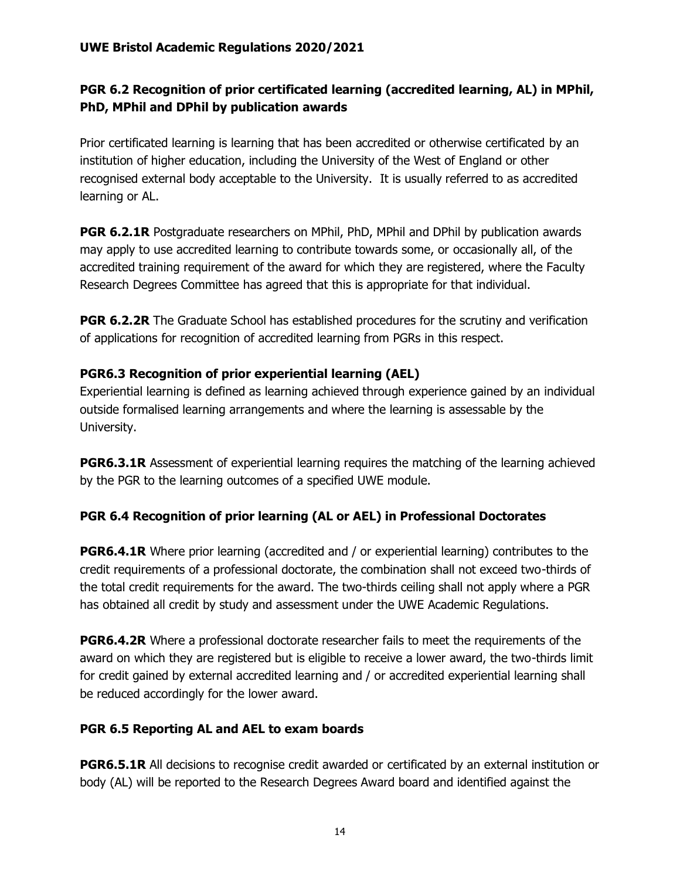### PGR 6.2 Recognition of prior certificated learning (accredited learning, AL) in MPhil, PhD, MPhil and DPhil by publication awards

Prior certificated learning is learning that has been accredited or otherwise certificated by an institution of higher education, including the University of the West of England or other recognised external body acceptable to the University. It is usually referred to as accredited learning or AL.

**PGR 6.2.1R** Postgraduate researchers on MPhil, PhD, MPhil and DPhil by publication awards may apply to use accredited learning to contribute towards some, or occasionally all, of the accredited training requirement of the award for which they are registered, where the Faculty Research Degrees Committee has agreed that this is appropriate for that individual.

**PGR 6.2.2R** The Graduate School has established procedures for the scrutiny and verification of applications for recognition of accredited learning from PGRs in this respect.

### PGR6.3 Recognition of prior experiential learning (AEL)

Experiential learning is defined as learning achieved through experience gained by an individual outside formalised learning arrangements and where the learning is assessable by the University.

**PGR6.3.1R** Assessment of experiential learning requires the matching of the learning achieved by the PGR to the learning outcomes of a specified UWE module.

### PGR 6.4 Recognition of prior learning (AL or AEL) in Professional Doctorates

**PGR6.4.1R** Where prior learning (accredited and / or experiential learning) contributes to the credit requirements of a professional doctorate, the combination shall not exceed two-thirds of the total credit requirements for the award. The two-thirds ceiling shall not apply where a PGR has obtained all credit by study and assessment under the UWE Academic Regulations.

**PGR6.4.2R** Where a professional doctorate researcher fails to meet the requirements of the award on which they are registered but is eligible to receive a lower award, the two-thirds limit for credit gained by external accredited learning and / or accredited experiential learning shall be reduced accordingly for the lower award.

### PGR 6.5 Reporting AL and AEL to exam boards

**PGR6.5.1R** All decisions to recognise credit awarded or certificated by an external institution or body (AL) will be reported to the Research Degrees Award board and identified against the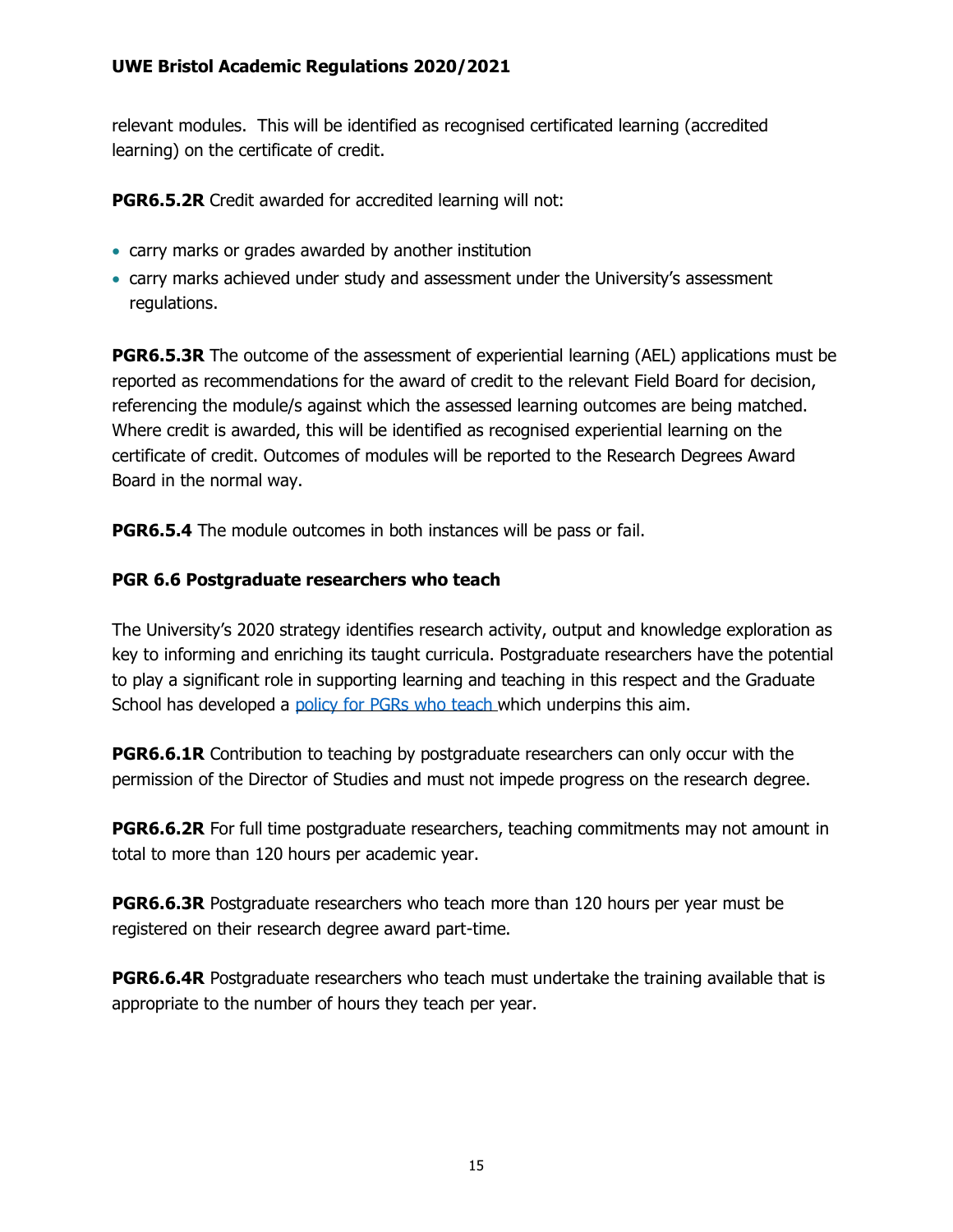relevant modules. This will be identified as recognised certificated learning (accredited learning) on the certificate of credit.

**PGR6.5.2R** Credit awarded for accredited learning will not:

- carry marks or grades awarded by another institution
- carry marks achieved under study and assessment under the University's assessment regulations.

**PGR6.5.3R** The outcome of the assessment of experiential learning (AEL) applications must be reported as recommendations for the award of credit to the relevant Field Board for decision, referencing the module/s against which the assessed learning outcomes are being matched. Where credit is awarded, this will be identified as recognised experiential learning on the certificate of credit. Outcomes of modules will be reported to the Research Degrees Award Board in the normal way.

**PGR6.5.4** The module outcomes in both instances will be pass or fail.

### PGR 6.6 Postgraduate researchers who teach

The University's 2020 strategy identifies research activity, output and knowledge exploration as key to informing and enriching its taught curricula. Postgraduate researchers have the potential to play a significant role in supporting learning and teaching in this respect and the Graduate School has developed a policy for PGRs who teach which underpins this aim.

**PGR6.6.1R** Contribution to teaching by postgraduate researchers can only occur with the permission of the Director of Studies and must not impede progress on the research degree.

**PGR6.6.2R** For full time postgraduate researchers, teaching commitments may not amount in total to more than 120 hours per academic year.

**PGR6.6.3R** Postgraduate researchers who teach more than 120 hours per year must be registered on their research degree award part-time.

**PGR6.6.4R** Postgraduate researchers who teach must undertake the training available that is appropriate to the number of hours they teach per year.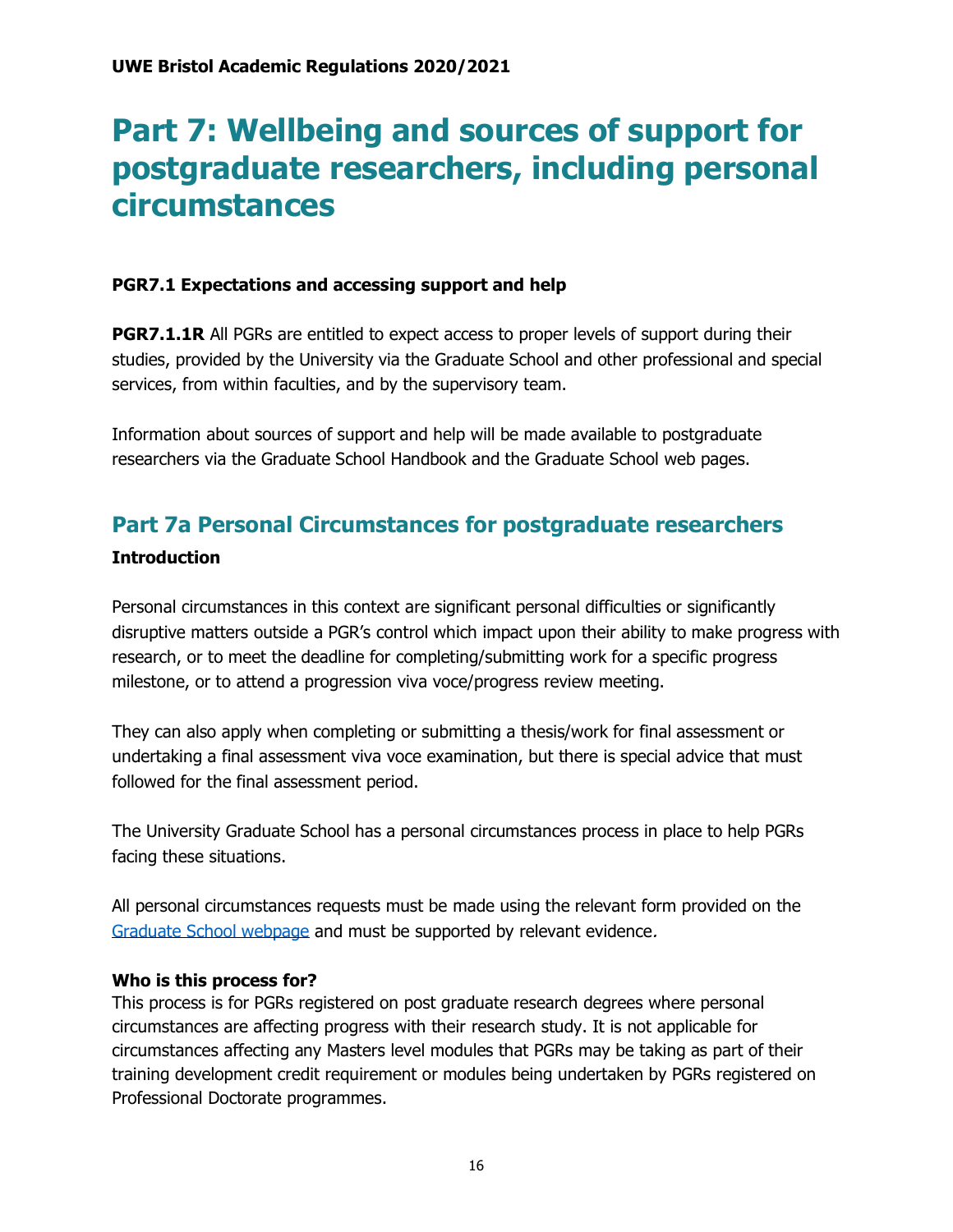# Part 7: Wellbeing and sources of support for postgraduate researchers, including personal circumstances

### PGR7.1 Expectations and accessing support and help

**PGR7.1.1R** All PGRs are entitled to expect access to proper levels of support during their studies, provided by the University via the Graduate School and other professional and special services, from within faculties, and by the supervisory team.

Information about sources of support and help will be made available to postgraduate researchers via the Graduate School Handbook and the Graduate School web pages.

## Part 7a Personal Circumstances for postgraduate researchers

### Introduction

Personal circumstances in this context are significant personal difficulties or significantly disruptive matters outside a PGR's control which impact upon their ability to make progress with research, or to meet the deadline for completing/submitting work for a specific progress milestone, or to attend a progression viva voce/progress review meeting.

They can also apply when completing or submitting a thesis/work for final assessment or undertaking a final assessment viva voce examination, but there is special advice that must followed for the final assessment period.

The University Graduate School has a personal circumstances process in place to help PGRs facing these situations.

All personal circumstances requests must be made using the relevant form provided on the Graduate School webpage and must be supported by relevant evidence.

### Who is this process for?

This process is for PGRs registered on post graduate research degrees where personal circumstances are affecting progress with their research study. It is not applicable for circumstances affecting any Masters level modules that PGRs may be taking as part of their training development credit requirement or modules being undertaken by PGRs registered on Professional Doctorate programmes.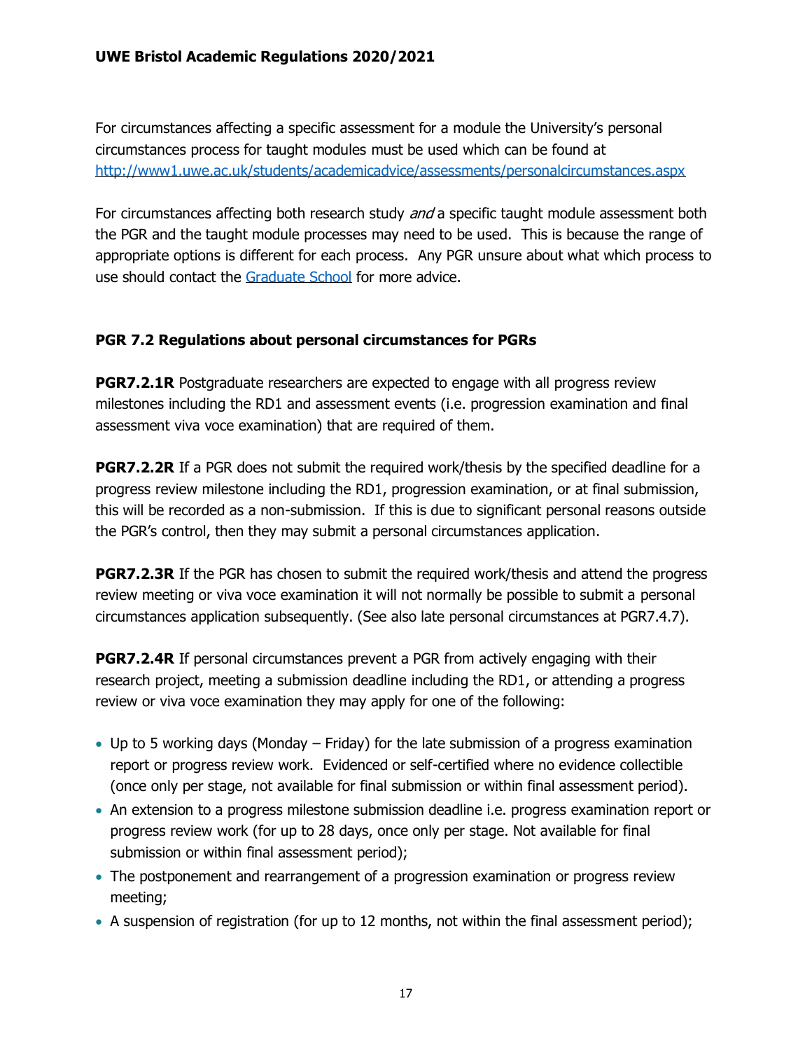For circumstances affecting a specific assessment for a module the University's personal circumstances process for taught modules must be used which can be found at [http://www1.uwe.ac.uk/students/academicadvice/assessments/personalcircumstances.aspx](http://www1.uwe.ac.uk/students/academicadvice/assessments/personalcircumstances.aspx)

For circumstances affecting both research study *and* a specific taught module assessment both the PGR and the taught module processes may need to be used. This is because the range of appropriate options is different for each process. Any PGR unsure about what which process to use should contact the [Graduate School](#) for more advice.

### PGR 7.2 Regulations about personal circumstances for PGRs

**PGR7.2.1R** Postgraduate researchers are expected to engage with all progress review milestones including the RD1 and assessment events (i.e. progression examination and final assessment viva voce examination) that are required of them.

**PGR7.2.2R** If a PGR does not submit the required work/thesis by the specified deadline for a progress review milestone including the RD1, progression examination, or at final submission, this will be recorded as a non-submission. If this is due to significant personal reasons outside the PGR's control, then they may submit a personal circumstances application.

**PGR7.2.3R** If the PGR has chosen to submit the required work/thesis and attend the progress review meeting or viva voce examination it will not normally be possible to submit a personal circumstances application subsequently. (See also late personal circumstances at PGR7.4.7).

**PGR7.2.4R** If personal circumstances prevent a PGR from actively engaging with their research project, meeting a submission deadline including the RD1, or attending a progress review or viva voce examination they may apply for one of the following:

- Up to 5 working days (Monday – Friday) for the late submission of a progress examination report or progress review work. Evidenced or self-certified where no evidence collectible (once only per stage, not available for final submission or within final assessment period).
- An extension to a progress milestone submission deadline i.e. progress examination report or progress review work (for up to 28 days, once only per stage. Not available for final submission or within final assessment period);
- The postponement and rearrangement of a progression examination or progress review meeting;
- A suspension of registration (for up to 12 months, not within the final assessment period);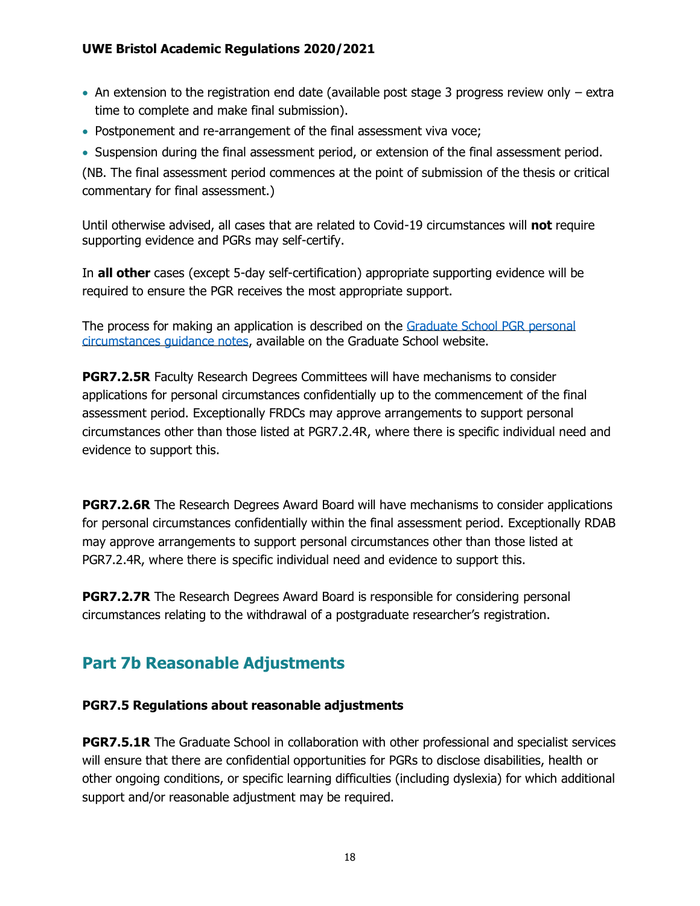- An extension to the registration end date (available post stage 3 progress review only – extra time to complete and make final submission).
- Postponement and re-arrangement of the final assessment viva voce;
- Suspension during the final assessment period, or extension of the final assessment period.

(NB. The final assessment period commences at the point of submission of the thesis or critical commentary for final assessment.)

Until otherwise advised, all cases that are related to Covid-19 circumstances will **not** require supporting evidence and PGRs may self-certify.

In **all other** cases (except 5-day self-certification) appropriate supporting evidence will be required to ensure the PGR receives the most appropriate support.

The process for making an application is described on the [Graduate School PGR personal circumstances guidance notes](), available on the Graduate School website.

**PGR7.2.5R** Faculty Research Degrees Committees will have mechanisms to consider applications for personal circumstances confidentially up to the commencement of the final assessment period. Exceptionally FRDCs may approve arrangements to support personal circumstances other than those listed at PGR7.2.4R, where there is specific individual need and evidence to support this.

**PGR7.2.6R** The Research Degrees Award Board will have mechanisms to consider applications for personal circumstances confidentially within the final assessment period. Exceptionally RDAB may approve arrangements to support personal circumstances other than those listed at PGR7.2.4R, where there is specific individual need and evidence to support this.

**PGR7.2.7R** The Research Degrees Award Board is responsible for considering personal circumstances relating to the withdrawal of a postgraduate researcher's registration.

## Part 7b Reasonable Adjustments

### PGR7.5 Regulations about reasonable adjustments

**PGR7.5.1R** The Graduate School in collaboration with other professional and specialist services will ensure that there are confidential opportunities for PGRs to disclose disabilities, health or other ongoing conditions, or specific learning difficulties (including dyslexia) for which additional support and/or reasonable adjustment may be required.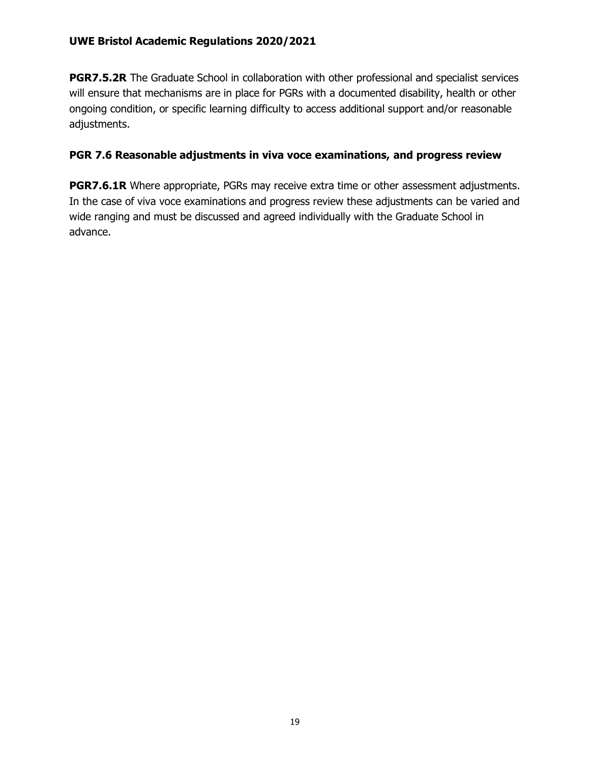**PGR7.5.2R** The Graduate School in collaboration with other professional and specialist services will ensure that mechanisms are in place for PGRs with a documented disability, health or other ongoing condition, or specific learning difficulty to access additional support and/or reasonable adjustments.

### PGR 7.6 Reasonable adjustments in viva voce examinations, and progress review

**PGR7.6.1R** Where appropriate, PGRs may receive extra time or other assessment adjustments. In the case of viva voce examinations and progress review these adjustments can be varied and wide ranging and must be discussed and agreed individually with the Graduate School in advance.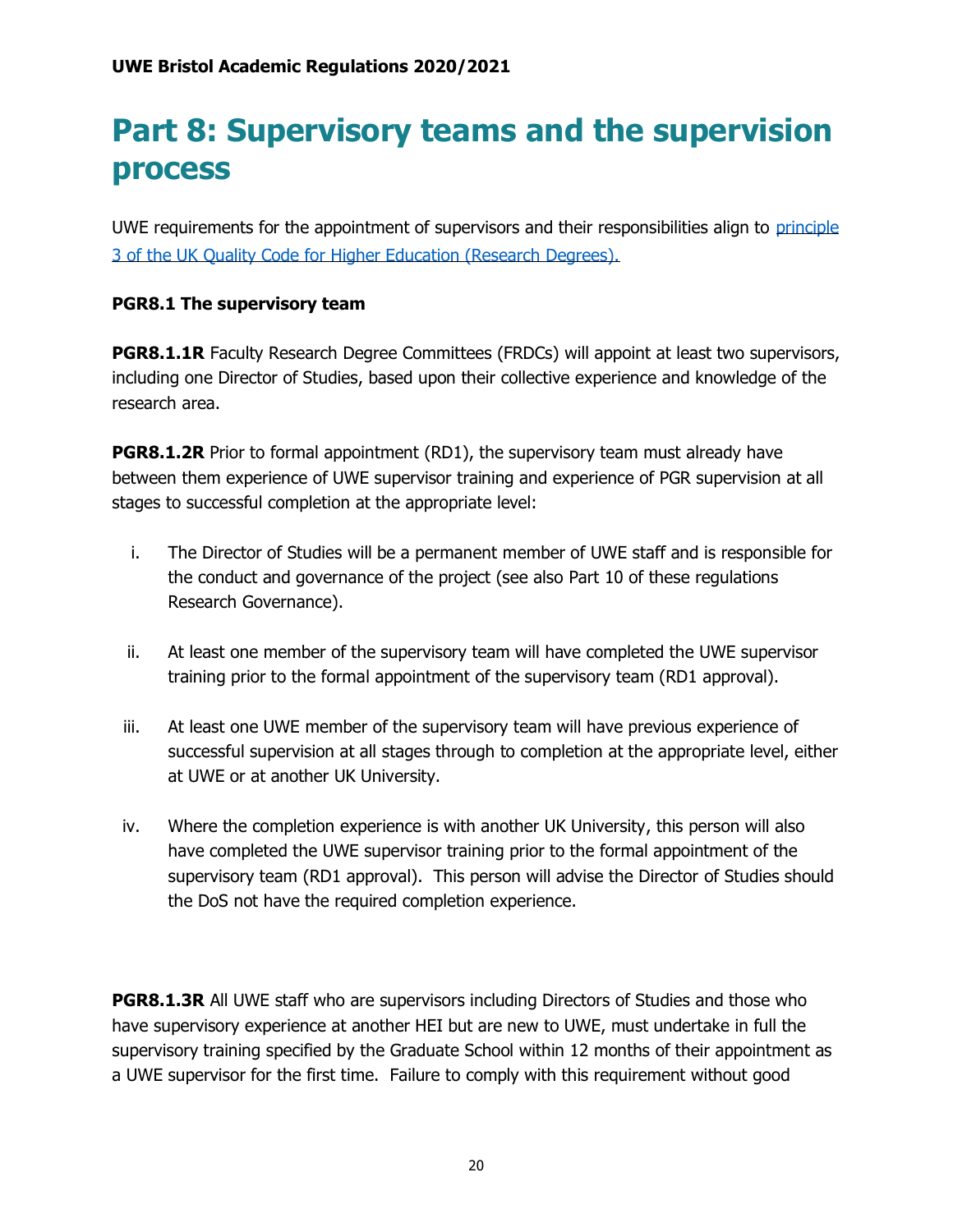# Part 8: Supervisory teams and the supervision process

UWE requirements for the appointment of supervisors and their responsibilities align to [principle 3 of the UK Quality Code for Higher Education (Research Degrees).](#)

**PGR8.1 The supervisory team**

**PGR8.1.1R** Faculty Research Degree Committees (FRDCs) will appoint at least two supervisors, including one Director of Studies, based upon their collective experience and knowledge of the research area.

**PGR8.1.2R** Prior to formal appointment (RD1), the supervisory team must already have between them experience of UWE supervisor training and experience of PGR supervision at all stages to successful completion at the appropriate level:

i. The Director of Studies will be a permanent member of UWE staff and is responsible for the conduct and governance of the project (see also Part 10 of these regulations Research Governance).

ii. At least one member of the supervisory team will have completed the UWE supervisor training prior to the formal appointment of the supervisory team (RD1 approval).

iii. At least one UWE member of the supervisory team will have previous experience of successful supervision at all stages through to completion at the appropriate level, either at UWE or at another UK University.

iv. Where the completion experience is with another UK University, this person will also have completed the UWE supervisor training prior to the formal appointment of the supervisory team (RD1 approval). This person will advise the Director of Studies should the DoS not have the required completion experience.

**PGR8.1.3R** All UWE staff who are supervisors including Directors of Studies and those who have supervisory experience at another HEI but are new to UWE, must undertake in full the supervisory training specified by the Graduate School within 12 months of their appointment as a UWE supervisor for the first time. Failure to comply with this requirement without good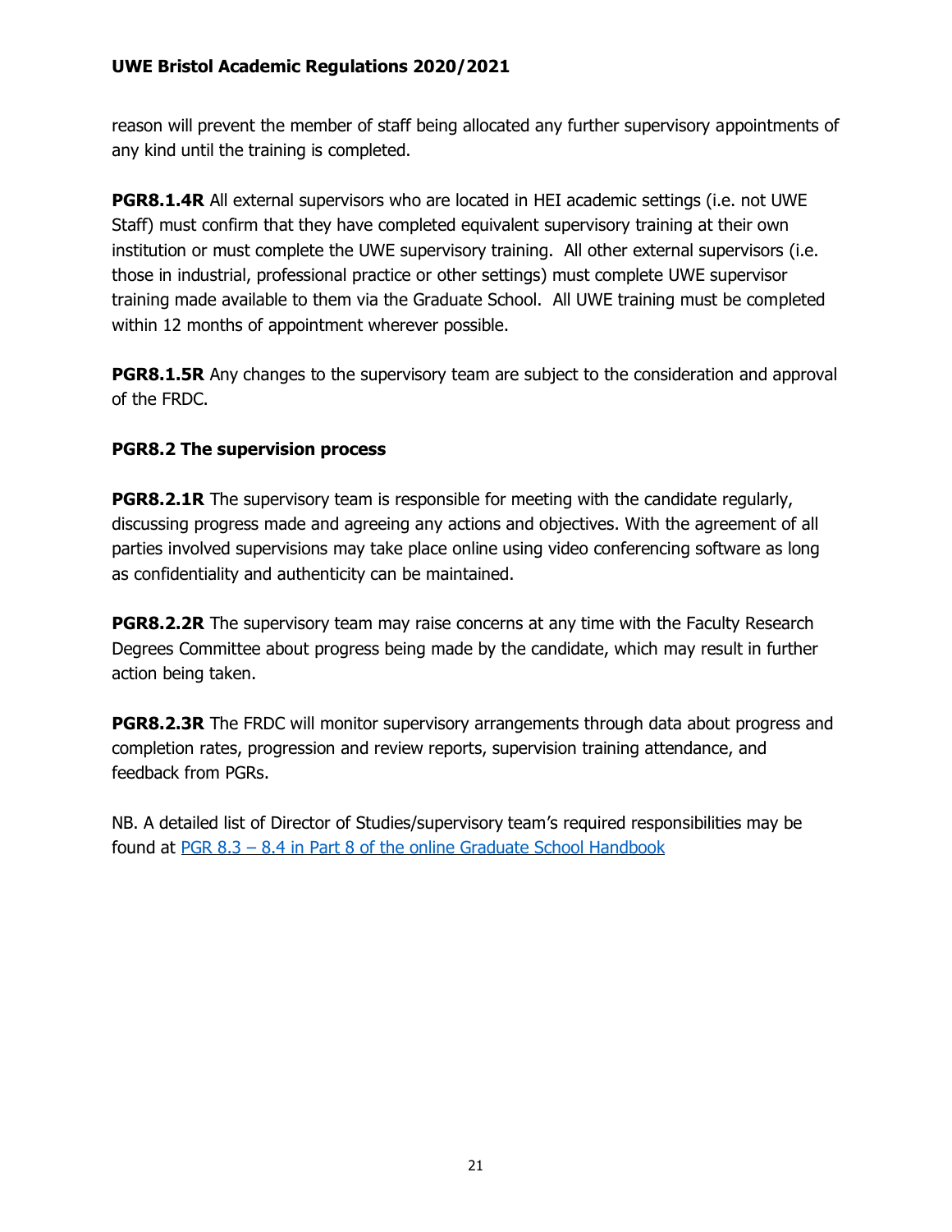reason will prevent the member of staff being allocated any further supervisory appointments of any kind until the training is completed.

**PGR8.1.4R** All external supervisors who are located in HEI academic settings (i.e. not UWE Staff) must confirm that they have completed equivalent supervisory training at their own institution or must complete the UWE supervisory training. All other external supervisors (i.e. those in industrial, professional practice or other settings) must complete UWE supervisor training made available to them via the Graduate School. All UWE training must be completed within 12 months of appointment wherever possible.

**PGR8.1.5R** Any changes to the supervisory team are subject to the consideration and approval of the FRDC.

### PGR8.2 The supervision process

**PGR8.2.1R** The supervisory team is responsible for meeting with the candidate regularly, discussing progress made and agreeing any actions and objectives. With the agreement of all parties involved supervisions may take place online using video conferencing software as long as confidentiality and authenticity can be maintained.

**PGR8.2.2R** The supervisory team may raise concerns at any time with the Faculty Research Degrees Committee about progress being made by the candidate, which may result in further action being taken.

**PGR8.2.3R** The FRDC will monitor supervisory arrangements through data about progress and completion rates, progression and review reports, supervision training attendance, and feedback from PGRs.

NB. A detailed list of Director of Studies/supervisory team's required responsibilities may be found at [PGR 8.3 – 8.4 in Part 8 of the online Graduate School Handbook]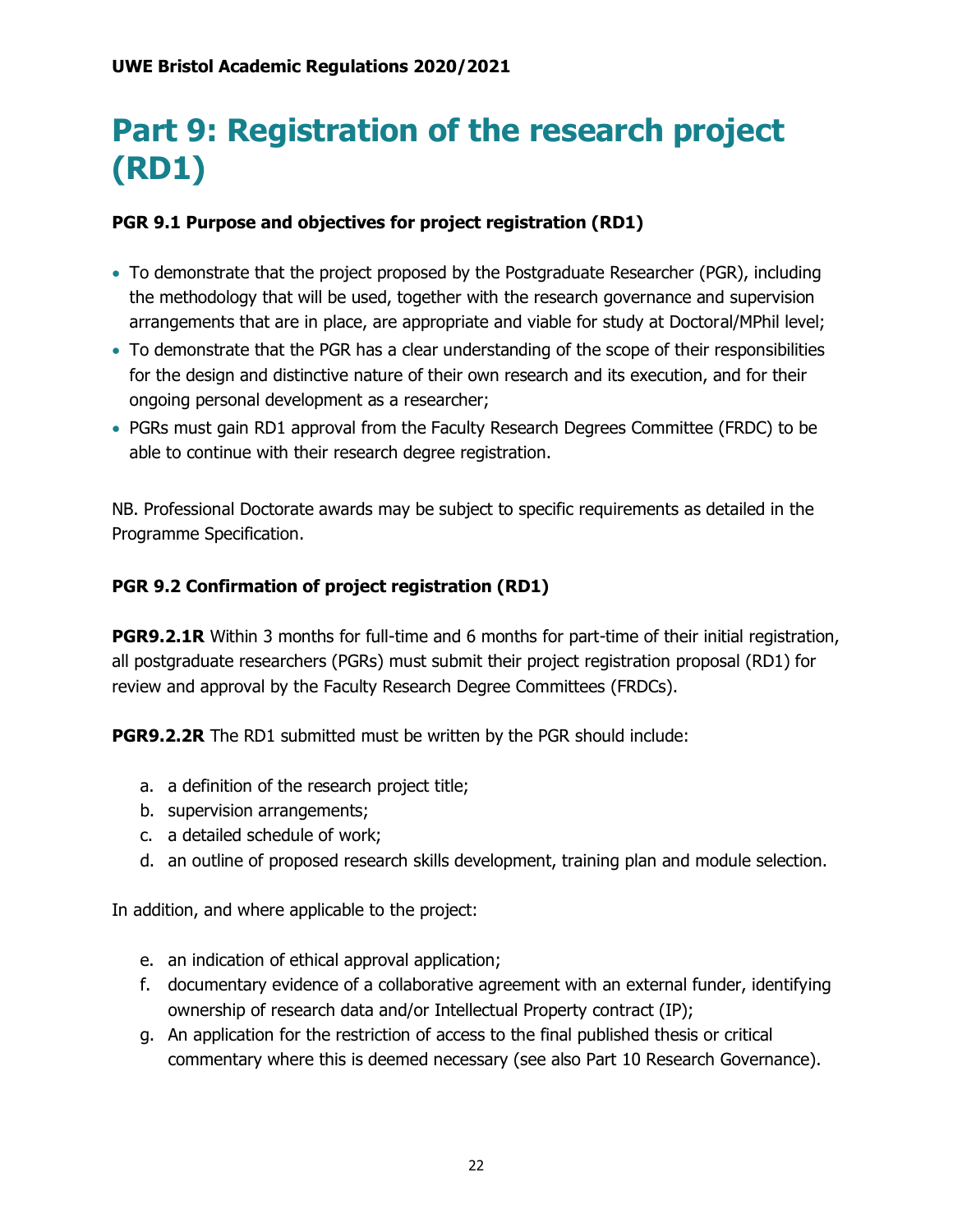# Part 9: Registration of the research project (RD1)

### PGR 9.1 Purpose and objectives for project registration (RD1)

- To demonstrate that the project proposed by the Postgraduate Researcher (PGR), including the methodology that will be used, together with the research governance and supervision arrangements that are in place, are appropriate and viable for study at Doctoral/MPhil level;
- To demonstrate that the PGR has a clear understanding of the scope of their responsibilities for the design and distinctive nature of their own research and its execution, and for their ongoing personal development as a researcher;
- PGRs must gain RD1 approval from the Faculty Research Degrees Committee (FRDC) to be able to continue with their research degree registration.

NB. Professional Doctorate awards may be subject to specific requirements as detailed in the Programme Specification.

### PGR 9.2 Confirmation of project registration (RD1)

**PGR9.2.1R** Within 3 months for full-time and 6 months for part-time of their initial registration, all postgraduate researchers (PGRs) must submit their project registration proposal (RD1) for review and approval by the Faculty Research Degree Committees (FRDCs).

**PGR9.2.2R** The RD1 submitted must be written by the PGR should include:

a. a definition of the research project title;
b. supervision arrangements;
c. a detailed schedule of work;
d. an outline of proposed research skills development, training plan and module selection.

In addition, and where applicable to the project:

e. an indication of ethical approval application;
f. documentary evidence of a collaborative agreement with an external funder, identifying ownership of research data and/or Intellectual Property contract (IP);
g. An application for the restriction of access to the final published thesis or critical commentary where this is deemed necessary (see also Part 10 Research Governance).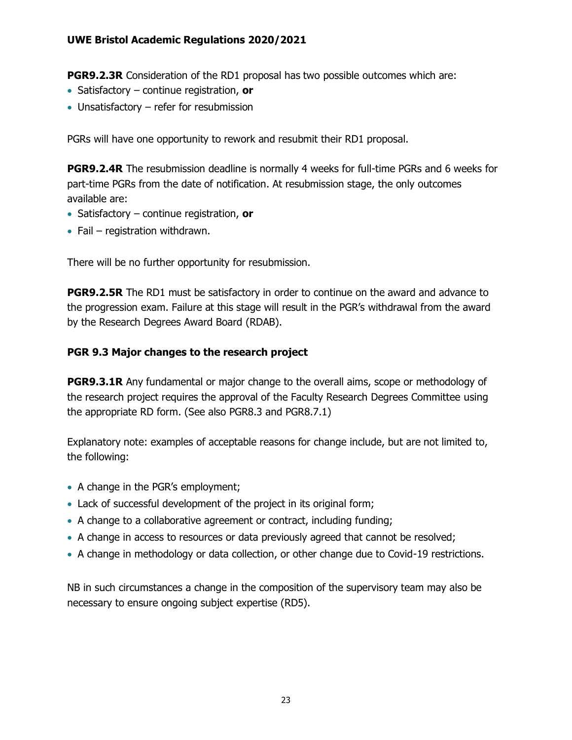**PGR9.2.3R** Consideration of the RD1 proposal has two possible outcomes which are:

- Satisfactory – continue registration, **or**
- Unsatisfactory – refer for resubmission

PGRs will have one opportunity to rework and resubmit their RD1 proposal.

**PGR9.2.4R** The resubmission deadline is normally 4 weeks for full-time PGRs and 6 weeks for part-time PGRs from the date of notification. At resubmission stage, the only outcomes available are:

- Satisfactory – continue registration, **or**
- Fail – registration withdrawn.

There will be no further opportunity for resubmission.

**PGR9.2.5R** The RD1 must be satisfactory in order to continue on the award and advance to the progression exam. Failure at this stage will result in the PGR's withdrawal from the award by the Research Degrees Award Board (RDAB).

### PGR 9.3 Major changes to the research project

**PGR9.3.1R** Any fundamental or major change to the overall aims, scope or methodology of the research project requires the approval of the Faculty Research Degrees Committee using the appropriate RD form. (See also PGR8.3 and PGR8.7.1)

Explanatory note: examples of acceptable reasons for change include, but are not limited to, the following:

- A change in the PGR's employment;
- Lack of successful development of the project in its original form;
- A change to a collaborative agreement or contract, including funding;
- A change in access to resources or data previously agreed that cannot be resolved;
- A change in methodology or data collection, or other change due to Covid-19 restrictions.

NB in such circumstances a change in the composition of the supervisory team may also be necessary to ensure ongoing subject expertise (RD5).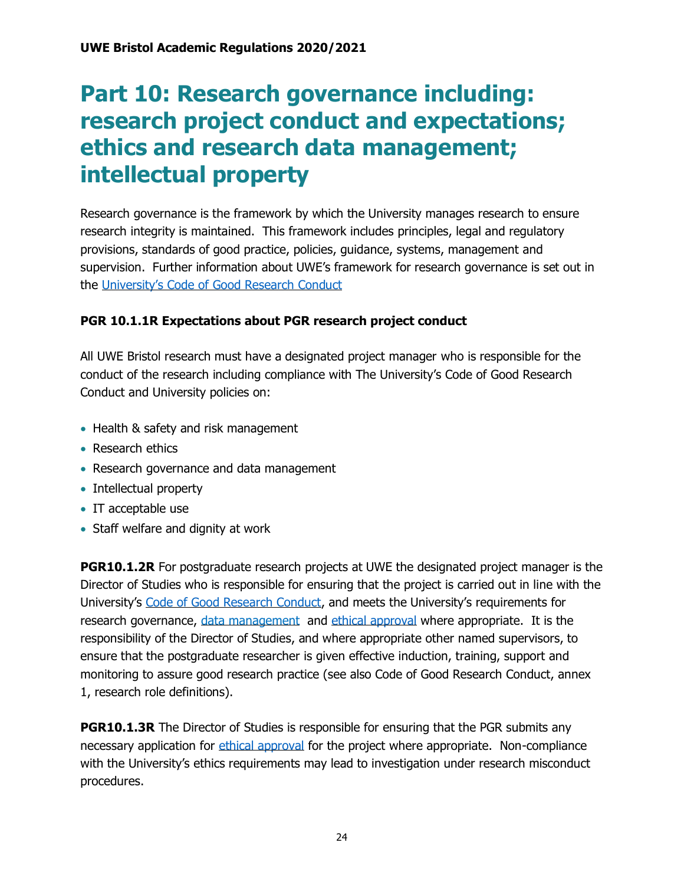# Part 10: Research governance including: research project conduct and expectations; ethics and research data management; intellectual property

Research governance is the framework by which the University manages research to ensure research integrity is maintained. This framework includes principles, legal and regulatory provisions, standards of good practice, policies, guidance, systems, management and supervision. Further information about UWE's framework for research governance is set out in the University's Code of Good Research Conduct

### PGR 10.1.1R Expectations about PGR research project conduct

All UWE Bristol research must have a designated project manager who is responsible for the conduct of the research including compliance with The University's Code of Good Research Conduct and University policies on:

- Health & safety and risk management
- Research ethics
- Research governance and data management
- Intellectual property
- IT acceptable use
- Staff welfare and dignity at work

**PGR10.1.2R** For postgraduate research projects at UWE the designated project manager is the Director of Studies who is responsible for ensuring that the project is carried out in line with the University's Code of Good Research Conduct, and meets the University's requirements for research governance, data management and ethical approval where appropriate. It is the responsibility of the Director of Studies, and where appropriate other named supervisors, to ensure that the postgraduate researcher is given effective induction, training, support and monitoring to assure good research practice (see also Code of Good Research Conduct, annex 1, research role definitions).

**PGR10.1.3R** The Director of Studies is responsible for ensuring that the PGR submits any necessary application for ethical approval for the project where appropriate. Non-compliance with the University's ethics requirements may lead to investigation under research misconduct procedures.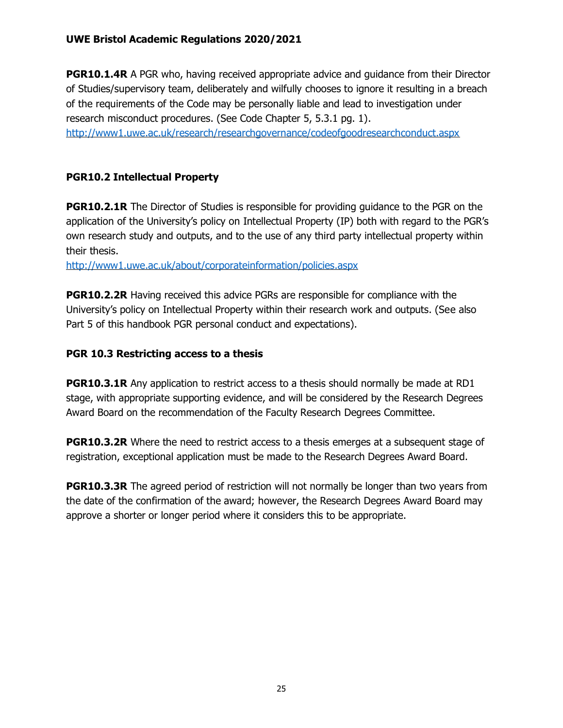**PGR10.1.4R** A PGR who, having received appropriate advice and guidance from their Director of Studies/supervisory team, deliberately and wilfully chooses to ignore it resulting in a breach of the requirements of the Code may be personally liable and lead to investigation under research misconduct procedures. (See Code Chapter 5, 5.3.1 pg. 1).
http://www1.uwe.ac.uk/research/researchgovernance/codeofgoodresearchconduct.aspx

### PGR10.2 Intellectual Property

**PGR10.2.1R** The Director of Studies is responsible for providing guidance to the PGR on the application of the University's policy on Intellectual Property (IP) both with regard to the PGR's own research study and outputs, and to the use of any third party intellectual property within their thesis.
http://www1.uwe.ac.uk/about/corporateinformation/policies.aspx

**PGR10.2.2R** Having received this advice PGRs are responsible for compliance with the University's policy on Intellectual Property within their research work and outputs. (See also Part 5 of this handbook PGR personal conduct and expectations).

### PGR 10.3 Restricting access to a thesis

**PGR10.3.1R** Any application to restrict access to a thesis should normally be made at RD1 stage, with appropriate supporting evidence, and will be considered by the Research Degrees Award Board on the recommendation of the Faculty Research Degrees Committee.

**PGR10.3.2R** Where the need to restrict access to a thesis emerges at a subsequent stage of registration, exceptional application must be made to the Research Degrees Award Board.

**PGR10.3.3R** The agreed period of restriction will not normally be longer than two years from the date of the confirmation of the award; however, the Research Degrees Award Board may approve a shorter or longer period where it considers this to be appropriate.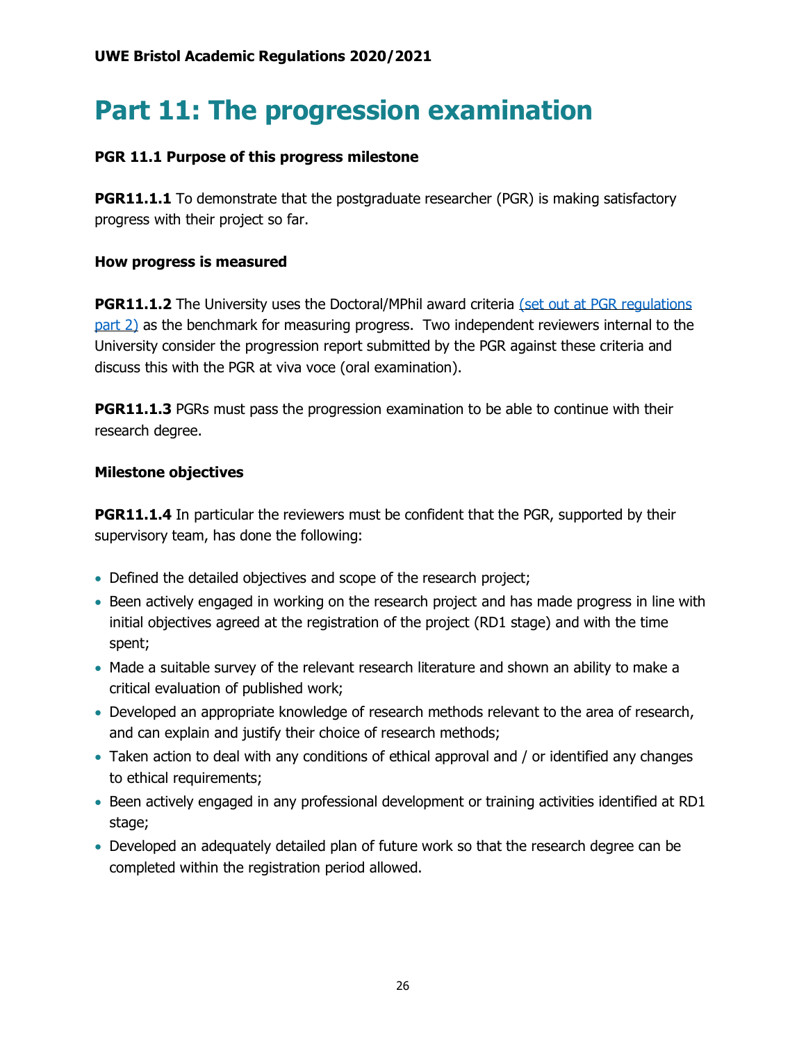# Part 11: The progression examination

**PGR 11.1 Purpose of this progress milestone**

**PGR11.1.1** To demonstrate that the postgraduate researcher (PGR) is making satisfactory progress with their project so far.

**How progress is measured**

**PGR11.1.2** The University uses the Doctoral/MPhil award criteria (set out at PGR regulations part 2) as the benchmark for measuring progress. Two independent reviewers internal to the University consider the progression report submitted by the PGR against these criteria and discuss this with the PGR at viva voce (oral examination).

**PGR11.1.3** PGRs must pass the progression examination to be able to continue with their research degree.

**Milestone objectives**

**PGR11.1.4** In particular the reviewers must be confident that the PGR, supported by their supervisory team, has done the following:

- Defined the detailed objectives and scope of the research project;
- Been actively engaged in working on the research project and has made progress in line with initial objectives agreed at the registration of the project (RD1 stage) and with the time spent;
- Made a suitable survey of the relevant research literature and shown an ability to make a critical evaluation of published work;
- Developed an appropriate knowledge of research methods relevant to the area of research, and can explain and justify their choice of research methods;
- Taken action to deal with any conditions of ethical approval and / or identified any changes to ethical requirements;
- Been actively engaged in any professional development or training activities identified at RD1 stage;
- Developed an adequately detailed plan of future work so that the research degree can be completed within the registration period allowed.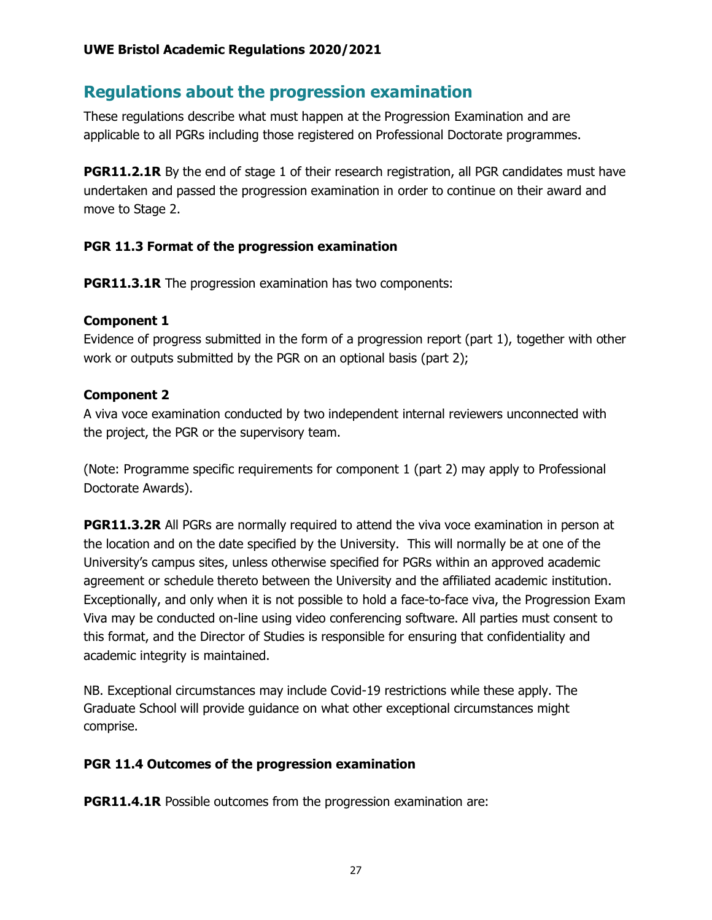## Regulations about the progression examination

These regulations describe what must happen at the Progression Examination and are applicable to all PGRs including those registered on Professional Doctorate programmes.

**PGR11.2.1R** By the end of stage 1 of their research registration, all PGR candidates must have undertaken and passed the progression examination in order to continue on their award and move to Stage 2.

### PGR 11.3 Format of the progression examination

**PGR11.3.1R** The progression examination has two components:

**Component 1**
Evidence of progress submitted in the form of a progression report (part 1), together with other work or outputs submitted by the PGR on an optional basis (part 2);

**Component 2**
A viva voce examination conducted by two independent internal reviewers unconnected with the project, the PGR or the supervisory team.

(Note: Programme specific requirements for component 1 (part 2) may apply to Professional Doctorate Awards).

**PGR11.3.2R** All PGRs are normally required to attend the viva voce examination in person at the location and on the date specified by the University. This will normally be at one of the University's campus sites, unless otherwise specified for PGRs within an approved academic agreement or schedule thereto between the University and the affiliated academic institution. Exceptionally, and only when it is not possible to hold a face-to-face viva, the Progression Exam Viva may be conducted on-line using video conferencing software. All parties must consent to this format, and the Director of Studies is responsible for ensuring that confidentiality and academic integrity is maintained.

NB. Exceptional circumstances may include Covid-19 restrictions while these apply. The Graduate School will provide guidance on what other exceptional circumstances might comprise.

### PGR 11.4 Outcomes of the progression examination

**PGR11.4.1R** Possible outcomes from the progression examination are: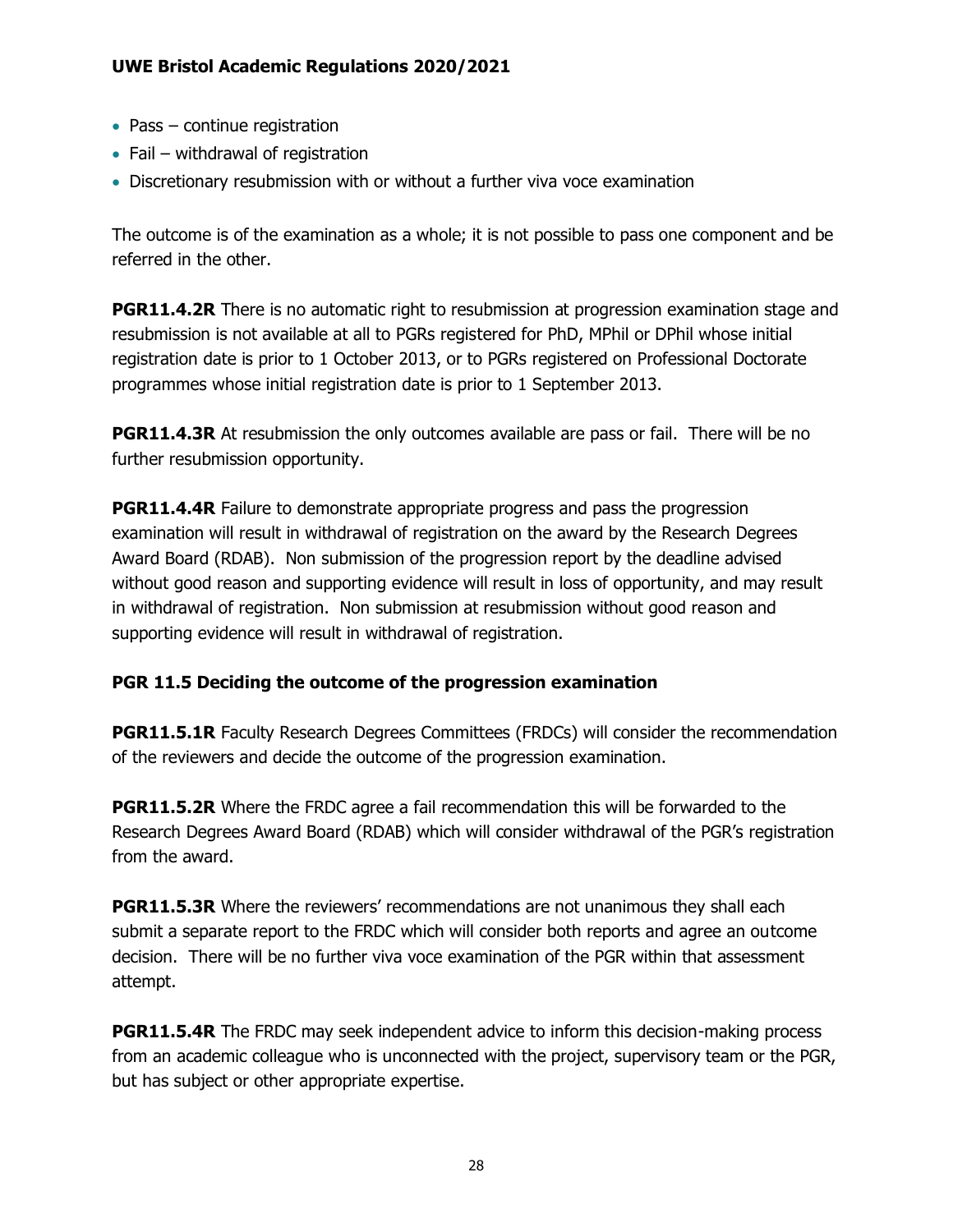- Pass – continue registration
- Fail – withdrawal of registration
- Discretionary resubmission with or without a further viva voce examination

The outcome is of the examination as a whole; it is not possible to pass one component and be referred in the other.

**PGR11.4.2R** There is no automatic right to resubmission at progression examination stage and resubmission is not available at all to PGRs registered for PhD, MPhil or DPhil whose initial registration date is prior to 1 October 2013, or to PGRs registered on Professional Doctorate programmes whose initial registration date is prior to 1 September 2013.

**PGR11.4.3R** At resubmission the only outcomes available are pass or fail. There will be no further resubmission opportunity.

**PGR11.4.4R** Failure to demonstrate appropriate progress and pass the progression examination will result in withdrawal of registration on the award by the Research Degrees Award Board (RDAB). Non submission of the progression report by the deadline advised without good reason and supporting evidence will result in loss of opportunity, and may result in withdrawal of registration. Non submission at resubmission without good reason and supporting evidence will result in withdrawal of registration.

### PGR 11.5 Deciding the outcome of the progression examination

**PGR11.5.1R** Faculty Research Degrees Committees (FRDCs) will consider the recommendation of the reviewers and decide the outcome of the progression examination.

**PGR11.5.2R** Where the FRDC agree a fail recommendation this will be forwarded to the Research Degrees Award Board (RDAB) which will consider withdrawal of the PGR's registration from the award.

**PGR11.5.3R** Where the reviewers' recommendations are not unanimous they shall each submit a separate report to the FRDC which will consider both reports and agree an outcome decision. There will be no further viva voce examination of the PGR within that assessment attempt.

**PGR11.5.4R** The FRDC may seek independent advice to inform this decision-making process from an academic colleague who is unconnected with the project, supervisory team or the PGR, but has subject or other appropriate expertise.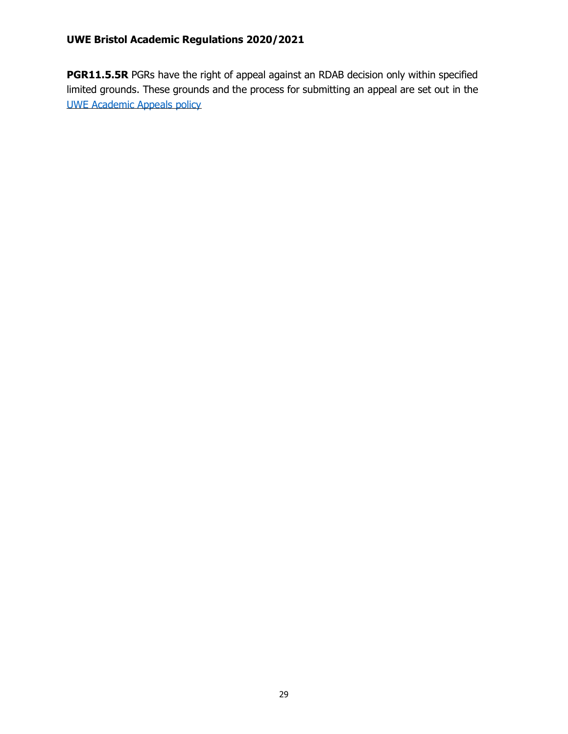**PGR11.5.5R** PGRs have the right of appeal against an RDAB decision only within specified limited grounds. These grounds and the process for submitting an appeal are set out in the UWE Academic Appeals policy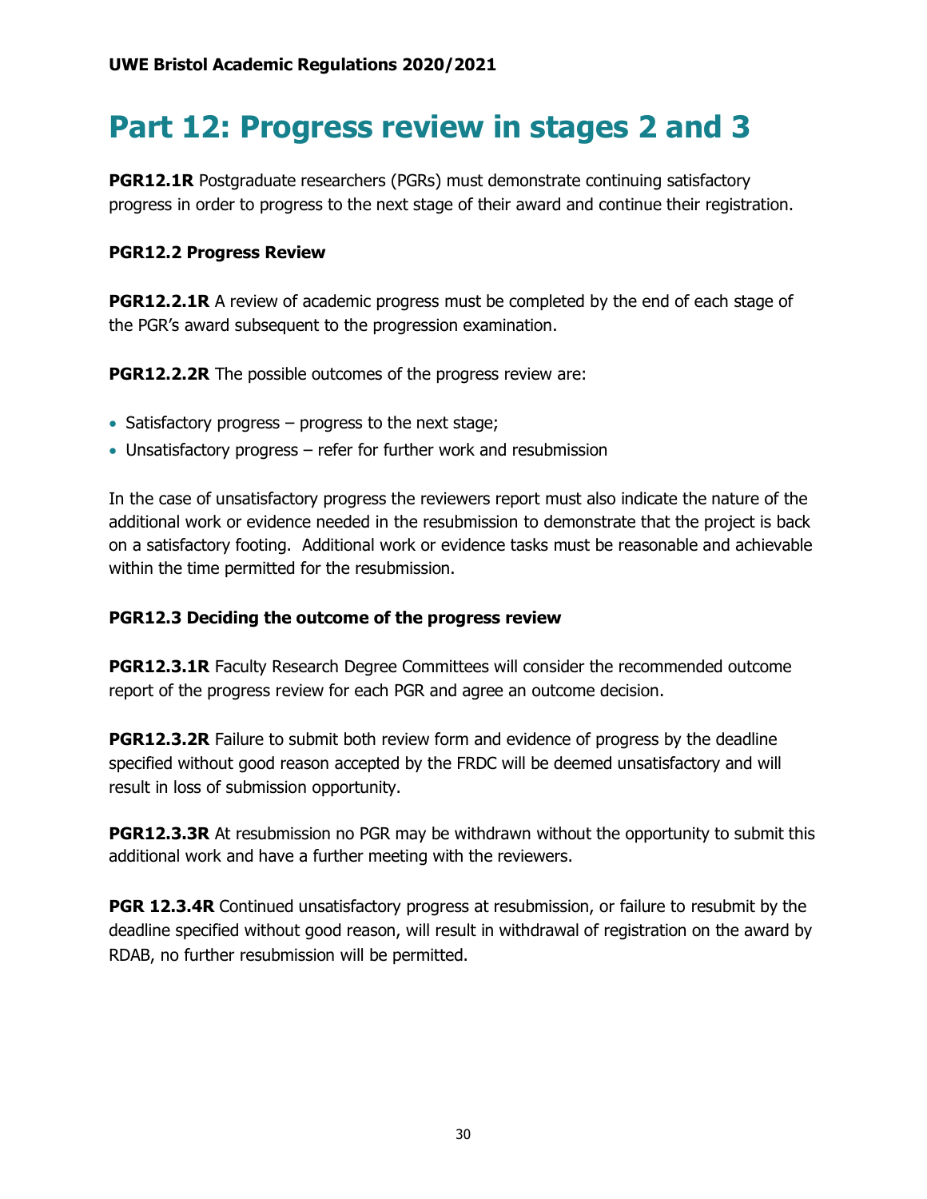# Part 12: Progress review in stages 2 and 3

**PGR12.1R** Postgraduate researchers (PGRs) must demonstrate continuing satisfactory progress in order to progress to the next stage of their award and continue their registration.

### PGR12.2 Progress Review

**PGR12.2.1R** A review of academic progress must be completed by the end of each stage of the PGR's award subsequent to the progression examination.

**PGR12.2.2R** The possible outcomes of the progress review are:

- Satisfactory progress – progress to the next stage;
- Unsatisfactory progress – refer for further work and resubmission

In the case of unsatisfactory progress the reviewers report must also indicate the nature of the additional work or evidence needed in the resubmission to demonstrate that the project is back on a satisfactory footing. Additional work or evidence tasks must be reasonable and achievable within the time permitted for the resubmission.

### PGR12.3 Deciding the outcome of the progress review

**PGR12.3.1R** Faculty Research Degree Committees will consider the recommended outcome report of the progress review for each PGR and agree an outcome decision.

**PGR12.3.2R** Failure to submit both review form and evidence of progress by the deadline specified without good reason accepted by the FRDC will be deemed unsatisfactory and will result in loss of submission opportunity.

**PGR12.3.3R** At resubmission no PGR may be withdrawn without the opportunity to submit this additional work and have a further meeting with the reviewers.

**PGR 12.3.4R** Continued unsatisfactory progress at resubmission, or failure to resubmit by the deadline specified without good reason, will result in withdrawal of registration on the award by RDAB, no further resubmission will be permitted.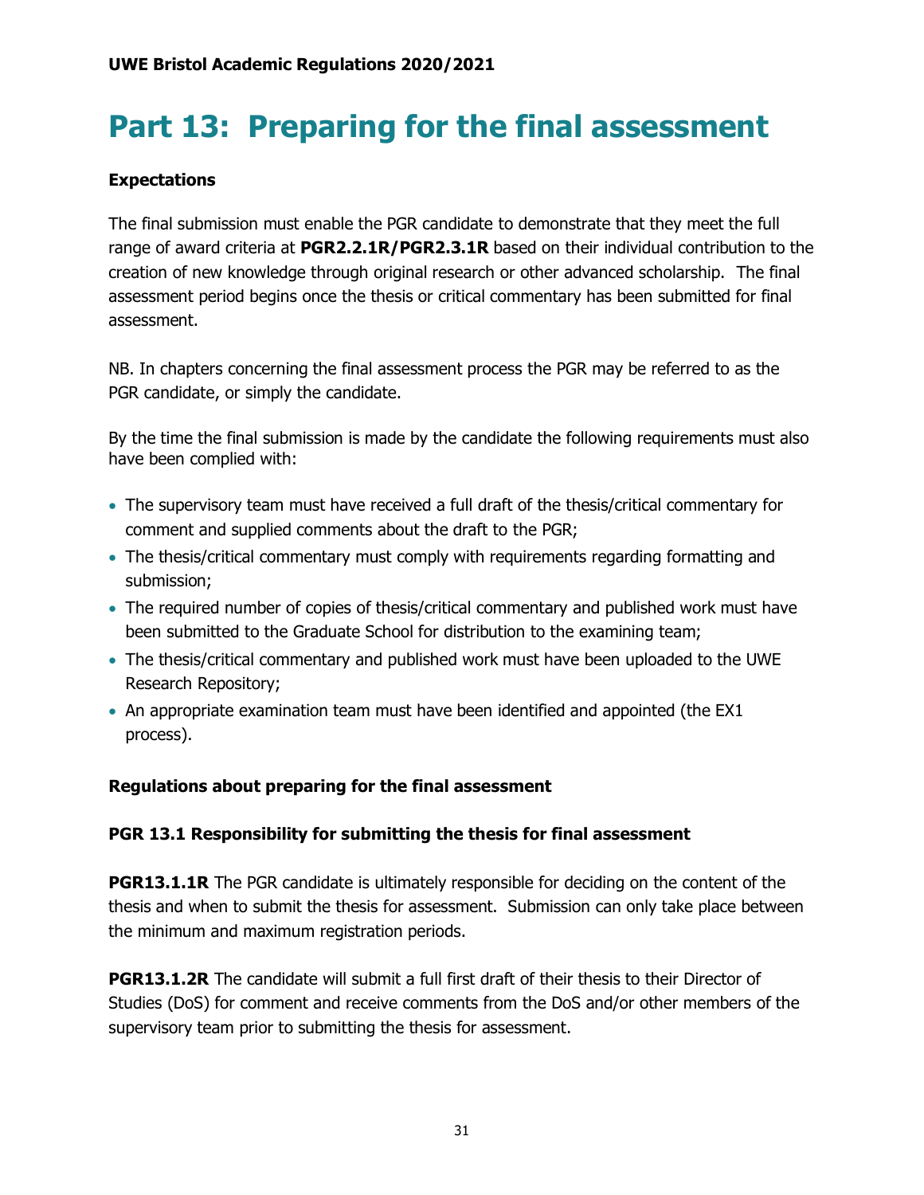# Part 13: Preparing for the final assessment

**Expectations**

The final submission must enable the PGR candidate to demonstrate that they meet the full range of award criteria at **PGR2.2.1R/PGR2.3.1R** based on their individual contribution to the creation of new knowledge through original research or other advanced scholarship. The final assessment period begins once the thesis or critical commentary has been submitted for final assessment.

NB. In chapters concerning the final assessment process the PGR may be referred to as the PGR candidate, or simply the candidate.

By the time the final submission is made by the candidate the following requirements must also have been complied with:

- The supervisory team must have received a full draft of the thesis/critical commentary for comment and supplied comments about the draft to the PGR;
- The thesis/critical commentary must comply with requirements regarding formatting and submission;
- The required number of copies of thesis/critical commentary and published work must have been submitted to the Graduate School for distribution to the examining team;
- The thesis/critical commentary and published work must have been uploaded to the UWE Research Repository;
- An appropriate examination team must have been identified and appointed (the EX1 process).

**Regulations about preparing for the final assessment**

**PGR 13.1 Responsibility for submitting the thesis for final assessment**

**PGR13.1.1R** The PGR candidate is ultimately responsible for deciding on the content of the thesis and when to submit the thesis for assessment. Submission can only take place between the minimum and maximum registration periods.

**PGR13.1.2R** The candidate will submit a full first draft of their thesis to their Director of Studies (DoS) for comment and receive comments from the DoS and/or other members of the supervisory team prior to submitting the thesis for assessment.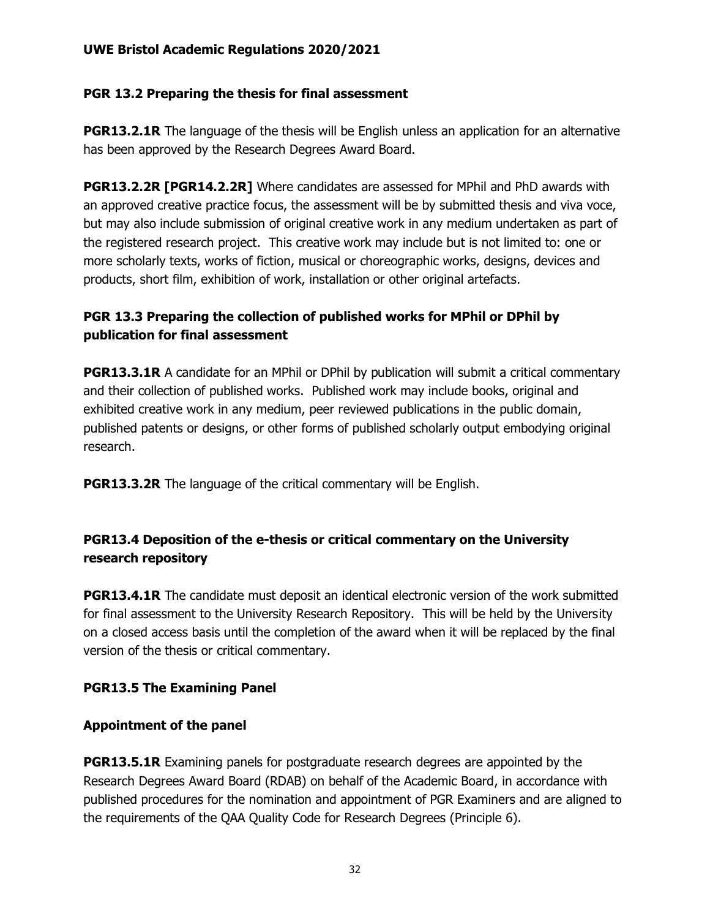### PGR 13.2 Preparing the thesis for final assessment

**PGR13.2.1R** The language of the thesis will be English unless an application for an alternative has been approved by the Research Degrees Award Board.

**PGR13.2.2R [PGR14.2.2R]** Where candidates are assessed for MPhil and PhD awards with an approved creative practice focus, the assessment will be by submitted thesis and viva voce, but may also include submission of original creative work in any medium undertaken as part of the registered research project. This creative work may include but is not limited to: one or more scholarly texts, works of fiction, musical or choreographic works, designs, devices and products, short film, exhibition of work, installation or other original artefacts.

### PGR 13.3 Preparing the collection of published works for MPhil or DPhil by publication for final assessment

**PGR13.3.1R** A candidate for an MPhil or DPhil by publication will submit a critical commentary and their collection of published works. Published work may include books, original and exhibited creative work in any medium, peer reviewed publications in the public domain, published patents or designs, or other forms of published scholarly output embodying original research.

**PGR13.3.2R** The language of the critical commentary will be English.

### PGR13.4 Deposition of the e-thesis or critical commentary on the University research repository

**PGR13.4.1R** The candidate must deposit an identical electronic version of the work submitted for final assessment to the University Research Repository. This will be held by the University on a closed access basis until the completion of the award when it will be replaced by the final version of the thesis or critical commentary.

### PGR13.5 The Examining Panel

#### Appointment of the panel

**PGR13.5.1R** Examining panels for postgraduate research degrees are appointed by the Research Degrees Award Board (RDAB) on behalf of the Academic Board, in accordance with published procedures for the nomination and appointment of PGR Examiners and are aligned to the requirements of the QAA Quality Code for Research Degrees (Principle 6).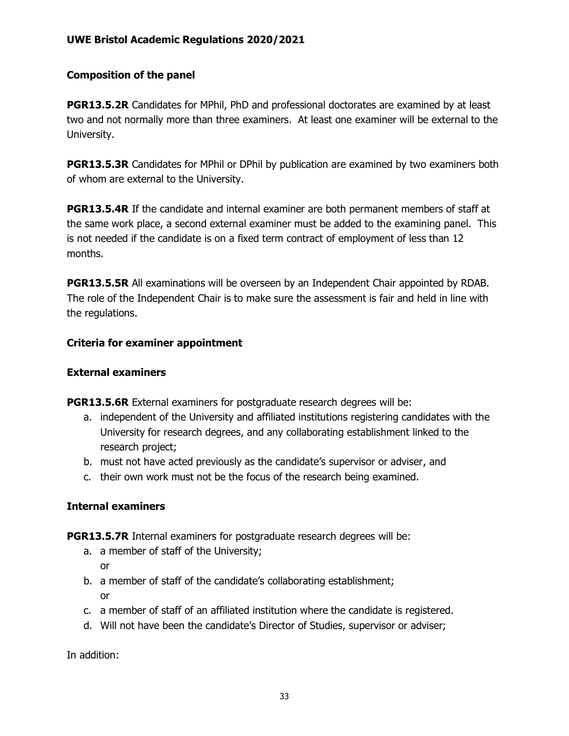### Composition of the panel

**PGR13.5.2R** Candidates for MPhil, PhD and professional doctorates are examined by at least two and not normally more than three examiners. At least one examiner will be external to the University.

**PGR13.5.3R** Candidates for MPhil or DPhil by publication are examined by two examiners both of whom are external to the University.

**PGR13.5.4R** If the candidate and internal examiner are both permanent members of staff at the same work place, a second external examiner must be added to the examining panel. This is not needed if the candidate is on a fixed term contract of employment of less than 12 months.

**PGR13.5.5R** All examinations will be overseen by an Independent Chair appointed by RDAB. The role of the Independent Chair is to make sure the assessment is fair and held in line with the regulations.

### Criteria for examiner appointment

### External examiners

**PGR13.5.6R** External examiners for postgraduate research degrees will be:

a. independent of the University and affiliated institutions registering candidates with the University for research degrees, and any collaborating establishment linked to the research project;
b. must not have acted previously as the candidate's supervisor or adviser, and
c. their own work must not be the focus of the research being examined.

### Internal examiners

**PGR13.5.7R** Internal examiners for postgraduate research degrees will be:

a. a member of staff of the University;
   or
b. a member of staff of the candidate's collaborating establishment;
   or
c. a member of staff of an affiliated institution where the candidate is registered.
d. Will not have been the candidate's Director of Studies, supervisor or adviser;

In addition: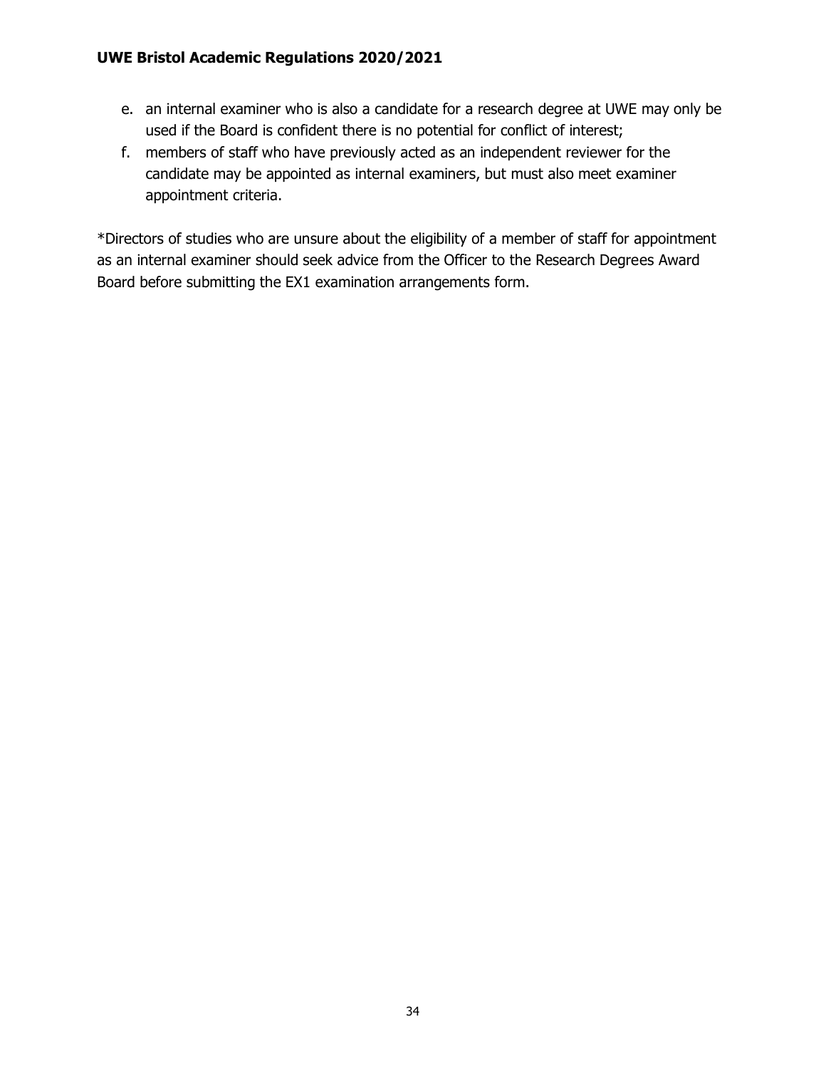e. an internal examiner who is also a candidate for a research degree at UWE may only be used if the Board is confident there is no potential for conflict of interest;
f. members of staff who have previously acted as an independent reviewer for the candidate may be appointed as internal examiners, but must also meet examiner appointment criteria.

*Directors of studies who are unsure about the eligibility of a member of staff for appointment as an internal examiner should seek advice from the Officer to the Research Degrees Award Board before submitting the EX1 examination arrangements form.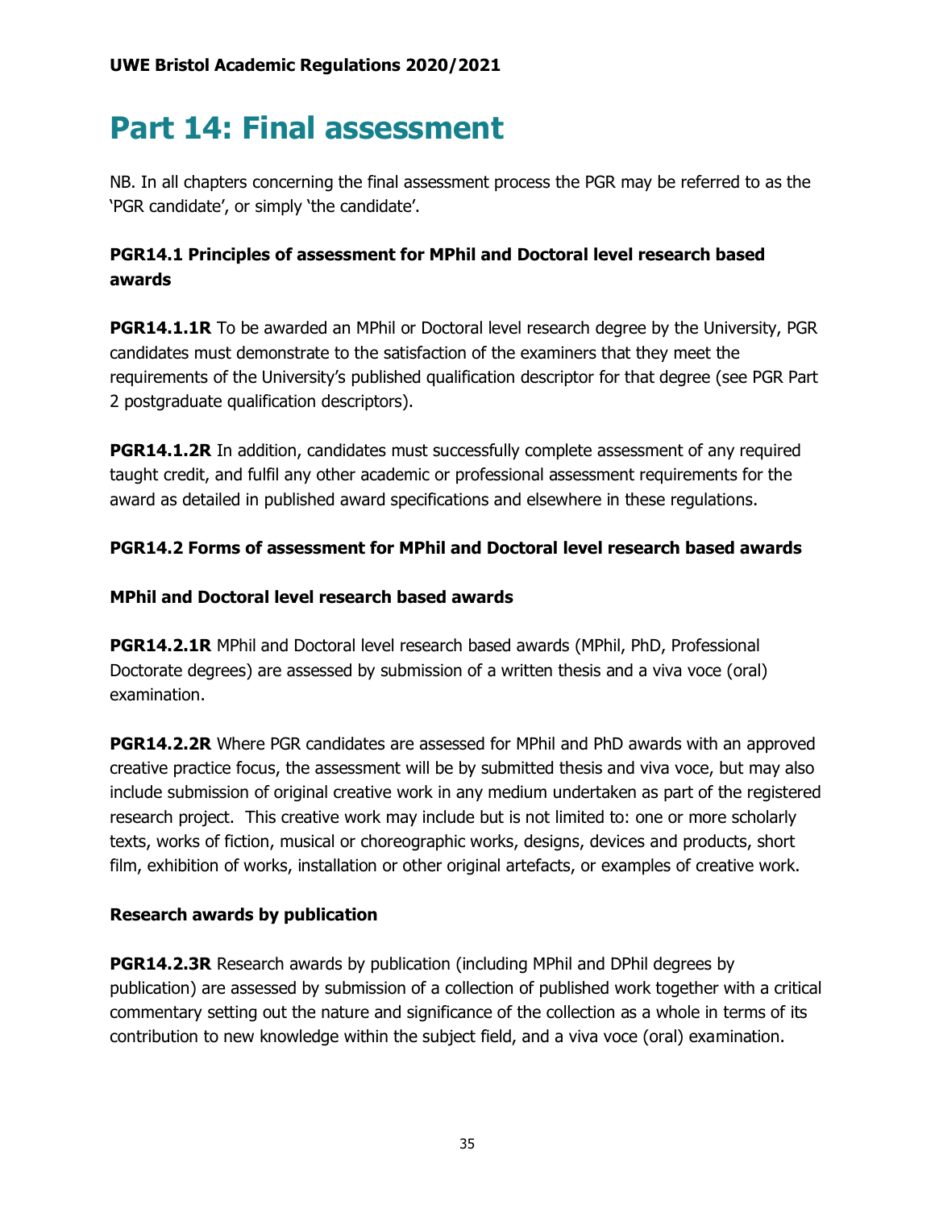# Part 14: Final assessment

NB. In all chapters concerning the final assessment process the PGR may be referred to as the 'PGR candidate', or simply 'the candidate'.

### PGR14.1 Principles of assessment for MPhil and Doctoral level research based awards

**PGR14.1.1R** To be awarded an MPhil or Doctoral level research degree by the University, PGR candidates must demonstrate to the satisfaction of the examiners that they meet the requirements of the University's published qualification descriptor for that degree (see PGR Part 2 postgraduate qualification descriptors).

**PGR14.1.2R** In addition, candidates must successfully complete assessment of any required taught credit, and fulfil any other academic or professional assessment requirements for the award as detailed in published award specifications and elsewhere in these regulations.

### PGR14.2 Forms of assessment for MPhil and Doctoral level research based awards

#### MPhil and Doctoral level research based awards

**PGR14.2.1R** MPhil and Doctoral level research based awards (MPhil, PhD, Professional Doctorate degrees) are assessed by submission of a written thesis and a viva voce (oral) examination.

**PGR14.2.2R** Where PGR candidates are assessed for MPhil and PhD awards with an approved creative practice focus, the assessment will be by submitted thesis and viva voce, but may also include submission of original creative work in any medium undertaken as part of the registered research project. This creative work may include but is not limited to: one or more scholarly texts, works of fiction, musical or choreographic works, designs, devices and products, short film, exhibition of works, installation or other original artefacts, or examples of creative work.

#### Research awards by publication

**PGR14.2.3R** Research awards by publication (including MPhil and DPhil degrees by publication) are assessed by submission of a collection of published work together with a critical commentary setting out the nature and significance of the collection as a whole in terms of its contribution to new knowledge within the subject field, and a viva voce (oral) examination.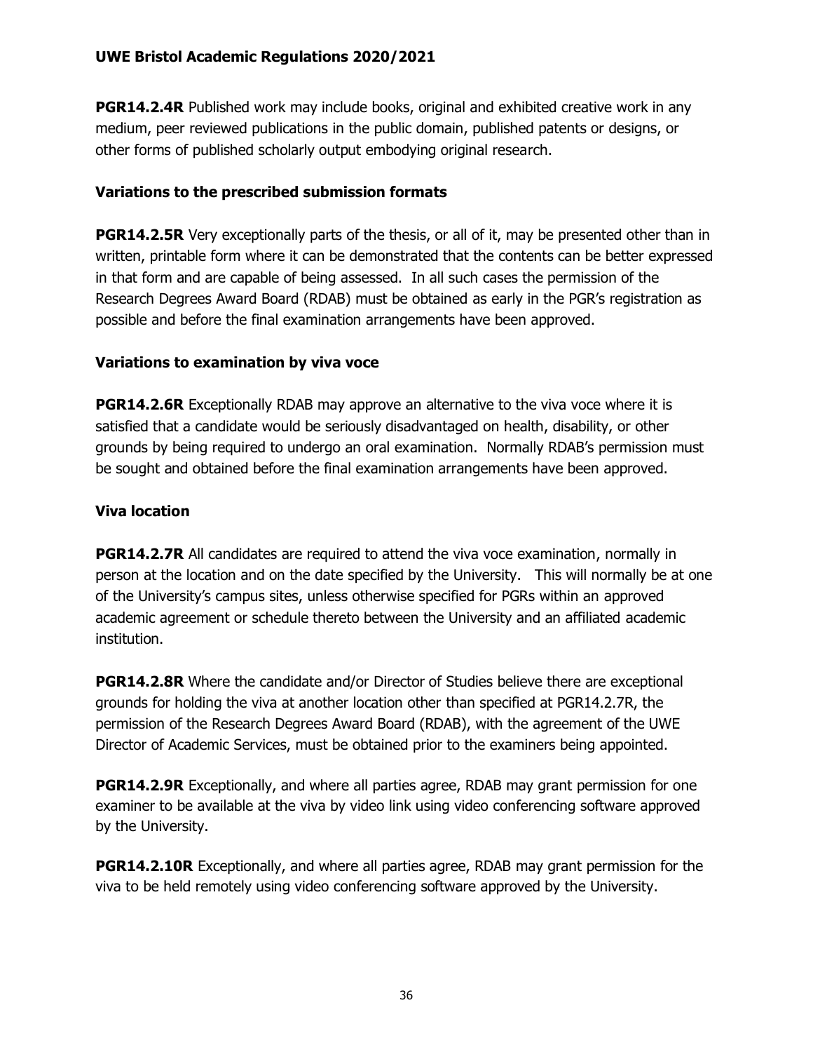**PGR14.2.4R** Published work may include books, original and exhibited creative work in any medium, peer reviewed publications in the public domain, published patents or designs, or other forms of published scholarly output embodying original research.

### Variations to the prescribed submission formats

**PGR14.2.5R** Very exceptionally parts of the thesis, or all of it, may be presented other than in written, printable form where it can be demonstrated that the contents can be better expressed in that form and are capable of being assessed. In all such cases the permission of the Research Degrees Award Board (RDAB) must be obtained as early in the PGR's registration as possible and before the final examination arrangements have been approved.

### Variations to examination by viva voce

**PGR14.2.6R** Exceptionally RDAB may approve an alternative to the viva voce where it is satisfied that a candidate would be seriously disadvantaged on health, disability, or other grounds by being required to undergo an oral examination. Normally RDAB's permission must be sought and obtained before the final examination arrangements have been approved.

### Viva location

**PGR14.2.7R** All candidates are required to attend the viva voce examination, normally in person at the location and on the date specified by the University. This will normally be at one of the University's campus sites, unless otherwise specified for PGRs within an approved academic agreement or schedule thereto between the University and an affiliated academic institution.

**PGR14.2.8R** Where the candidate and/or Director of Studies believe there are exceptional grounds for holding the viva at another location other than specified at PGR14.2.7R, the permission of the Research Degrees Award Board (RDAB), with the agreement of the UWE Director of Academic Services, must be obtained prior to the examiners being appointed.

**PGR14.2.9R** Exceptionally, and where all parties agree, RDAB may grant permission for one examiner to be available at the viva by video link using video conferencing software approved by the University.

**PGR14.2.10R** Exceptionally, and where all parties agree, RDAB may grant permission for the viva to be held remotely using video conferencing software approved by the University.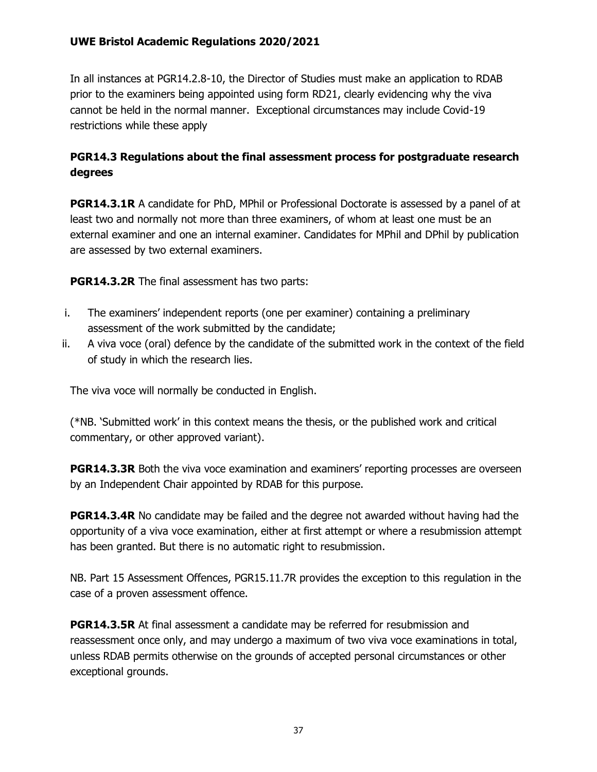In all instances at PGR14.2.8-10, the Director of Studies must make an application to RDAB prior to the examiners being appointed using form RD21, clearly evidencing why the viva cannot be held in the normal manner. Exceptional circumstances may include Covid-19 restrictions while these apply

## PGR14.3 Regulations about the final assessment process for postgraduate research degrees

**PGR14.3.1R** A candidate for PhD, MPhil or Professional Doctorate is assessed by a panel of at least two and normally not more than three examiners, of whom at least one must be an external examiner and one an internal examiner. Candidates for MPhil and DPhil by publication are assessed by two external examiners.

**PGR14.3.2R** The final assessment has two parts:

i. The examiners' independent reports (one per examiner) containing a preliminary assessment of the work submitted by the candidate;
ii. A viva voce (oral) defence by the candidate of the submitted work in the context of the field of study in which the research lies.

The viva voce will normally be conducted in English.

(*NB. 'Submitted work' in this context means the thesis, or the published work and critical commentary, or other approved variant).

**PGR14.3.3R** Both the viva voce examination and examiners' reporting processes are overseen by an Independent Chair appointed by RDAB for this purpose.

**PGR14.3.4R** No candidate may be failed and the degree not awarded without having had the opportunity of a viva voce examination, either at first attempt or where a resubmission attempt has been granted. But there is no automatic right to resubmission.

NB. Part 15 Assessment Offences, PGR15.11.7R provides the exception to this regulation in the case of a proven assessment offence.

**PGR14.3.5R** At final assessment a candidate may be referred for resubmission and reassessment once only, and may undergo a maximum of two viva voce examinations in total, unless RDAB permits otherwise on the grounds of accepted personal circumstances or other exceptional grounds.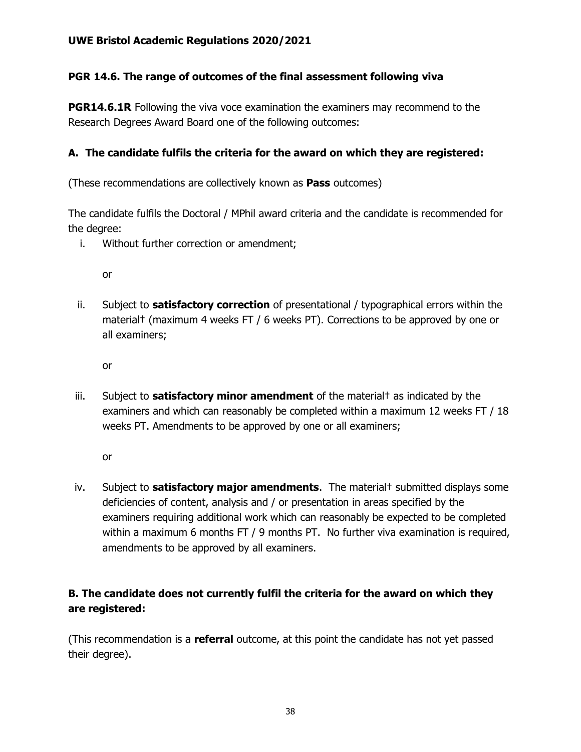## PGR 14.6. The range of outcomes of the final assessment following viva

**PGR14.6.1R** Following the viva voce examination the examiners may recommend to the Research Degrees Award Board one of the following outcomes:

### A. The candidate fulfils the criteria for the award on which they are registered:

(These recommendations are collectively known as **Pass** outcomes)

The candidate fulfils the Doctoral / MPhil award criteria and the candidate is recommended for the degree:

i. Without further correction or amendment;

   or

ii. Subject to **satisfactory correction** of presentational / typographical errors within the material† (maximum 4 weeks FT / 6 weeks PT). Corrections to be approved by one or all examiners;

   or

iii. Subject to **satisfactory minor amendment** of the material† as indicated by the examiners and which can reasonably be completed within a maximum 12 weeks FT / 18 weeks PT. Amendments to be approved by one or all examiners;

   or

iv. Subject to **satisfactory major amendments**. The material† submitted displays some deficiencies of content, analysis and / or presentation in areas specified by the examiners requiring additional work which can reasonably be expected to be completed within a maximum 6 months FT / 9 months PT. No further viva examination is required, amendments to be approved by all examiners.

### B. The candidate does not currently fulfil the criteria for the award on which they are registered:

(This recommendation is a **referral** outcome, at this point the candidate has not yet passed their degree).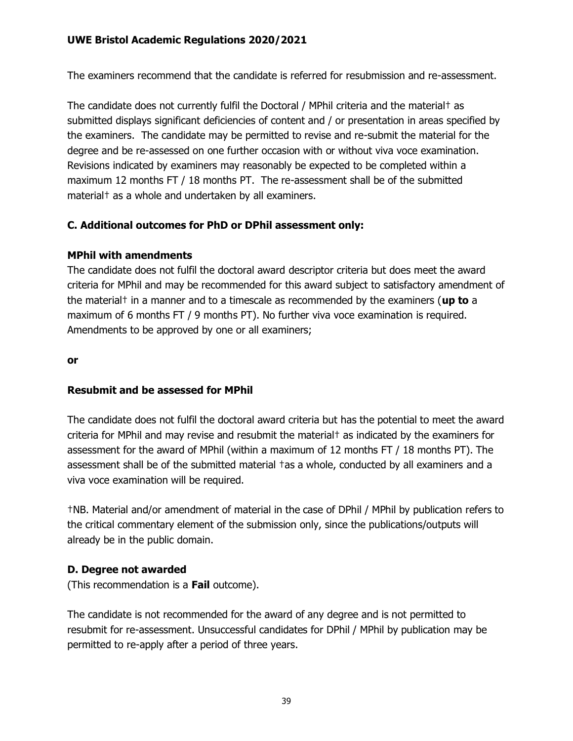The examiners recommend that the candidate is referred for resubmission and re-assessment.

The candidate does not currently fulfil the Doctoral / MPhil criteria and the material† as submitted displays significant deficiencies of content and / or presentation in areas specified by the examiners. The candidate may be permitted to revise and re-submit the material for the degree and be re-assessed on one further occasion with or without viva voce examination. Revisions indicated by examiners may reasonably be expected to be completed within a maximum 12 months FT / 18 months PT. The re-assessment shall be of the submitted material† as a whole and undertaken by all examiners.

### C. Additional outcomes for PhD or DPhil assessment only:

**MPhil with amendments**

The candidate does not fulfil the doctoral award descriptor criteria but does meet the award criteria for MPhil and may be recommended for this award subject to satisfactory amendment of the material† in a manner and to a timescale as recommended by the examiners (**up to** a maximum of 6 months FT / 9 months PT). No further viva voce examination is required. Amendments to be approved by one or all examiners;

**or**

**Resubmit and be assessed for MPhil**

The candidate does not fulfil the doctoral award criteria but has the potential to meet the award criteria for MPhil and may revise and resubmit the material† as indicated by the examiners for assessment for the award of MPhil (within a maximum of 12 months FT / 18 months PT). The assessment shall be of the submitted material †as a whole, conducted by all examiners and a viva voce examination will be required.

†NB. Material and/or amendment of material in the case of DPhil / MPhil by publication refers to the critical commentary element of the submission only, since the publications/outputs will already be in the public domain.

### D. Degree not awarded

(This recommendation is a **Fail** outcome).

The candidate is not recommended for the award of any degree and is not permitted to resubmit for re-assessment. Unsuccessful candidates for DPhil / MPhil by publication may be permitted to re-apply after a period of three years.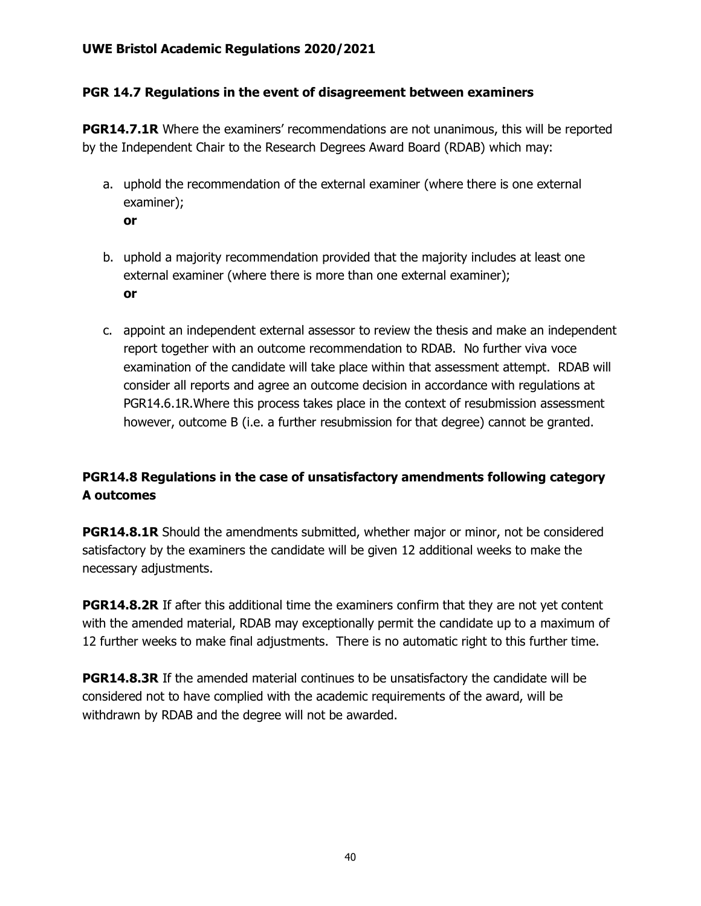### PGR 14.7 Regulations in the event of disagreement between examiners

**PGR14.7.1R** Where the examiners' recommendations are not unanimous, this will be reported by the Independent Chair to the Research Degrees Award Board (RDAB) which may:

a. uphold the recommendation of the external examiner (where there is one external examiner);
   **or**

b. uphold a majority recommendation provided that the majority includes at least one external examiner (where there is more than one external examiner);
   **or**

c. appoint an independent external assessor to review the thesis and make an independent report together with an outcome recommendation to RDAB. No further viva voce examination of the candidate will take place within that assessment attempt. RDAB will consider all reports and agree an outcome decision in accordance with regulations at PGR14.6.1R.Where this process takes place in the context of resubmission assessment however, outcome B (i.e. a further resubmission for that degree) cannot be granted.

### PGR14.8 Regulations in the case of unsatisfactory amendments following category A outcomes

**PGR14.8.1R** Should the amendments submitted, whether major or minor, not be considered satisfactory by the examiners the candidate will be given 12 additional weeks to make the necessary adjustments.

**PGR14.8.2R** If after this additional time the examiners confirm that they are not yet content with the amended material, RDAB may exceptionally permit the candidate up to a maximum of 12 further weeks to make final adjustments. There is no automatic right to this further time.

**PGR14.8.3R** If the amended material continues to be unsatisfactory the candidate will be considered not to have complied with the academic requirements of the award, will be withdrawn by RDAB and the degree will not be awarded.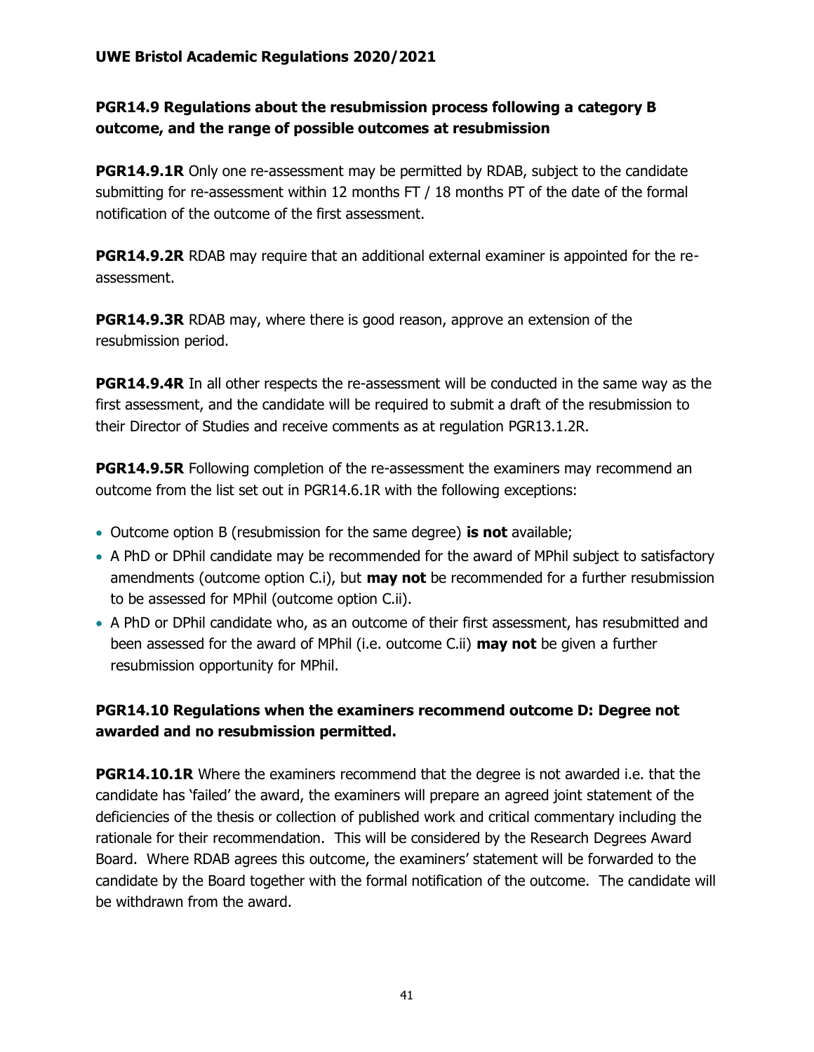### PGR14.9 Regulations about the resubmission process following a category B outcome, and the range of possible outcomes at resubmission

**PGR14.9.1R** Only one re-assessment may be permitted by RDAB, subject to the candidate submitting for re-assessment within 12 months FT / 18 months PT of the date of the formal notification of the outcome of the first assessment.

**PGR14.9.2R** RDAB may require that an additional external examiner is appointed for the re-assessment.

**PGR14.9.3R** RDAB may, where there is good reason, approve an extension of the resubmission period.

**PGR14.9.4R** In all other respects the re-assessment will be conducted in the same way as the first assessment, and the candidate will be required to submit a draft of the resubmission to their Director of Studies and receive comments as at regulation PGR13.1.2R.

**PGR14.9.5R** Following completion of the re-assessment the examiners may recommend an outcome from the list set out in PGR14.6.1R with the following exceptions:

- Outcome option B (resubmission for the same degree) **is not** available;
- A PhD or DPhil candidate may be recommended for the award of MPhil subject to satisfactory amendments (outcome option C.i), but **may not** be recommended for a further resubmission to be assessed for MPhil (outcome option C.ii).
- A PhD or DPhil candidate who, as an outcome of their first assessment, has resubmitted and been assessed for the award of MPhil (i.e. outcome C.ii) **may not** be given a further resubmission opportunity for MPhil.

### PGR14.10 Regulations when the examiners recommend outcome D: Degree not awarded and no resubmission permitted.

**PGR14.10.1R** Where the examiners recommend that the degree is not awarded i.e. that the candidate has 'failed' the award, the examiners will prepare an agreed joint statement of the deficiencies of the thesis or collection of published work and critical commentary including the rationale for their recommendation. This will be considered by the Research Degrees Award Board. Where RDAB agrees this outcome, the examiners' statement will be forwarded to the candidate by the Board together with the formal notification of the outcome. The candidate will be withdrawn from the award.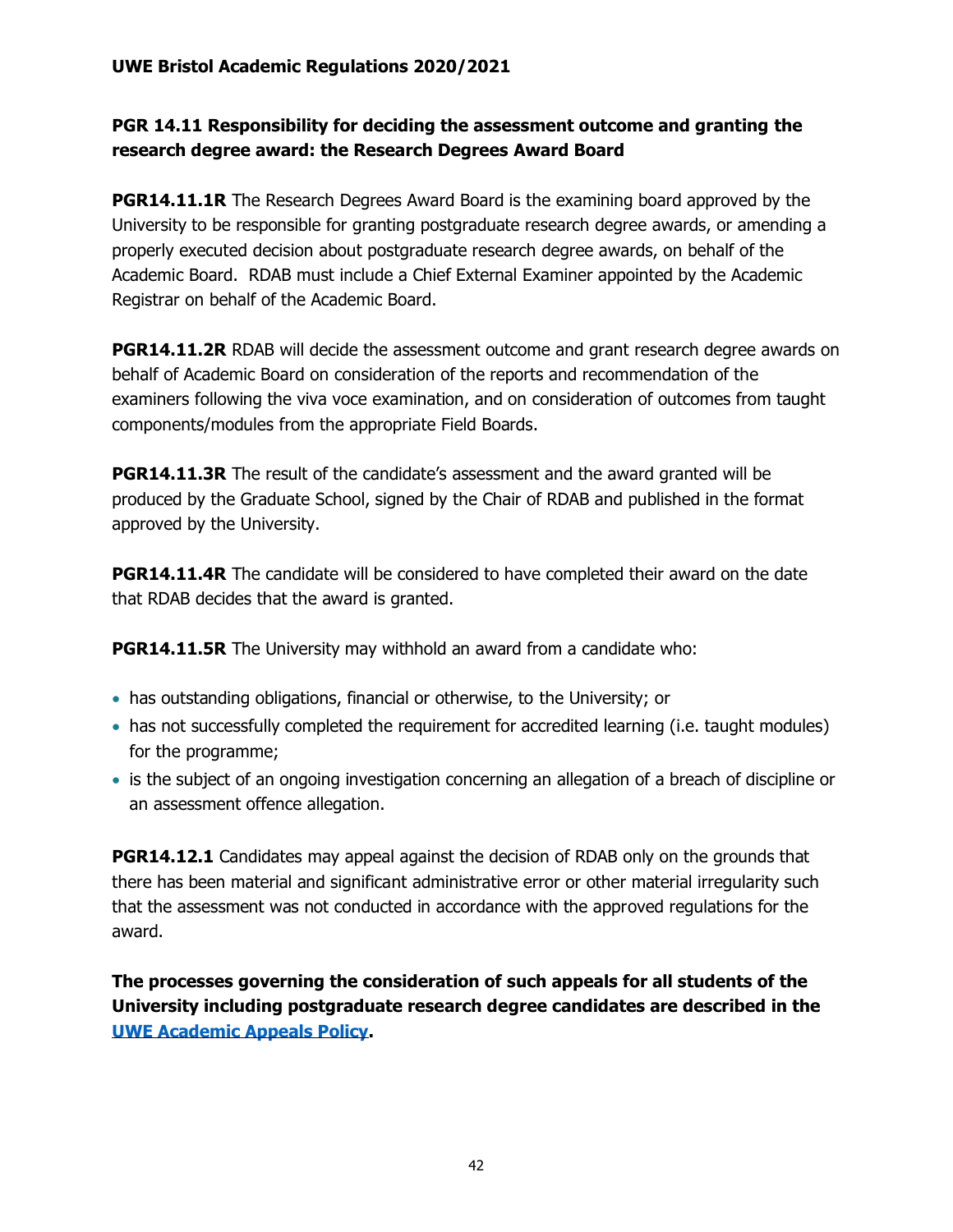### PGR 14.11 Responsibility for deciding the assessment outcome and granting the research degree award: the Research Degrees Award Board

**PGR14.11.1R** The Research Degrees Award Board is the examining board approved by the University to be responsible for granting postgraduate research degree awards, or amending a properly executed decision about postgraduate research degree awards, on behalf of the Academic Board. RDAB must include a Chief External Examiner appointed by the Academic Registrar on behalf of the Academic Board.

**PGR14.11.2R** RDAB will decide the assessment outcome and grant research degree awards on behalf of Academic Board on consideration of the reports and recommendation of the examiners following the viva voce examination, and on consideration of outcomes from taught components/modules from the appropriate Field Boards.

**PGR14.11.3R** The result of the candidate's assessment and the award granted will be produced by the Graduate School, signed by the Chair of RDAB and published in the format approved by the University.

**PGR14.11.4R** The candidate will be considered to have completed their award on the date that RDAB decides that the award is granted.

**PGR14.11.5R** The University may withhold an award from a candidate who:

- has outstanding obligations, financial or otherwise, to the University; or
- has not successfully completed the requirement for accredited learning (i.e. taught modules) for the programme;
- is the subject of an ongoing investigation concerning an allegation of a breach of discipline or an assessment offence allegation.

**PGR14.12.1** Candidates may appeal against the decision of RDAB only on the grounds that there has been material and significant administrative error or other material irregularity such that the assessment was not conducted in accordance with the approved regulations for the award.

**The processes governing the consideration of such appeals for all students of the University including postgraduate research degree candidates are described in the UWE Academic Appeals Policy.**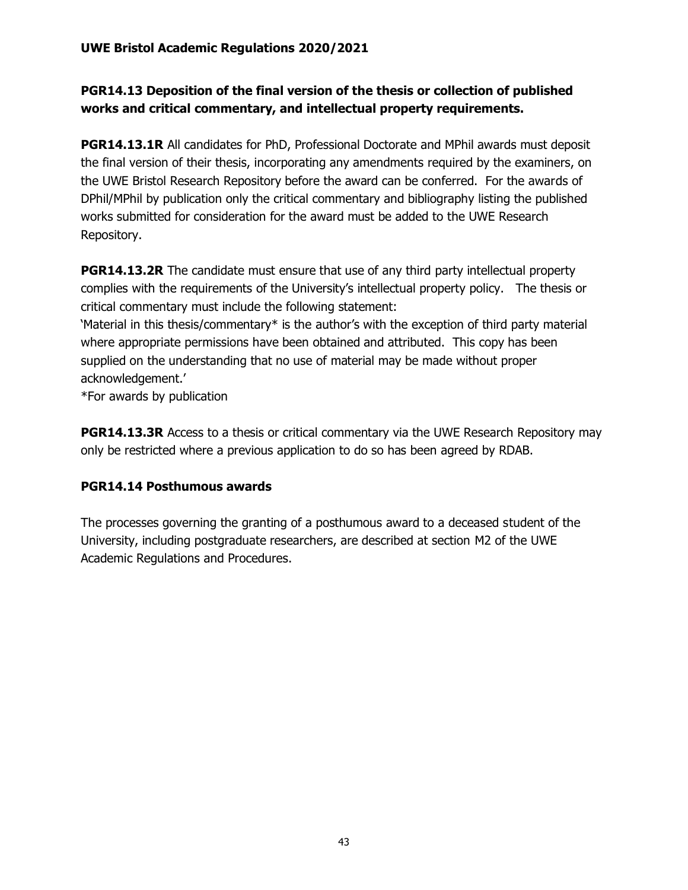### PGR14.13 Deposition of the final version of the thesis or collection of published works and critical commentary, and intellectual property requirements.

**PGR14.13.1R** All candidates for PhD, Professional Doctorate and MPhil awards must deposit the final version of their thesis, incorporating any amendments required by the examiners, on the UWE Bristol Research Repository before the award can be conferred. For the awards of DPhil/MPhil by publication only the critical commentary and bibliography listing the published works submitted for consideration for the award must be added to the UWE Research Repository.

**PGR14.13.2R** The candidate must ensure that use of any third party intellectual property complies with the requirements of the University's intellectual property policy. The thesis or critical commentary must include the following statement:

'Material in this thesis/commentary* is the author's with the exception of third party material where appropriate permissions have been obtained and attributed. This copy has been supplied on the understanding that no use of material may be made without proper acknowledgement.'

*For awards by publication

**PGR14.13.3R** Access to a thesis or critical commentary via the UWE Research Repository may only be restricted where a previous application to do so has been agreed by RDAB.

### PGR14.14 Posthumous awards

The processes governing the granting of a posthumous award to a deceased student of the University, including postgraduate researchers, are described at section M2 of the UWE Academic Regulations and Procedures.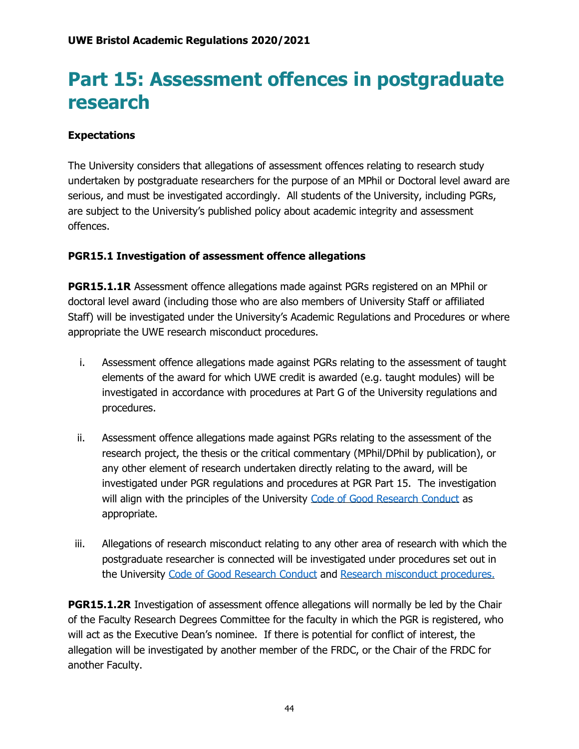# Part 15: Assessment offences in postgraduate research

**Expectations**

The University considers that allegations of assessment offences relating to research study undertaken by postgraduate researchers for the purpose of an MPhil or Doctoral level award are serious, and must be investigated accordingly. All students of the University, including PGRs, are subject to the University's published policy about academic integrity and assessment offences.

**PGR15.1 Investigation of assessment offence allegations**

**PGR15.1.1R** Assessment offence allegations made against PGRs registered on an MPhil or doctoral level award (including those who are also members of University Staff or affiliated Staff) will be investigated under the University's Academic Regulations and Procedures or where appropriate the UWE research misconduct procedures.

i. Assessment offence allegations made against PGRs relating to the assessment of taught elements of the award for which UWE credit is awarded (e.g. taught modules) will be investigated in accordance with procedures at Part G of the University regulations and procedures.

ii. Assessment offence allegations made against PGRs relating to the assessment of the research project, the thesis or the critical commentary (MPhil/DPhil by publication), or any other element of research undertaken directly relating to the award, will be investigated under PGR regulations and procedures at PGR Part 15. The investigation will align with the principles of the University [Code of Good Research Conduct]() as appropriate.

iii. Allegations of research misconduct relating to any other area of research with which the postgraduate researcher is connected will be investigated under procedures set out in the University [Code of Good Research Conduct]() and [Research misconduct procedures.]()

**PGR15.1.2R** Investigation of assessment offence allegations will normally be led by the Chair of the Faculty Research Degrees Committee for the faculty in which the PGR is registered, who will act as the Executive Dean's nominee. If there is potential for conflict of interest, the allegation will be investigated by another member of the FRDC, or the Chair of the FRDC for another Faculty.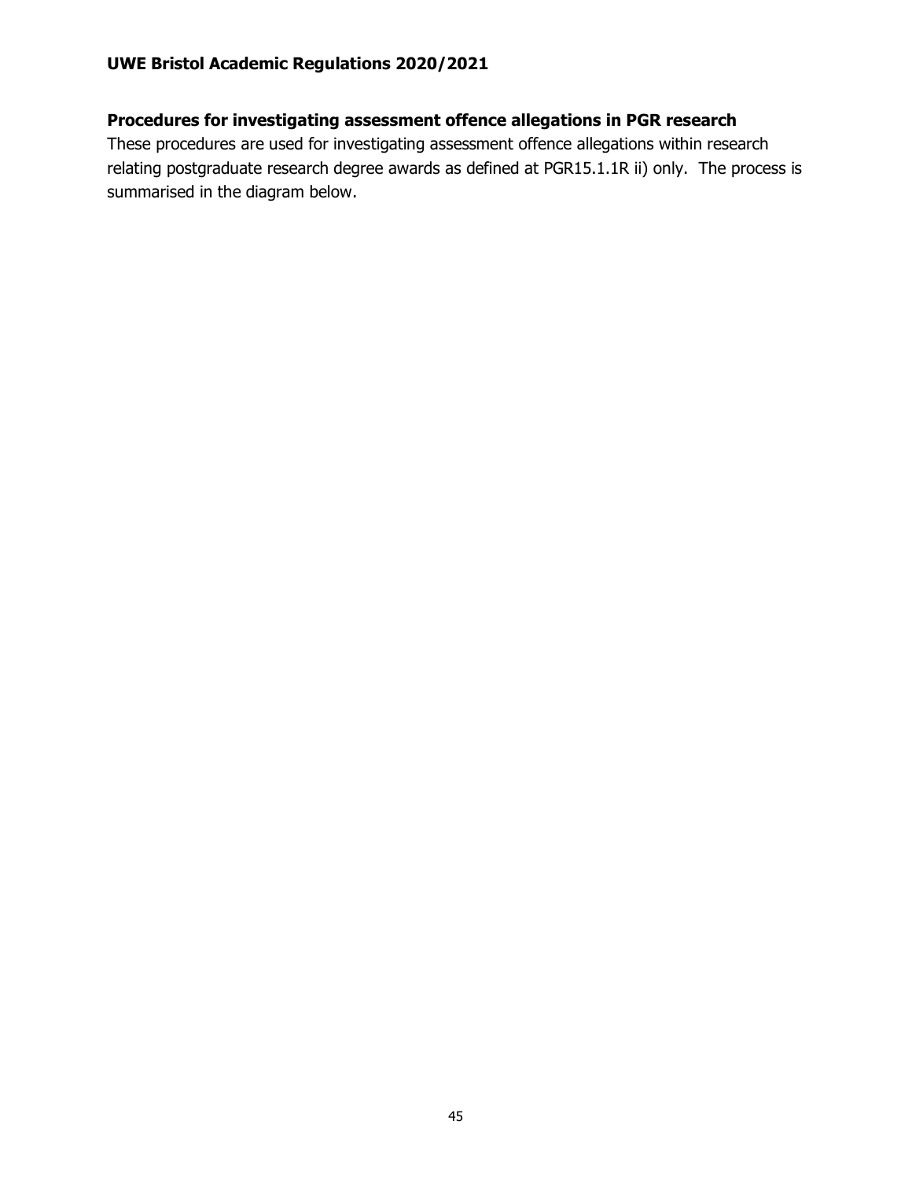**Procedures for investigating assessment offence allegations in PGR research**

These procedures are used for investigating assessment offence allegations within research relating postgraduate research degree awards as defined at PGR15.1.1R ii) only. The process is summarised in the diagram below.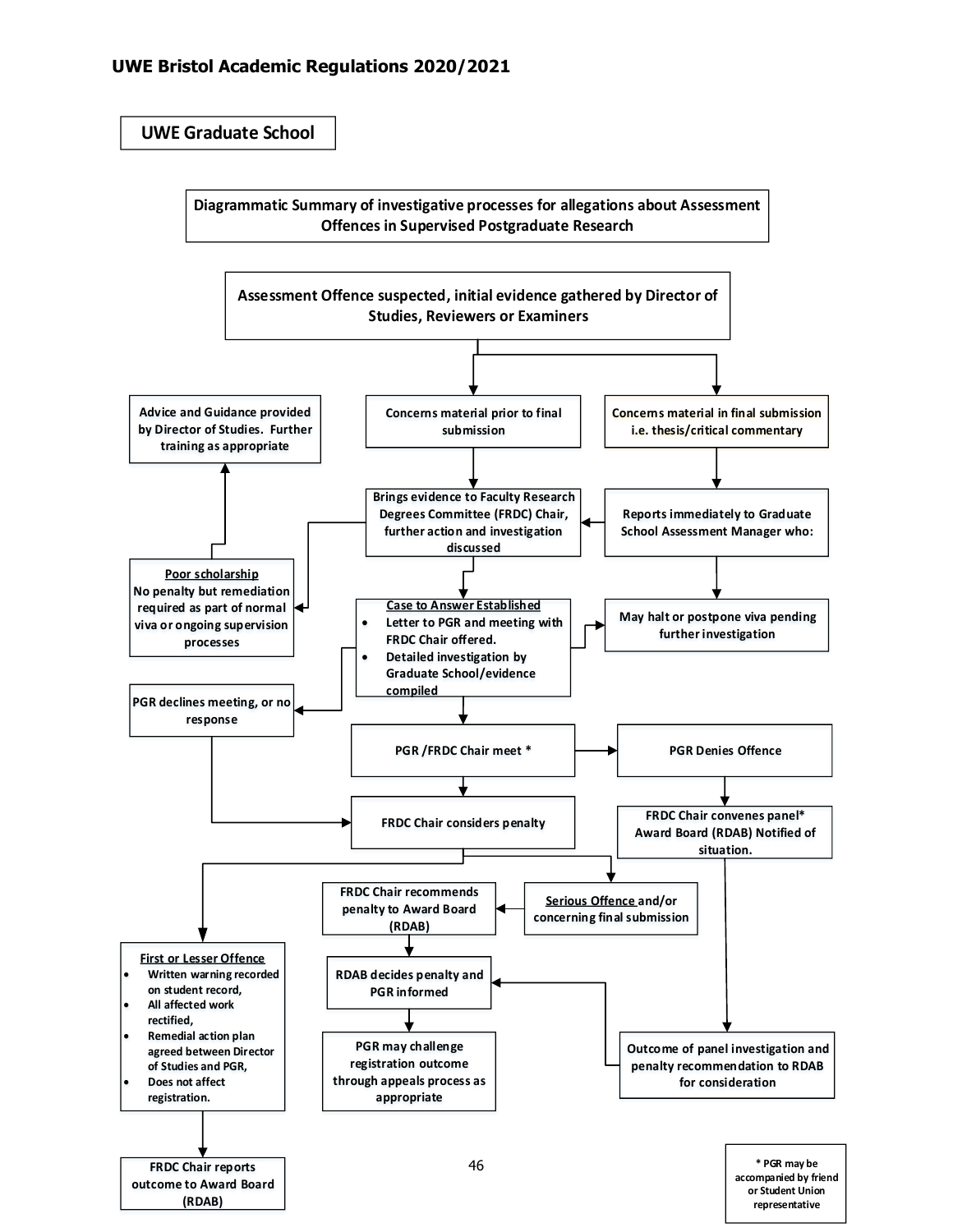UWE Graduate School

**Diagrammatic Summary of investigative processes for allegations about Assessment Offences in Supervised Postgraduate Research**

Assessment Offence suspected, initial evidence gathered by Director of Studies, Reviewers or Examiners

Concerns material prior to final submission

Concerns material in final submission i.e. thesis/critical commentary

Brings evidence to Faculty Research Degrees Committee (FRDC) Chair, further action and investigation discussed

Reports immediately to Graduate School Assessment Manager who:

Advice and Guidance provided by Director of Studies. Further training as appropriate

Poor scholarship
No penalty but remediation required as part of normal viva or ongoing supervision processes

Case to Answer Established

- Letter to PGR and meeting with FRDC Chair offered.
- Detailed investigation by Graduate School/evidence compiled

May halt or postpone viva pending further investigation

PGR declines meeting, or no response

PGR /FRDC Chair meet *

PGR Denies Offence

FRDC Chair considers penalty

FRDC Chair convenes panel* Award Board (RDAB) Notified of situation.

FRDC Chair recommends penalty to Award Board (RDAB)

Serious Offence and/or concerning final submission

First or Lesser Offence

- Written warning recorded on student record,
- All affected work rectified,
- Remedial action plan agreed between Director of Studies and PGR,
- Does not affect registration.

RDAB decides penalty and PGR informed

PGR may challenge registration outcome through appeals process as appropriate

Outcome of panel investigation and penalty recommendation to RDAB for consideration

FRDC Chair reports outcome to Award Board (RDAB)

\* PGR may be accompanied by friend or Student Union representative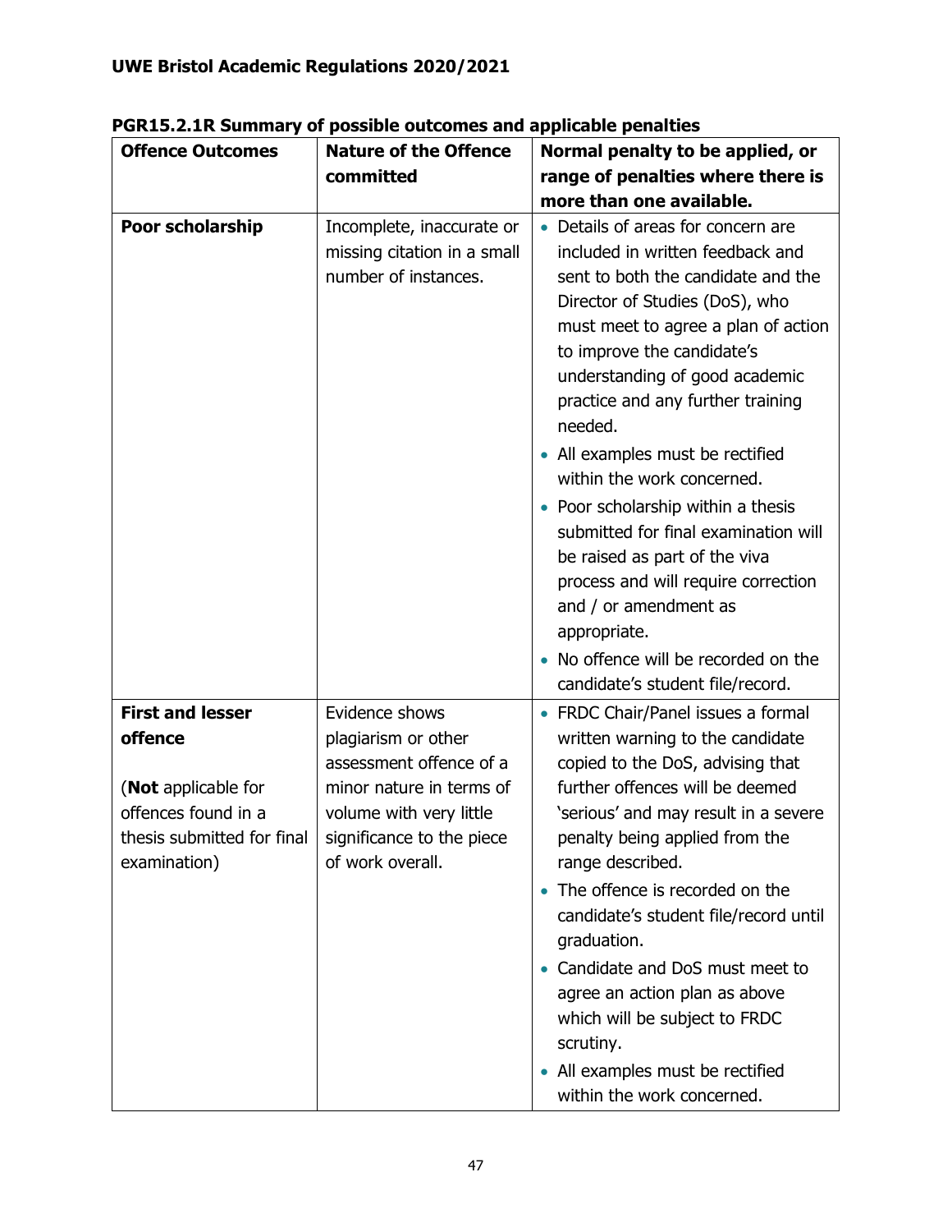**PGR15.2.1R Summary of possible outcomes and applicable penalties**

| Offence Outcomes | Nature of the Offence committed | Normal penalty to be applied, or range of penalties where there is more than one available. |
|---|---|---|
| **Poor scholarship** | Incomplete, inaccurate or missing citation in a small number of instances. | • Details of areas for concern are included in written feedback and sent to both the candidate and the Director of Studies (DoS), who must meet to agree a plan of action to improve the candidate's understanding of good academic practice and any further training needed.<br>• All examples must be rectified within the work concerned.<br>• Poor scholarship within a thesis submitted for final examination will be raised as part of the viva process and will require correction and / or amendment as appropriate.<br>• No offence will be recorded on the candidate's student file/record. |
| **First and lesser offence**<br><br>(**Not** applicable for offences found in a thesis submitted for final examination) | Evidence shows plagiarism or other assessment offence of a minor nature in terms of volume with very little significance to the piece of work overall. | • FRDC Chair/Panel issues a formal written warning to the candidate copied to the DoS, advising that further offences will be deemed 'serious' and may result in a severe penalty being applied from the range described.<br>• The offence is recorded on the candidate's student file/record until graduation.<br>• Candidate and DoS must meet to agree an action plan as above which will be subject to FRDC scrutiny.<br>• All examples must be rectified within the work concerned. |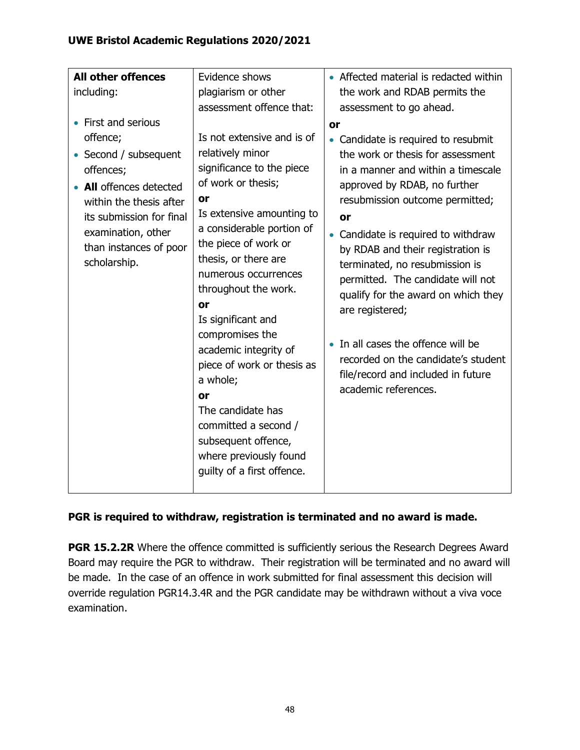| **All other offences** including:<br><br>• First and serious offence;<br>• Second / subsequent offences;<br>• **All** offences detected within the thesis after its submission for final examination, other than instances of poor scholarship. | Evidence shows plagiarism or other assessment offence that:<br><br>Is not extensive and is of relatively minor significance to the piece of work or thesis;<br>**or**<br>Is extensive amounting to a considerable portion of the piece of work or thesis, or there are numerous occurrences throughout the work.<br>**or**<br>Is significant and compromises the academic integrity of piece of work or thesis as a whole;<br>**or**<br>The candidate has committed a second / subsequent offence, where previously found guilty of a first offence. | • Affected material is redacted within the work and RDAB permits the assessment to go ahead.<br>**or**<br>• Candidate is required to resubmit the work or thesis for assessment in a manner and within a timescale approved by RDAB, no further resubmission outcome permitted;<br>**or**<br>• Candidate is required to withdraw by RDAB and their registration is terminated, no resubmission is permitted. The candidate will not qualify for the award on which they are registered;<br><br>• In all cases the offence will be recorded on the candidate's student file/record and included in future academic references. |
|---|---|---|

**PGR is required to withdraw, registration is terminated and no award is made.**

**PGR 15.2.2R** Where the offence committed is sufficiently serious the Research Degrees Award Board may require the PGR to withdraw. Their registration will be terminated and no award will be made. In the case of an offence in work submitted for final assessment this decision will override regulation PGR14.3.4R and the PGR candidate may be withdrawn without a viva voce examination.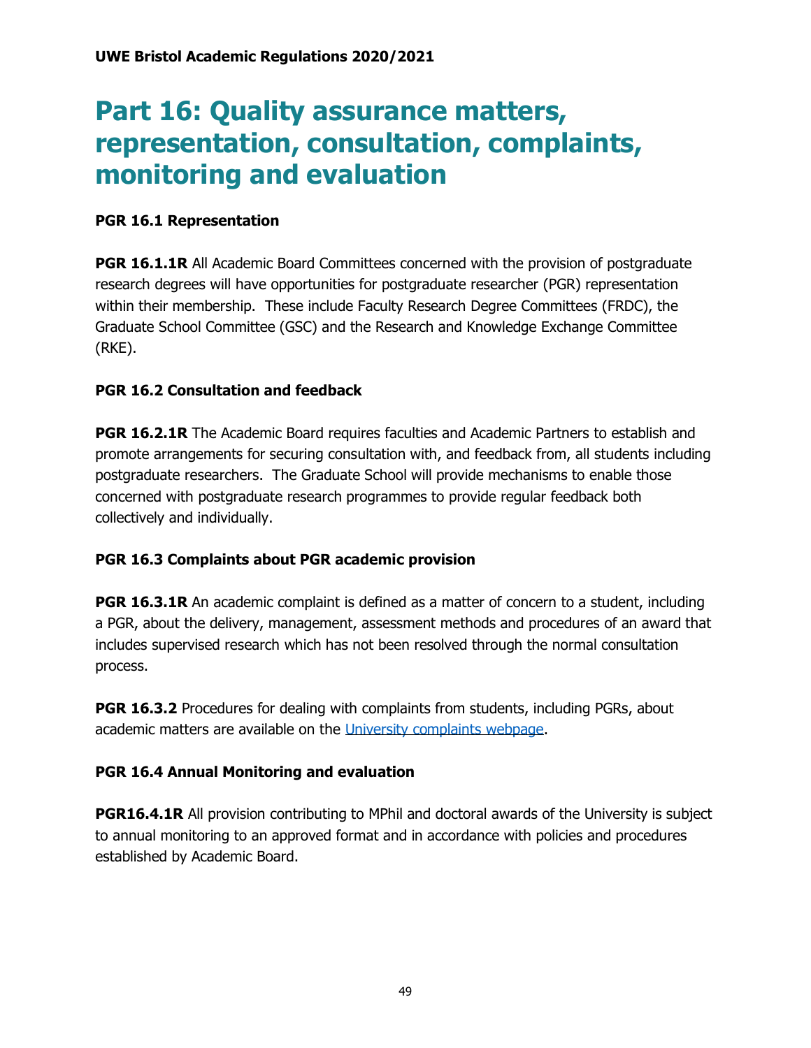# Part 16: Quality assurance matters, representation, consultation, complaints, monitoring and evaluation

### PGR 16.1 Representation

**PGR 16.1.1R** All Academic Board Committees concerned with the provision of postgraduate research degrees will have opportunities for postgraduate researcher (PGR) representation within their membership. These include Faculty Research Degree Committees (FRDC), the Graduate School Committee (GSC) and the Research and Knowledge Exchange Committee (RKE).

### PGR 16.2 Consultation and feedback

**PGR 16.2.1R** The Academic Board requires faculties and Academic Partners to establish and promote arrangements for securing consultation with, and feedback from, all students including postgraduate researchers. The Graduate School will provide mechanisms to enable those concerned with postgraduate research programmes to provide regular feedback both collectively and individually.

### PGR 16.3 Complaints about PGR academic provision

**PGR 16.3.1R** An academic complaint is defined as a matter of concern to a student, including a PGR, about the delivery, management, assessment methods and procedures of an award that includes supervised research which has not been resolved through the normal consultation process.

**PGR 16.3.2** Procedures for dealing with complaints from students, including PGRs, about academic matters are available on the University complaints webpage.

### PGR 16.4 Annual Monitoring and evaluation

**PGR16.4.1R** All provision contributing to MPhil and doctoral awards of the University is subject to annual monitoring to an approved format and in accordance with policies and procedures established by Academic Board.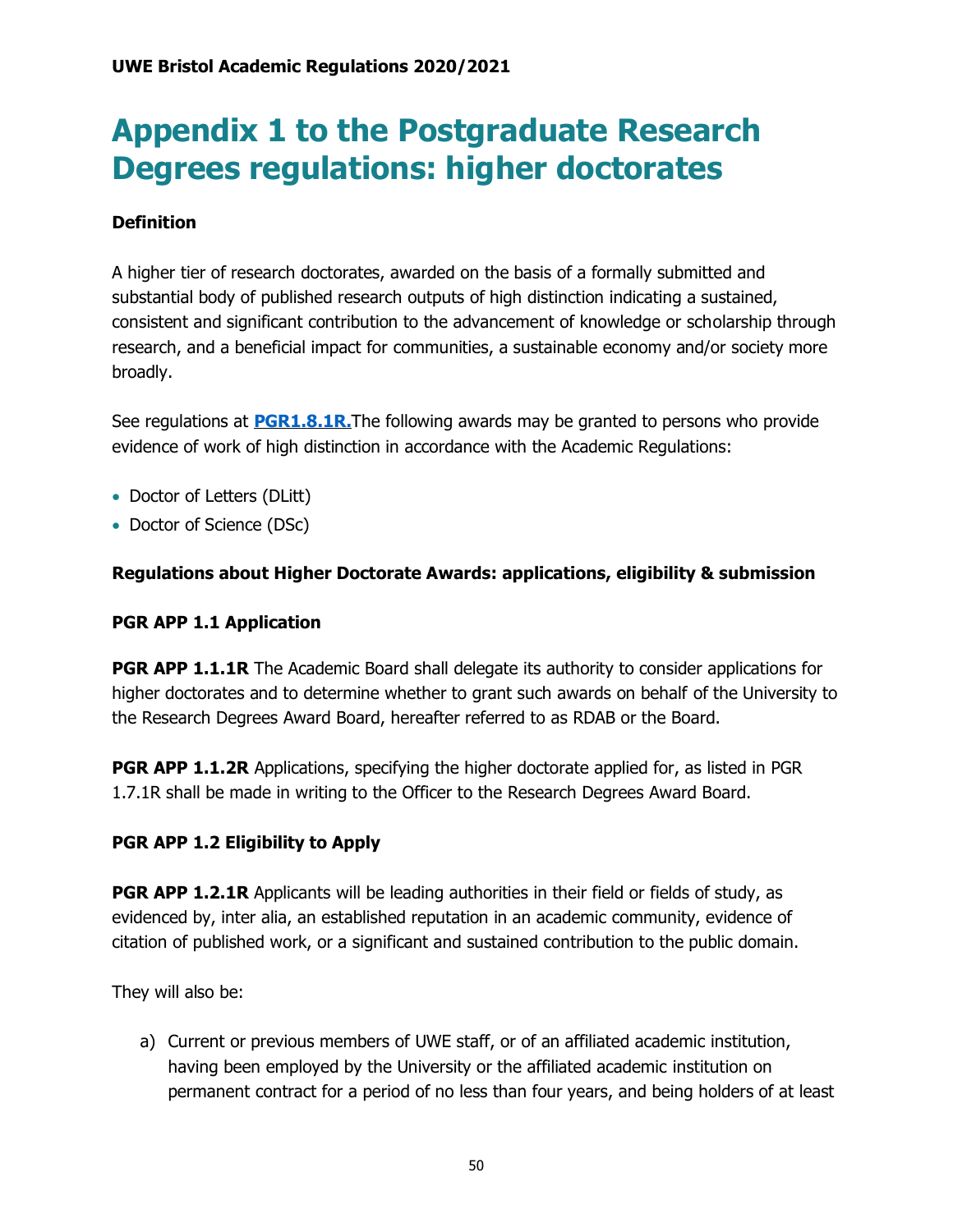# Appendix 1 to the Postgraduate Research Degrees regulations: higher doctorates

**Definition**

A higher tier of research doctorates, awarded on the basis of a formally submitted and substantial body of published research outputs of high distinction indicating a sustained, consistent and significant contribution to the advancement of knowledge or scholarship through research, and a beneficial impact for communities, a sustainable economy and/or society more broadly.

See regulations at **[PGR1.8.1R.](#)**The following awards may be granted to persons who provide evidence of work of high distinction in accordance with the Academic Regulations:

- Doctor of Letters (DLitt)
- Doctor of Science (DSc)

**Regulations about Higher Doctorate Awards: applications, eligibility & submission**

**PGR APP 1.1 Application**

**PGR APP 1.1.1R** The Academic Board shall delegate its authority to consider applications for higher doctorates and to determine whether to grant such awards on behalf of the University to the Research Degrees Award Board, hereafter referred to as RDAB or the Board.

**PGR APP 1.1.2R** Applications, specifying the higher doctorate applied for, as listed in PGR 1.7.1R shall be made in writing to the Officer to the Research Degrees Award Board.

**PGR APP 1.2 Eligibility to Apply**

**PGR APP 1.2.1R** Applicants will be leading authorities in their field or fields of study, as evidenced by, inter alia, an established reputation in an academic community, evidence of citation of published work, or a significant and sustained contribution to the public domain.

They will also be:

a) Current or previous members of UWE staff, or of an affiliated academic institution, having been employed by the University or the affiliated academic institution on permanent contract for a period of no less than four years, and being holders of at least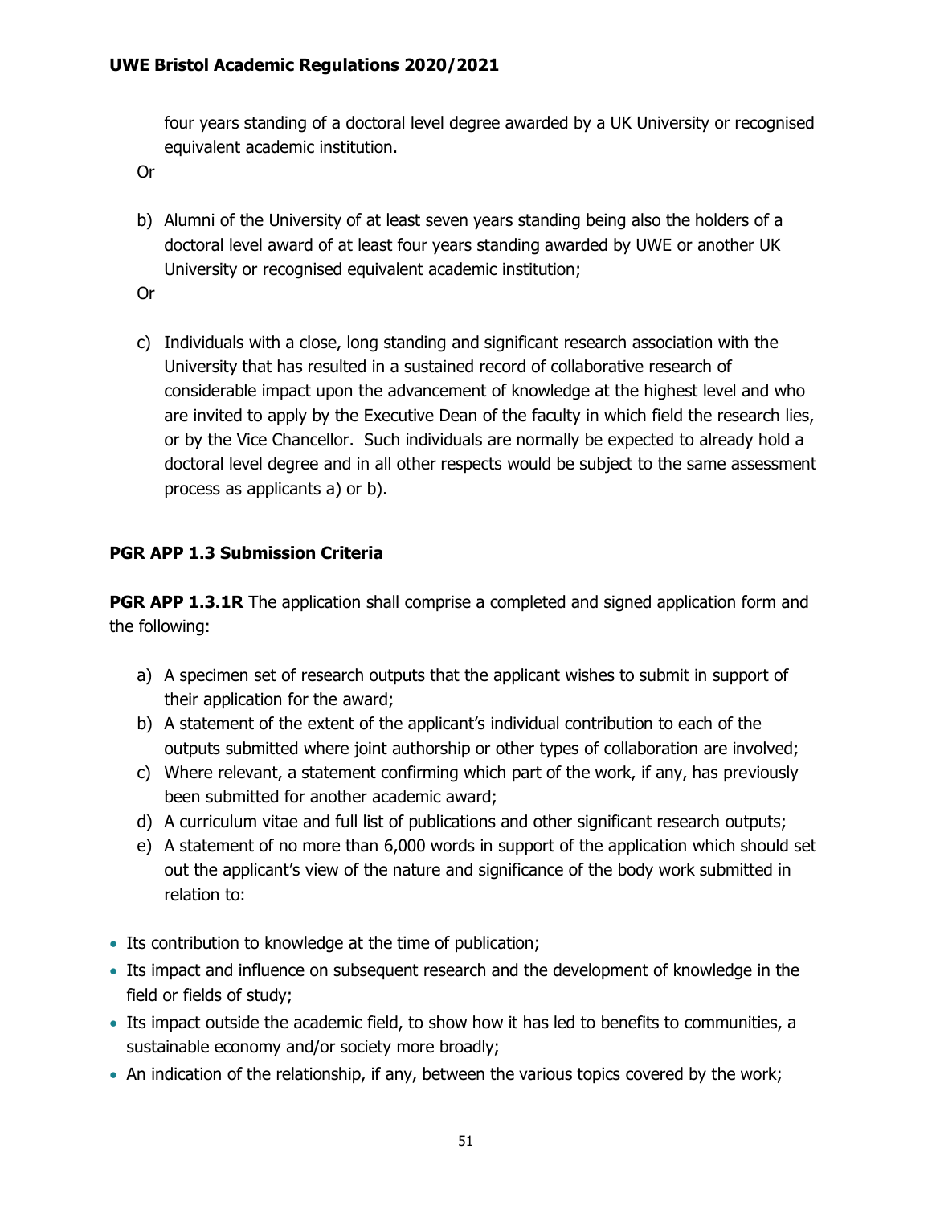four years standing of a doctoral level degree awarded by a UK University or recognised equivalent academic institution.

Or

b) Alumni of the University of at least seven years standing being also the holders of a doctoral level award of at least four years standing awarded by UWE or another UK University or recognised equivalent academic institution;

Or

c) Individuals with a close, long standing and significant research association with the University that has resulted in a sustained record of collaborative research of considerable impact upon the advancement of knowledge at the highest level and who are invited to apply by the Executive Dean of the faculty in which field the research lies, or by the Vice Chancellor. Such individuals are normally be expected to already hold a doctoral level degree and in all other respects would be subject to the same assessment process as applicants a) or b).

### PGR APP 1.3 Submission Criteria

**PGR APP 1.3.1R** The application shall comprise a completed and signed application form and the following:

a) A specimen set of research outputs that the applicant wishes to submit in support of their application for the award;
b) A statement of the extent of the applicant's individual contribution to each of the outputs submitted where joint authorship or other types of collaboration are involved;
c) Where relevant, a statement confirming which part of the work, if any, has previously been submitted for another academic award;
d) A curriculum vitae and full list of publications and other significant research outputs;
e) A statement of no more than 6,000 words in support of the application which should set out the applicant's view of the nature and significance of the body work submitted in relation to:

- Its contribution to knowledge at the time of publication;
- Its impact and influence on subsequent research and the development of knowledge in the field or fields of study;
- Its impact outside the academic field, to show how it has led to benefits to communities, a sustainable economy and/or society more broadly;
- An indication of the relationship, if any, between the various topics covered by the work;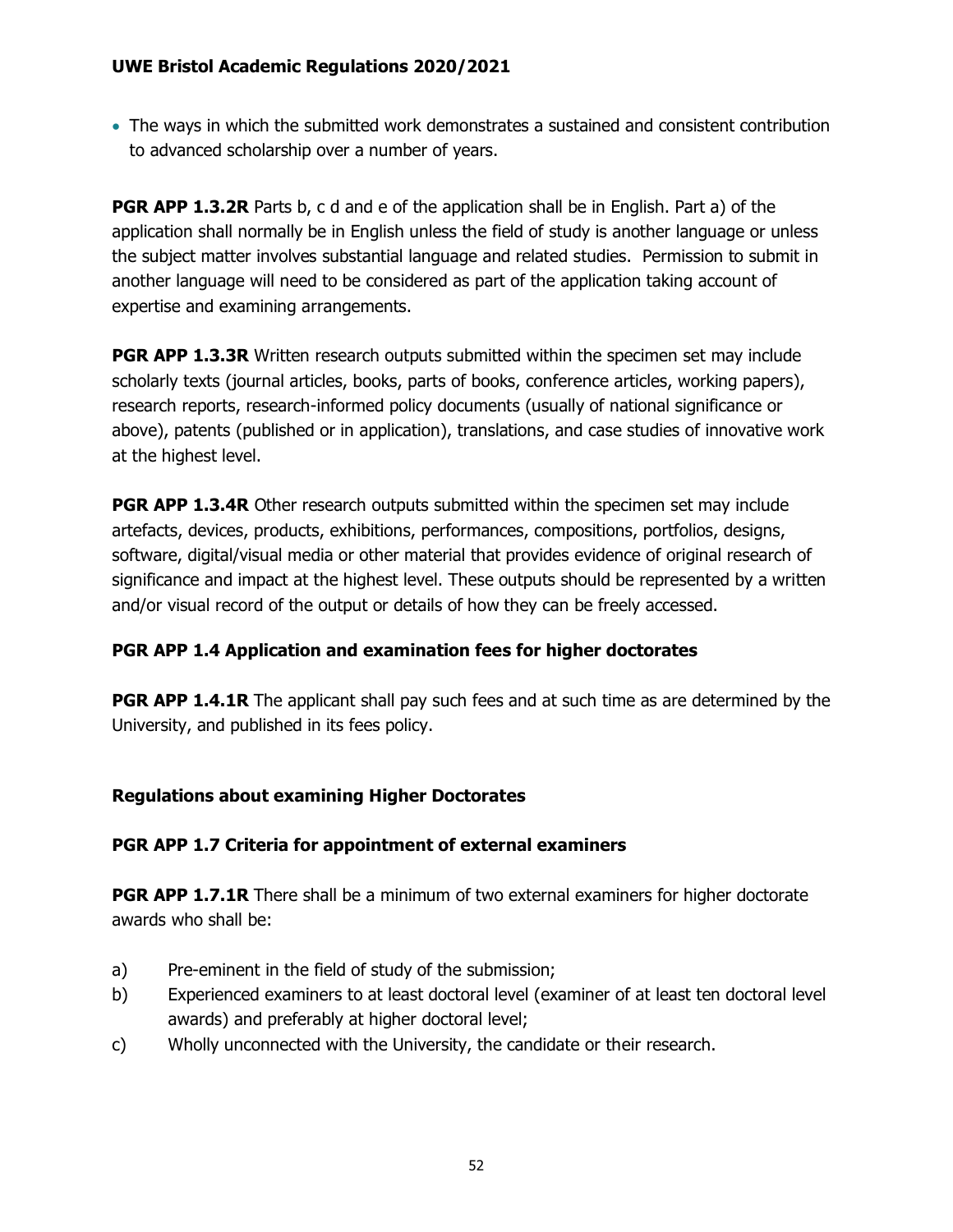- The ways in which the submitted work demonstrates a sustained and consistent contribution to advanced scholarship over a number of years.

**PGR APP 1.3.2R** Parts b, c d and e of the application shall be in English. Part a) of the application shall normally be in English unless the field of study is another language or unless the subject matter involves substantial language and related studies. Permission to submit in another language will need to be considered as part of the application taking account of expertise and examining arrangements.

**PGR APP 1.3.3R** Written research outputs submitted within the specimen set may include scholarly texts (journal articles, books, parts of books, conference articles, working papers), research reports, research-informed policy documents (usually of national significance or above), patents (published or in application), translations, and case studies of innovative work at the highest level.

**PGR APP 1.3.4R** Other research outputs submitted within the specimen set may include artefacts, devices, products, exhibitions, performances, compositions, portfolios, designs, software, digital/visual media or other material that provides evidence of original research of significance and impact at the highest level. These outputs should be represented by a written and/or visual record of the output or details of how they can be freely accessed.

### PGR APP 1.4 Application and examination fees for higher doctorates

**PGR APP 1.4.1R** The applicant shall pay such fees and at such time as are determined by the University, and published in its fees policy.

## Regulations about examining Higher Doctorates

### PGR APP 1.7 Criteria for appointment of external examiners

**PGR APP 1.7.1R** There shall be a minimum of two external examiners for higher doctorate awards who shall be:

a) Pre-eminent in the field of study of the submission;

b) Experienced examiners to at least doctoral level (examiner of at least ten doctoral level awards) and preferably at higher doctoral level;

c) Wholly unconnected with the University, the candidate or their research.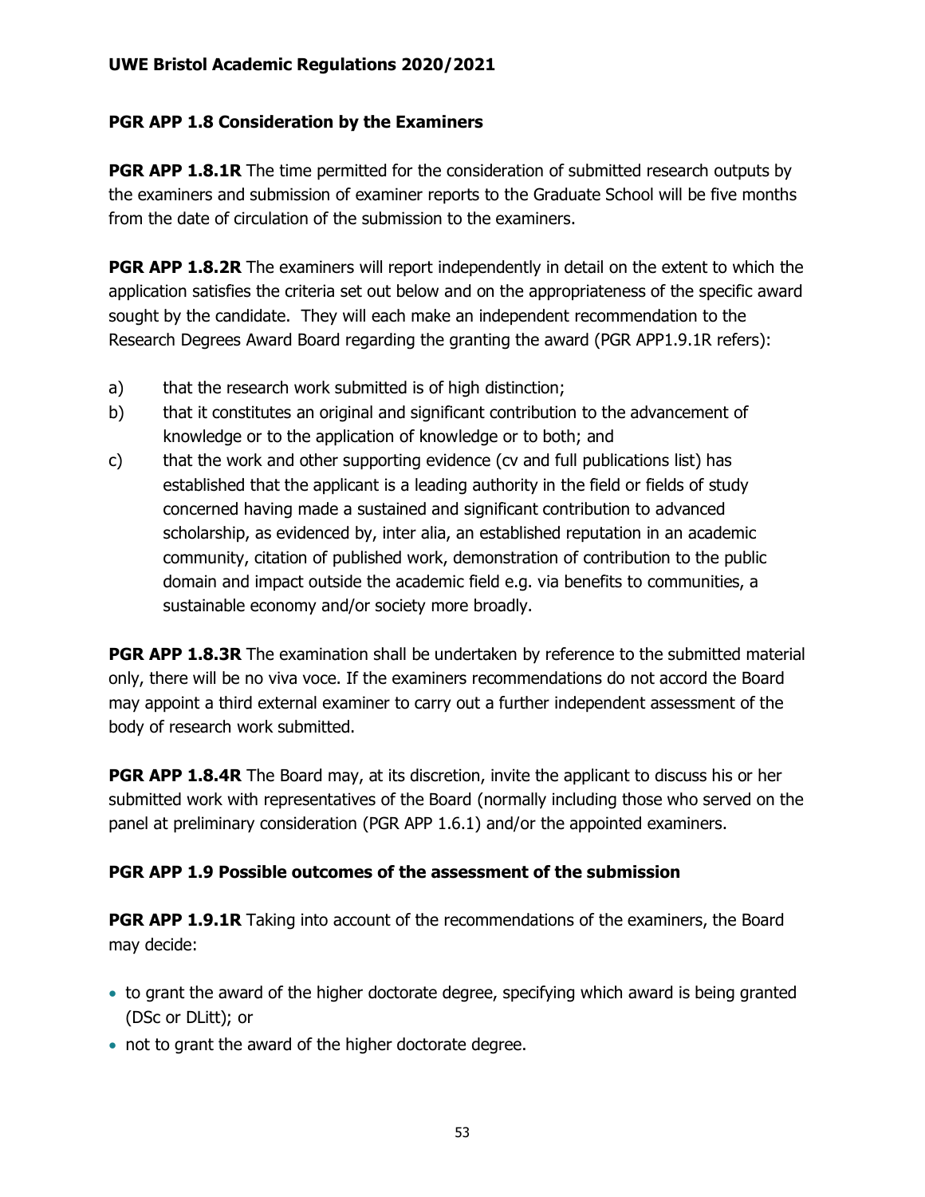### PGR APP 1.8 Consideration by the Examiners

**PGR APP 1.8.1R** The time permitted for the consideration of submitted research outputs by the examiners and submission of examiner reports to the Graduate School will be five months from the date of circulation of the submission to the examiners.

**PGR APP 1.8.2R** The examiners will report independently in detail on the extent to which the application satisfies the criteria set out below and on the appropriateness of the specific award sought by the candidate. They will each make an independent recommendation to the Research Degrees Award Board regarding the granting the award (PGR APP1.9.1R refers):

a) that the research work submitted is of high distinction;

b) that it constitutes an original and significant contribution to the advancement of knowledge or to the application of knowledge or to both; and

c) that the work and other supporting evidence (cv and full publications list) has established that the applicant is a leading authority in the field or fields of study concerned having made a sustained and significant contribution to advanced scholarship, as evidenced by, inter alia, an established reputation in an academic community, citation of published work, demonstration of contribution to the public domain and impact outside the academic field e.g. via benefits to communities, a sustainable economy and/or society more broadly.

**PGR APP 1.8.3R** The examination shall be undertaken by reference to the submitted material only, there will be no viva voce. If the examiners recommendations do not accord the Board may appoint a third external examiner to carry out a further independent assessment of the body of research work submitted.

**PGR APP 1.8.4R** The Board may, at its discretion, invite the applicant to discuss his or her submitted work with representatives of the Board (normally including those who served on the panel at preliminary consideration (PGR APP 1.6.1) and/or the appointed examiners.

### PGR APP 1.9 Possible outcomes of the assessment of the submission

**PGR APP 1.9.1R** Taking into account of the recommendations of the examiners, the Board may decide:

- to grant the award of the higher doctorate degree, specifying which award is being granted (DSc or DLitt); or
- not to grant the award of the higher doctorate degree.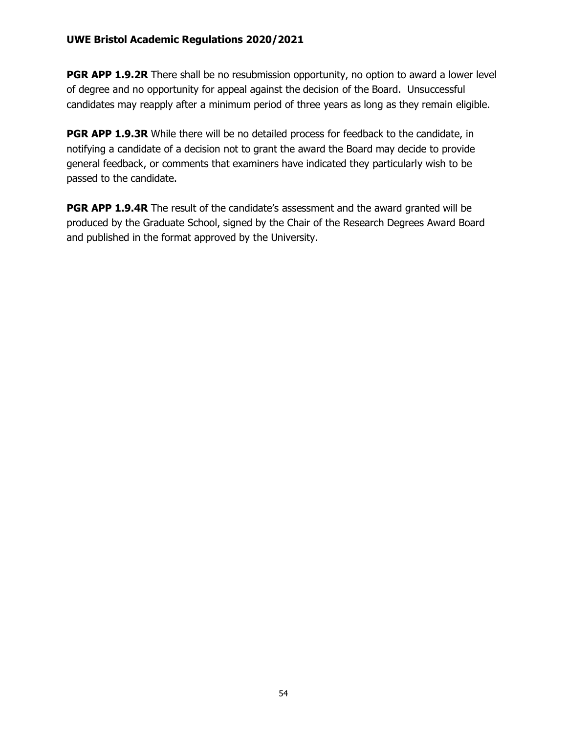**PGR APP 1.9.2R** There shall be no resubmission opportunity, no option to award a lower level of degree and no opportunity for appeal against the decision of the Board. Unsuccessful candidates may reapply after a minimum period of three years as long as they remain eligible.

**PGR APP 1.9.3R** While there will be no detailed process for feedback to the candidate, in notifying a candidate of a decision not to grant the award the Board may decide to provide general feedback, or comments that examiners have indicated they particularly wish to be passed to the candidate.

**PGR APP 1.9.4R** The result of the candidate's assessment and the award granted will be produced by the Graduate School, signed by the Chair of the Research Degrees Award Board and published in the format approved by the University.